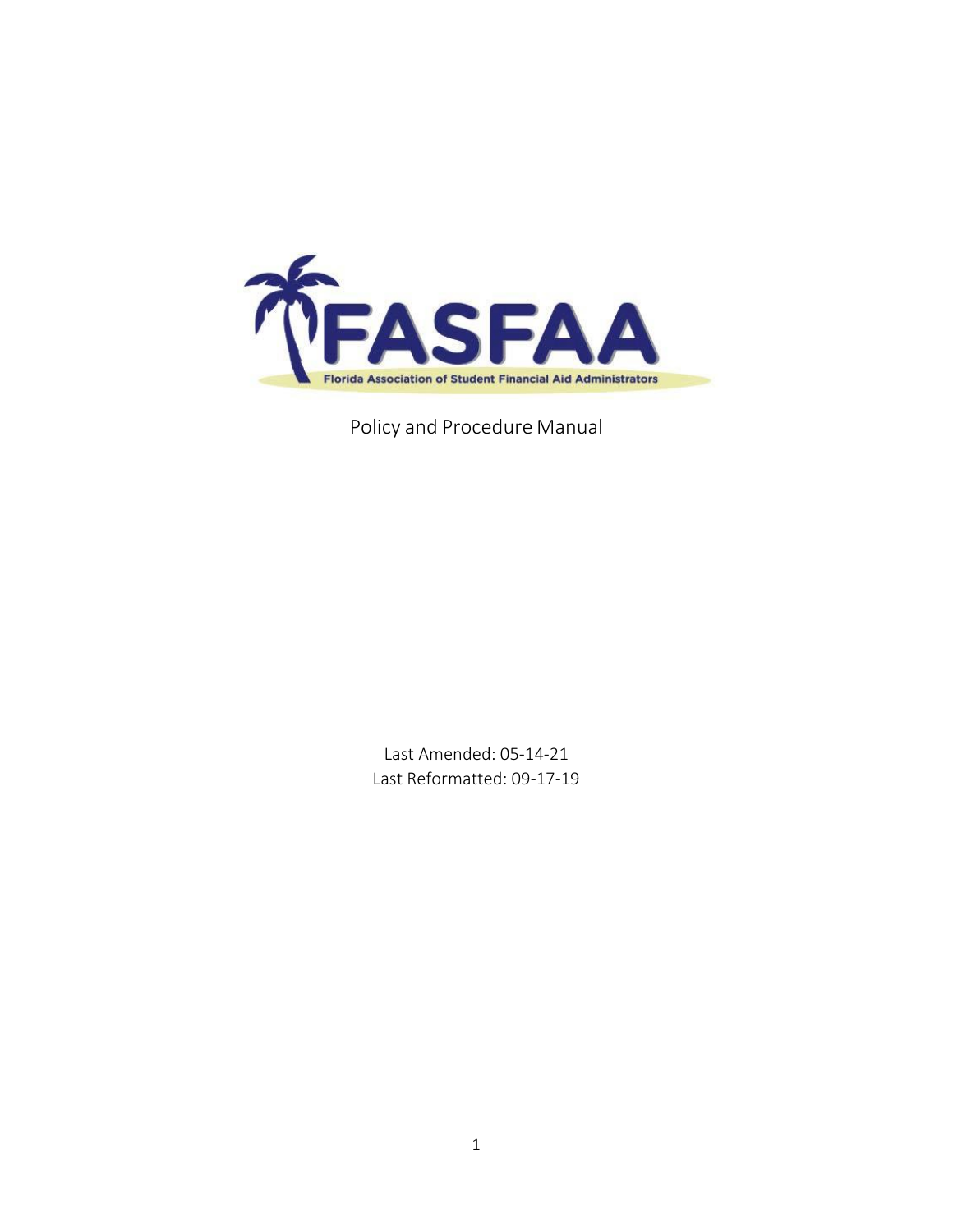FASFAA

Florida Association of Student Financial Aid Administrators

Policy and Procedure Manual

Last Amended: 05-14-21
Last Reformatted: 09-17-19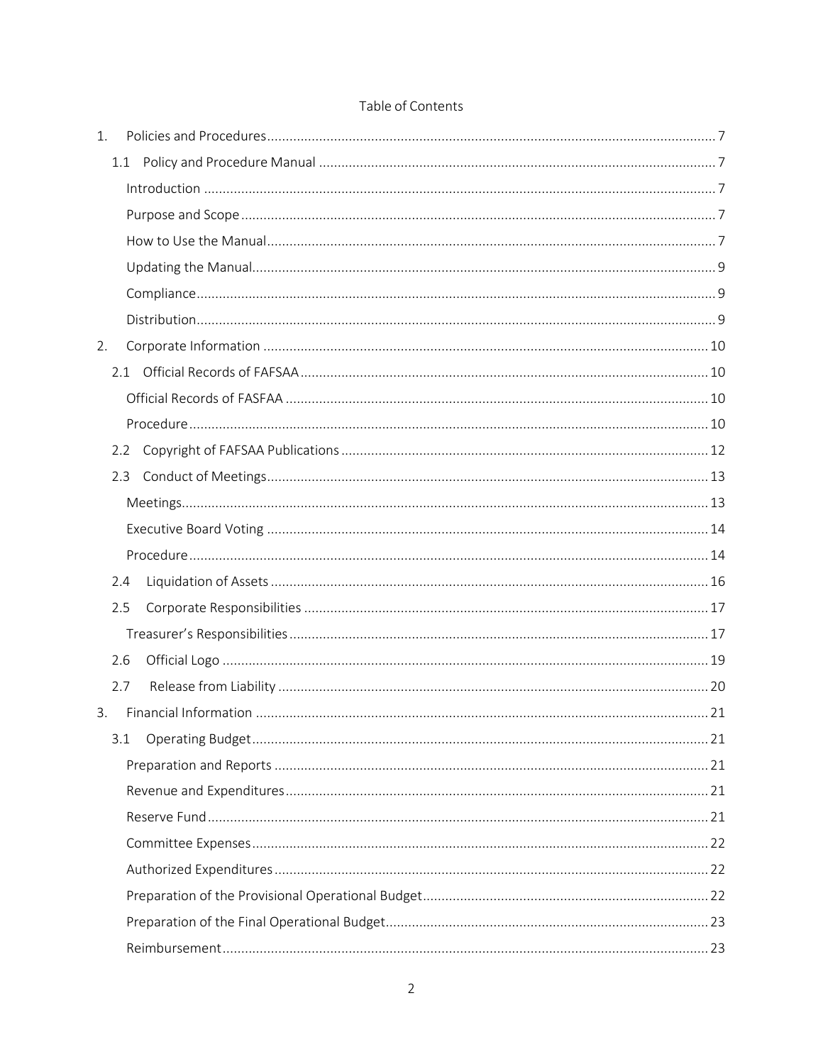# Table of Contents

1. Policies and Procedures ..... 7
   - 1.1 Policy and Procedure Manual ..... 7
     - Introduction ..... 7
     - Purpose and Scope ..... 7
     - How to Use the Manual ..... 7
     - Updating the Manual ..... 9
     - Compliance ..... 9
     - Distribution ..... 9
2. Corporate Information ..... 10
   - 2.1 Official Records of FAFSAA ..... 10
     - Official Records of FASFAA ..... 10
     - Procedure ..... 10
   - 2.2 Copyright of FAFSAA Publications ..... 12
   - 2.3 Conduct of Meetings ..... 13
     - Meetings ..... 13
     - Executive Board Voting ..... 14
     - Procedure ..... 14
   - 2.4 Liquidation of Assets ..... 16
   - 2.5 Corporate Responsibilities ..... 17
     - Treasurer's Responsibilities ..... 17
   - 2.6 Official Logo ..... 19
   - 2.7 Release from Liability ..... 20
3. Financial Information ..... 21
   - 3.1 Operating Budget ..... 21
     - Preparation and Reports ..... 21
     - Revenue and Expenditures ..... 21
     - Reserve Fund ..... 21
     - Committee Expenses ..... 22
     - Authorized Expenditures ..... 22
     - Preparation of the Provisional Operational Budget ..... 22
     - Preparation of the Final Operational Budget ..... 23
     - Reimbursement ..... 23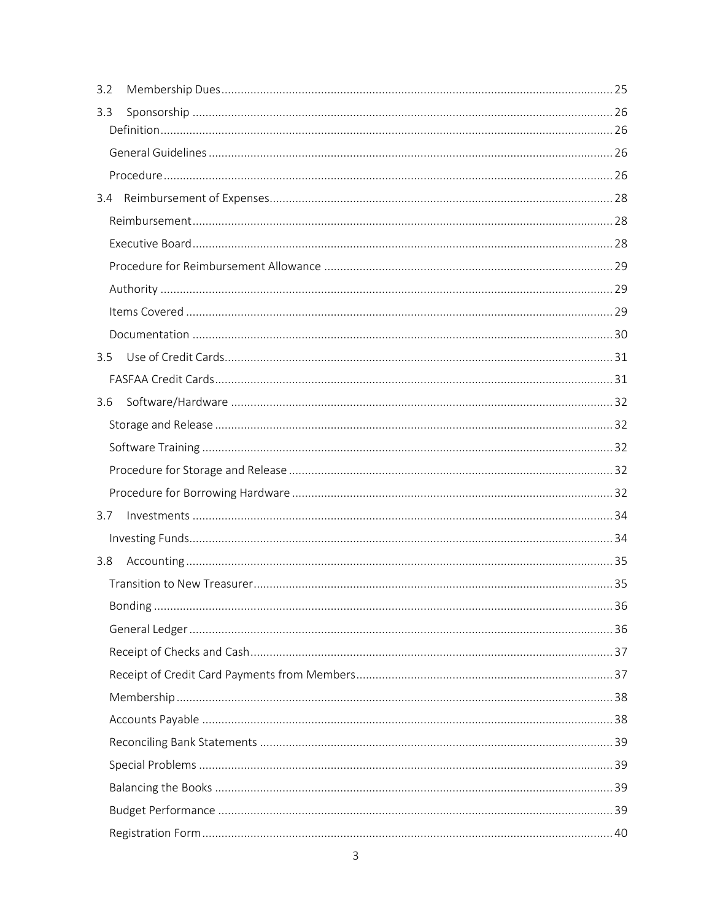3.2 Membership Dues ........ 25

3.3 Sponsorship ........ 26

- Definition ........ 26
- General Guidelines ........ 26
- Procedure ........ 26

3.4 Reimbursement of Expenses ........ 28

- Reimbursement ........ 28
- Executive Board ........ 28
- Procedure for Reimbursement Allowance ........ 29
- Authority ........ 29
- Items Covered ........ 29
- Documentation ........ 30

3.5 Use of Credit Cards ........ 31

- FASFAA Credit Cards ........ 31

3.6 Software/Hardware ........ 32

- Storage and Release ........ 32
- Software Training ........ 32
- Procedure for Storage and Release ........ 32
- Procedure for Borrowing Hardware ........ 32

3.7 Investments ........ 34

- Investing Funds ........ 34

3.8 Accounting ........ 35

- Transition to New Treasurer ........ 35
- Bonding ........ 36
- General Ledger ........ 36
- Receipt of Checks and Cash ........ 37
- Receipt of Credit Card Payments from Members ........ 37
- Membership ........ 38
- Accounts Payable ........ 38
- Reconciling Bank Statements ........ 39
- Special Problems ........ 39
- Balancing the Books ........ 39
- Budget Performance ........ 39
- Registration Form ........ 40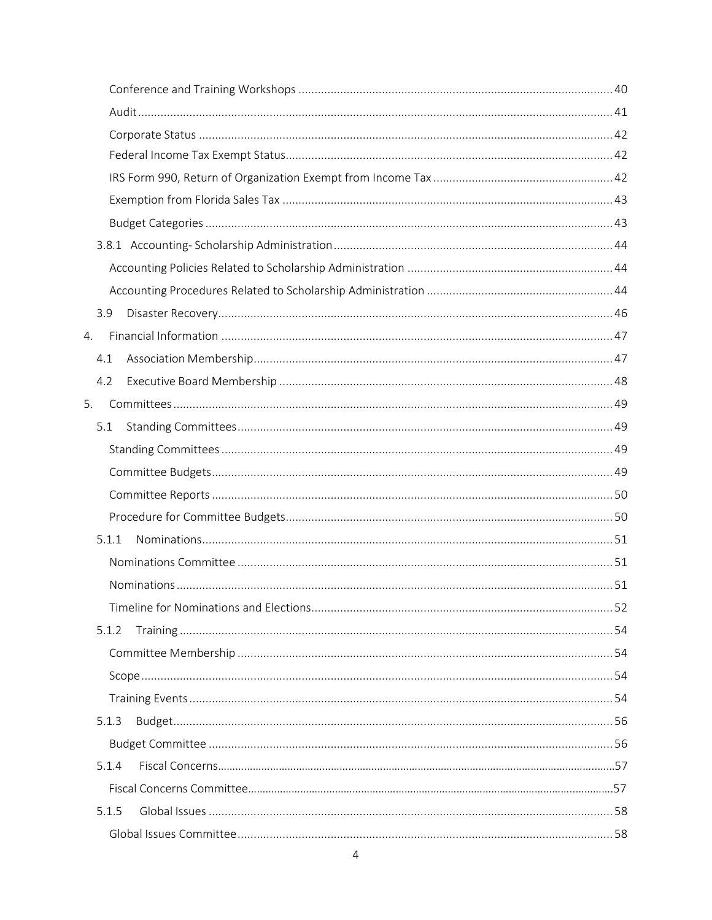Conference and Training Workshops ..... 40

Audit ..... 41

Corporate Status ..... 42

Federal Income Tax Exempt Status ..... 42

IRS Form 990, Return of Organization Exempt from Income Tax ..... 42

Exemption from Florida Sales Tax ..... 43

Budget Categories ..... 43

3.8.1 Accounting- Scholarship Administration ..... 44

Accounting Policies Related to Scholarship Administration ..... 44

Accounting Procedures Related to Scholarship Administration ..... 44

3.9 Disaster Recovery ..... 46

4. Financial Information ..... 47

4.1 Association Membership ..... 47

4.2 Executive Board Membership ..... 48

5. Committees ..... 49

5.1 Standing Committees ..... 49

Standing Committees ..... 49

Committee Budgets ..... 49

Committee Reports ..... 50

Procedure for Committee Budgets ..... 50

5.1.1 Nominations ..... 51

Nominations Committee ..... 51

Nominations ..... 51

Timeline for Nominations and Elections ..... 52

5.1.2 Training ..... 54

Committee Membership ..... 54

Scope ..... 54

Training Events ..... 54

5.1.3 Budget ..... 56

Budget Committee ..... 56

5.1.4 Fiscal Concerns ..... 57

Fiscal Concerns Committee ..... 57

5.1.5 Global Issues ..... 58

Global Issues Committee ..... 58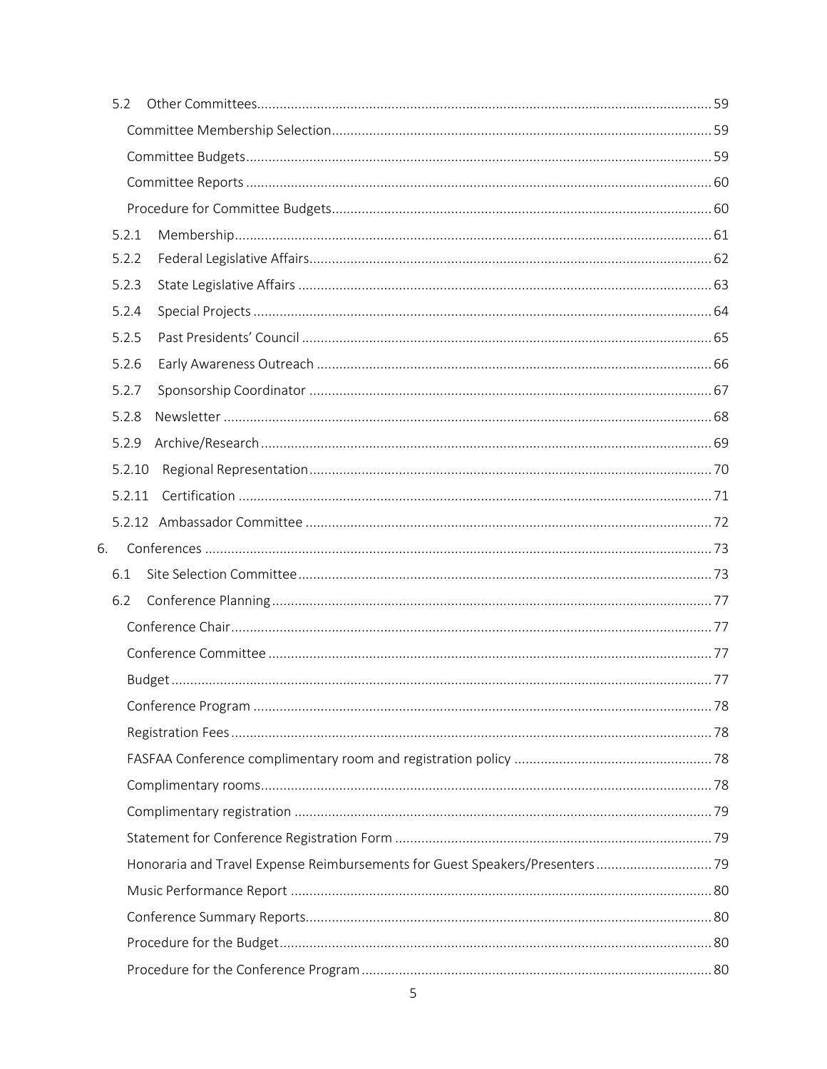- 5.2 Other Committees ..... 59
  - Committee Membership Selection ..... 59
  - Committee Budgets ..... 59
  - Committee Reports ..... 60
  - Procedure for Committee Budgets ..... 60
  - 5.2.1 Membership ..... 61
  - 5.2.2 Federal Legislative Affairs ..... 62
  - 5.2.3 State Legislative Affairs ..... 63
  - 5.2.4 Special Projects ..... 64
  - 5.2.5 Past Presidents' Council ..... 65
  - 5.2.6 Early Awareness Outreach ..... 66
  - 5.2.7 Sponsorship Coordinator ..... 67
  - 5.2.8 Newsletter ..... 68
  - 5.2.9 Archive/Research ..... 69
  - 5.2.10 Regional Representation ..... 70
  - 5.2.11 Certification ..... 71
  - 5.2.12 Ambassador Committee ..... 72

6. Conferences ..... 73
   - 6.1 Site Selection Committee ..... 73
   - 6.2 Conference Planning ..... 77
     - Conference Chair ..... 77
     - Conference Committee ..... 77
     - Budget ..... 77
     - Conference Program ..... 78
     - Registration Fees ..... 78
     - FASFAA Conference complimentary room and registration policy ..... 78
     - Complimentary rooms ..... 78
     - Complimentary registration ..... 79
     - Statement for Conference Registration Form ..... 79
     - Honoraria and Travel Expense Reimbursements for Guest Speakers/Presenters ..... 79
     - Music Performance Report ..... 80
     - Conference Summary Reports ..... 80
     - Procedure for the Budget ..... 80
     - Procedure for the Conference Program ..... 80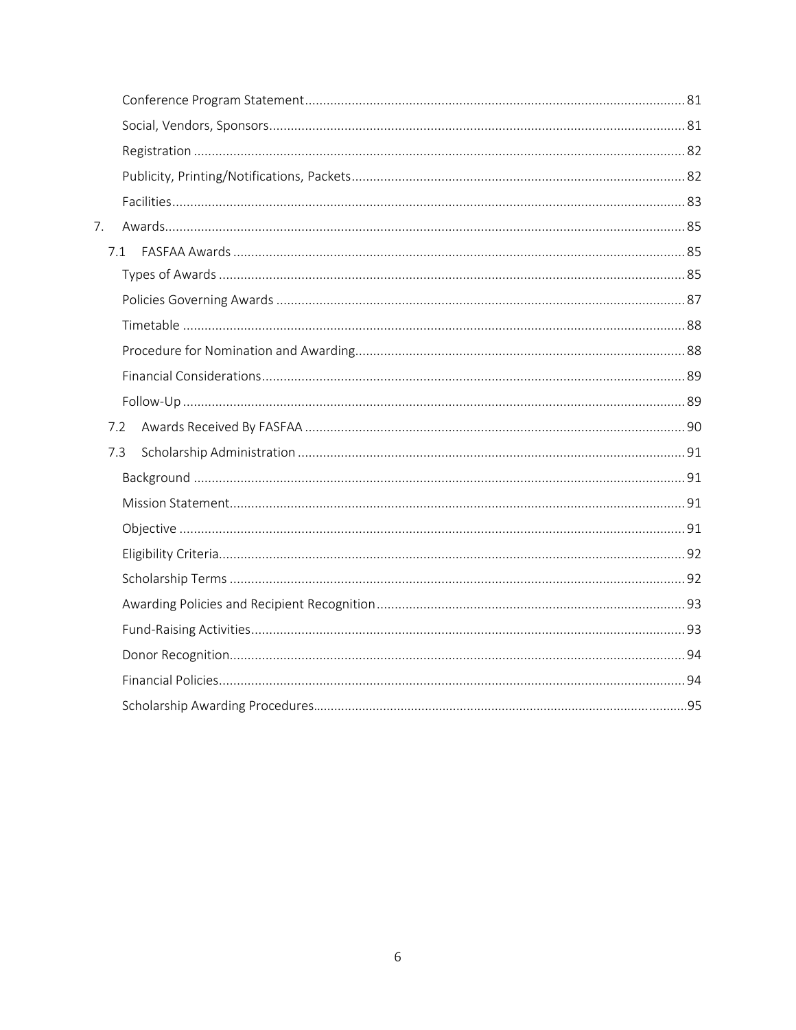Conference Program Statement ........ 81
Social, Vendors, Sponsors ........ 81
Registration ........ 82
Publicity, Printing/Notifications, Packets ........ 82
Facilities ........ 83

7. Awards ........ 85

7.1 FASFAA Awards ........ 85
Types of Awards ........ 85
Policies Governing Awards ........ 87
Timetable ........ 88
Procedure for Nomination and Awarding ........ 88
Financial Considerations ........ 89
Follow-Up ........ 89

7.2 Awards Received By FASFAA ........ 90

7.3 Scholarship Administration ........ 91
Background ........ 91
Mission Statement ........ 91
Objective ........ 91
Eligibility Criteria ........ 92
Scholarship Terms ........ 92
Awarding Policies and Recipient Recognition ........ 93
Fund-Raising Activities ........ 93
Donor Recognition ........ 94
Financial Policies ........ 94
Scholarship Awarding Procedures ........ 95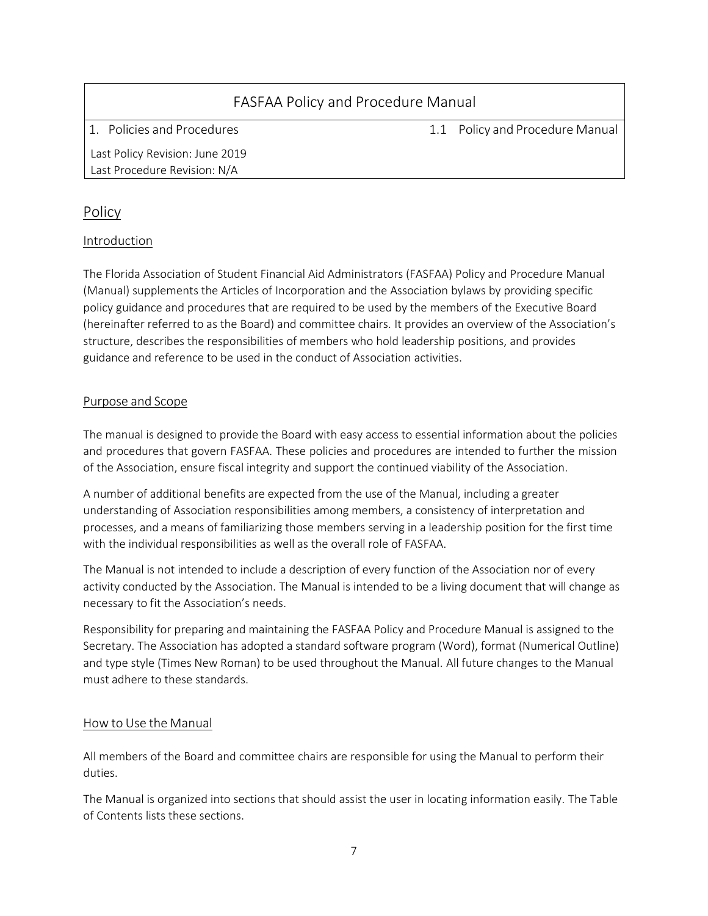| FASFAA Policy and Procedure Manual | |
|---|---|
| 1. Policies and Procedures | 1.1 Policy and Procedure Manual |
| Last Policy Revision: June 2019<br>Last Procedure Revision: N/A | |

## Policy

### Introduction

The Florida Association of Student Financial Aid Administrators (FASFAA) Policy and Procedure Manual (Manual) supplements the Articles of Incorporation and the Association bylaws by providing specific policy guidance and procedures that are required to be used by the members of the Executive Board (hereinafter referred to as the Board) and committee chairs. It provides an overview of the Association's structure, describes the responsibilities of members who hold leadership positions, and provides guidance and reference to be used in the conduct of Association activities.

### Purpose and Scope

The manual is designed to provide the Board with easy access to essential information about the policies and procedures that govern FASFAA. These policies and procedures are intended to further the mission of the Association, ensure fiscal integrity and support the continued viability of the Association.

A number of additional benefits are expected from the use of the Manual, including a greater understanding of Association responsibilities among members, a consistency of interpretation and processes, and a means of familiarizing those members serving in a leadership position for the first time with the individual responsibilities as well as the overall role of FASFAA.

The Manual is not intended to include a description of every function of the Association nor of every activity conducted by the Association. The Manual is intended to be a living document that will change as necessary to fit the Association's needs.

Responsibility for preparing and maintaining the FASFAA Policy and Procedure Manual is assigned to the Secretary. The Association has adopted a standard software program (Word), format (Numerical Outline) and type style (Times New Roman) to be used throughout the Manual. All future changes to the Manual must adhere to these standards.

### How to Use the Manual

All members of the Board and committee chairs are responsible for using the Manual to perform their duties.

The Manual is organized into sections that should assist the user in locating information easily. The Table of Contents lists these sections.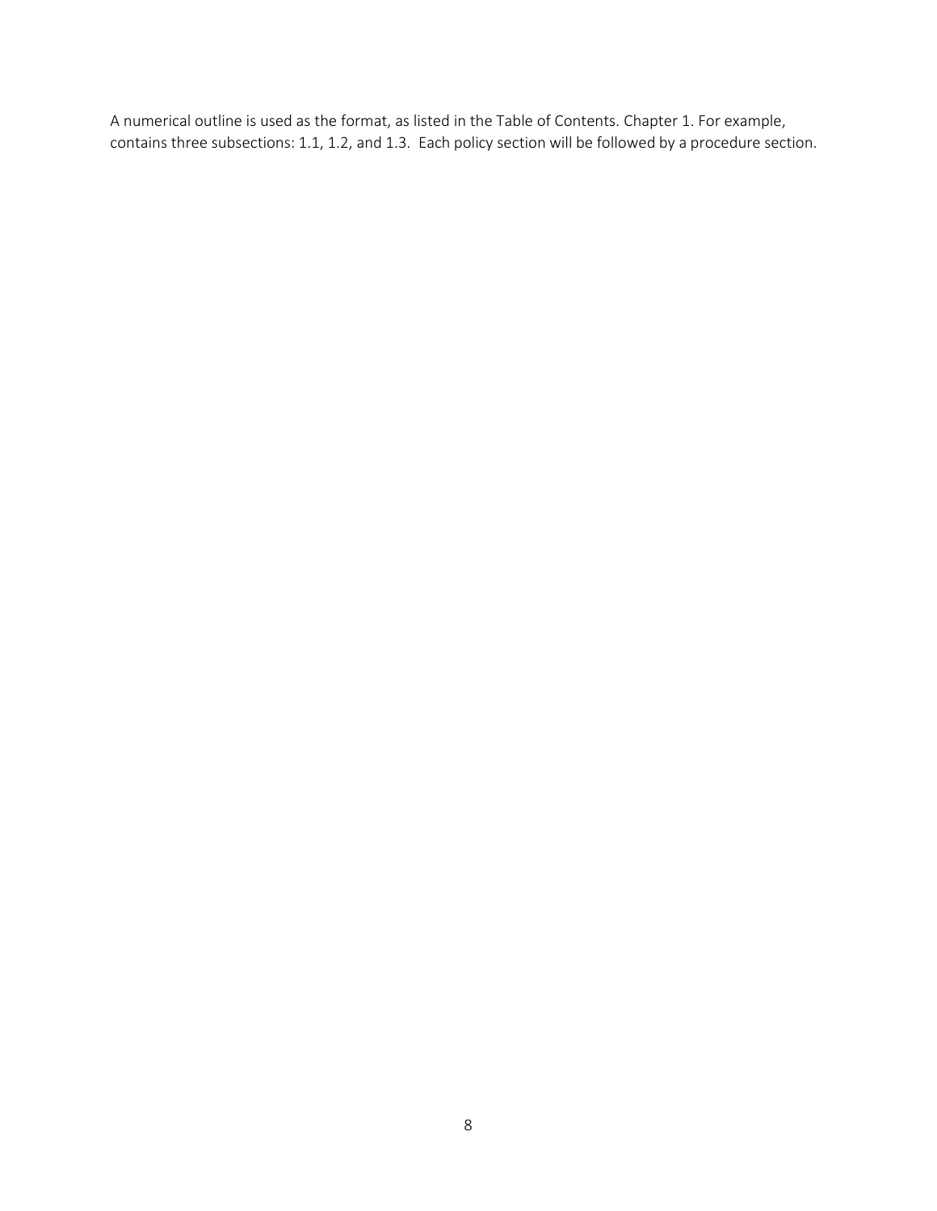A numerical outline is used as the format, as listed in the Table of Contents. Chapter 1. For example, contains three subsections: 1.1, 1.2, and 1.3. Each policy section will be followed by a procedure section.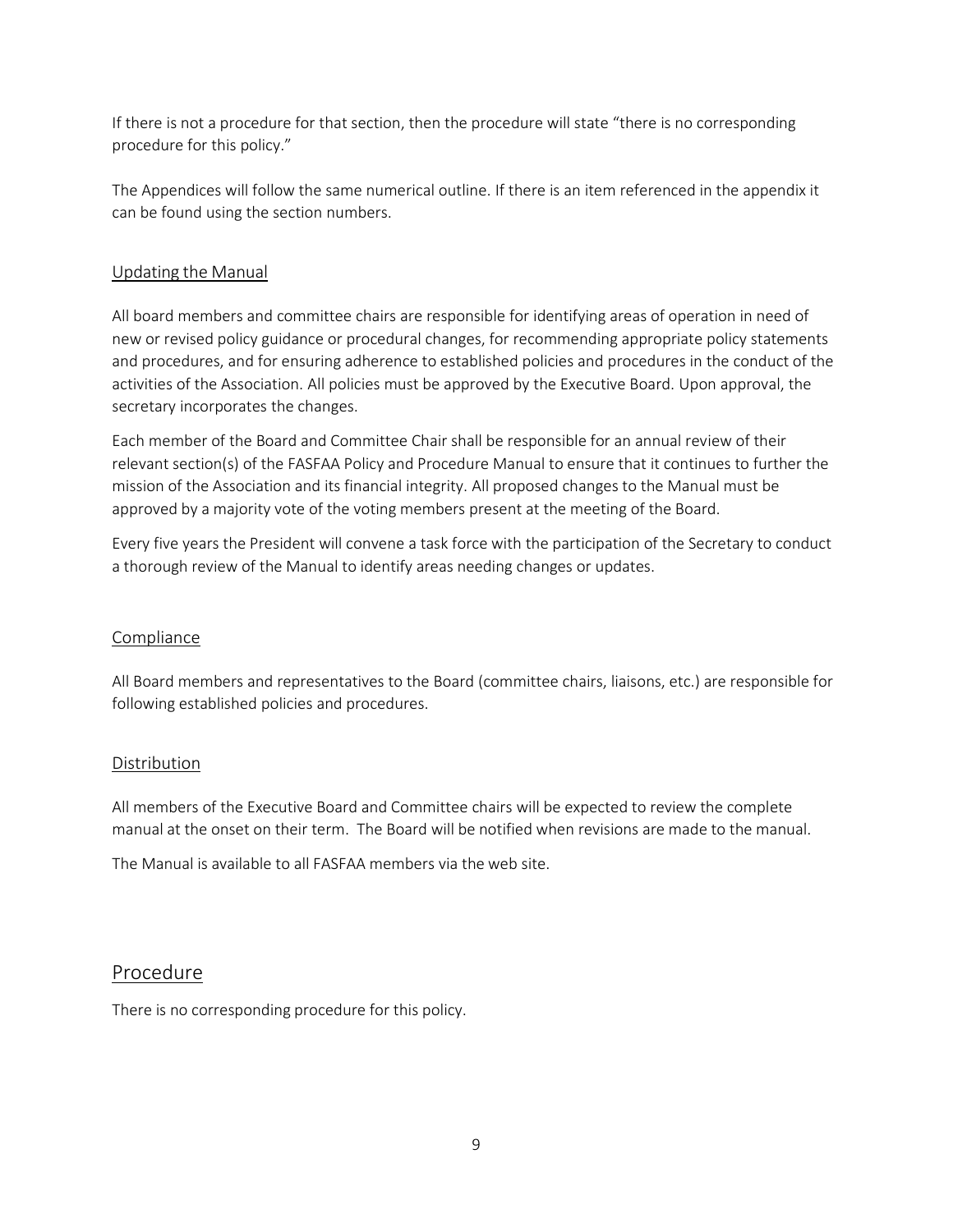If there is not a procedure for that section, then the procedure will state "there is no corresponding procedure for this policy."

The Appendices will follow the same numerical outline. If there is an item referenced in the appendix it can be found using the section numbers.

### Updating the Manual

All board members and committee chairs are responsible for identifying areas of operation in need of new or revised policy guidance or procedural changes, for recommending appropriate policy statements and procedures, and for ensuring adherence to established policies and procedures in the conduct of the activities of the Association. All policies must be approved by the Executive Board. Upon approval, the secretary incorporates the changes.

Each member of the Board and Committee Chair shall be responsible for an annual review of their relevant section(s) of the FASFAA Policy and Procedure Manual to ensure that it continues to further the mission of the Association and its financial integrity. All proposed changes to the Manual must be approved by a majority vote of the voting members present at the meeting of the Board.

Every five years the President will convene a task force with the participation of the Secretary to conduct a thorough review of the Manual to identify areas needing changes or updates.

### Compliance

All Board members and representatives to the Board (committee chairs, liaisons, etc.) are responsible for following established policies and procedures.

### Distribution

All members of the Executive Board and Committee chairs will be expected to review the complete manual at the onset on their term. The Board will be notified when revisions are made to the manual.

The Manual is available to all FASFAA members via the web site.

## Procedure

There is no corresponding procedure for this policy.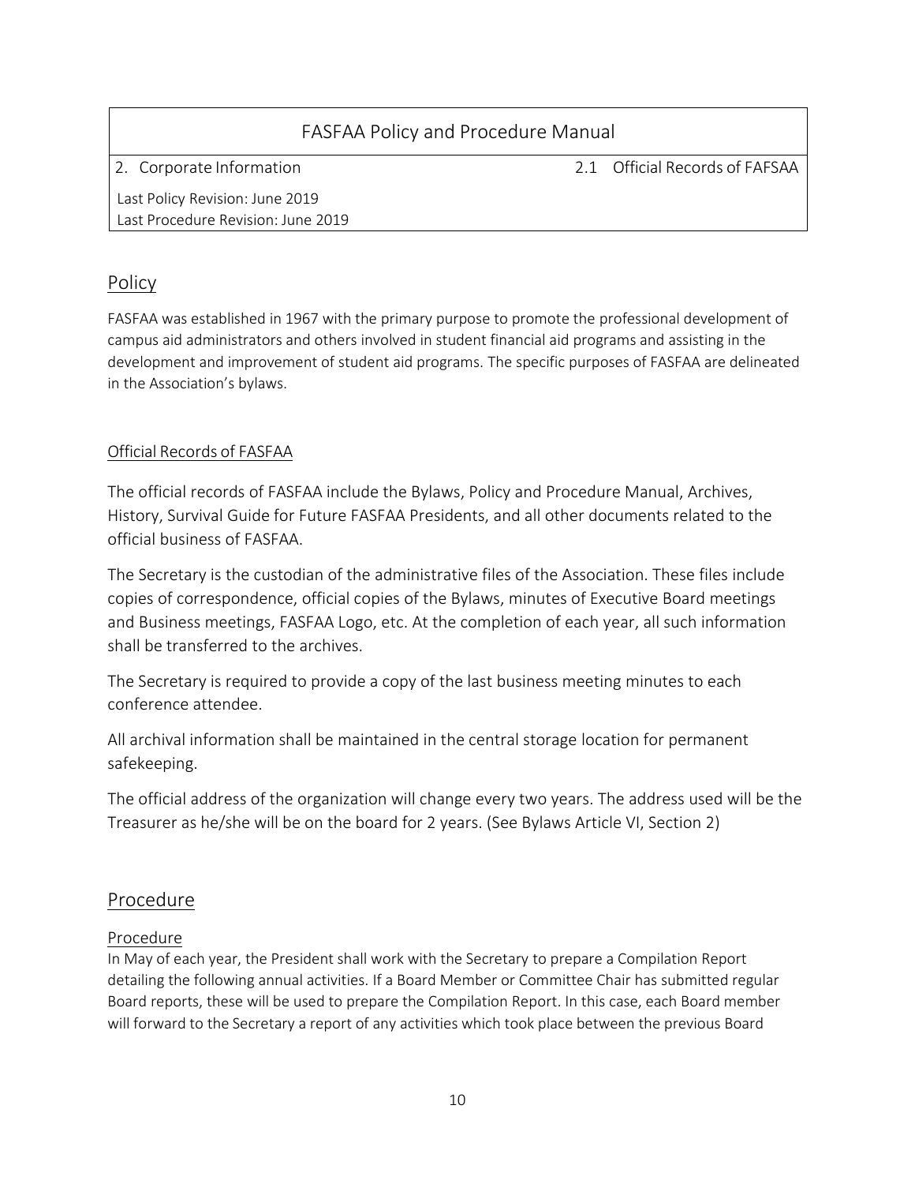| FASFAA Policy and Procedure Manual | |
| --- | --- |
| 2. Corporate Information | 2.1 Official Records of FAFSAA |
| Last Policy Revision: June 2019<br>Last Procedure Revision: June 2019 | |

## Policy

FASFAA was established in 1967 with the primary purpose to promote the professional development of campus aid administrators and others involved in student financial aid programs and assisting in the development and improvement of student aid programs. The specific purposes of FASFAA are delineated in the Association's bylaws.

### Official Records of FASFAA

The official records of FASFAA include the Bylaws, Policy and Procedure Manual, Archives, History, Survival Guide for Future FASFAA Presidents, and all other documents related to the official business of FASFAA.

The Secretary is the custodian of the administrative files of the Association. These files include copies of correspondence, official copies of the Bylaws, minutes of Executive Board meetings and Business meetings, FASFAA Logo, etc. At the completion of each year, all such information shall be transferred to the archives.

The Secretary is required to provide a copy of the last business meeting minutes to each conference attendee.

All archival information shall be maintained in the central storage location for permanent safekeeping.

The official address of the organization will change every two years. The address used will be the Treasurer as he/she will be on the board for 2 years. (See Bylaws Article VI, Section 2)

## Procedure

### Procedure

In May of each year, the President shall work with the Secretary to prepare a Compilation Report detailing the following annual activities. If a Board Member or Committee Chair has submitted regular Board reports, these will be used to prepare the Compilation Report. In this case, each Board member will forward to the Secretary a report of any activities which took place between the previous Board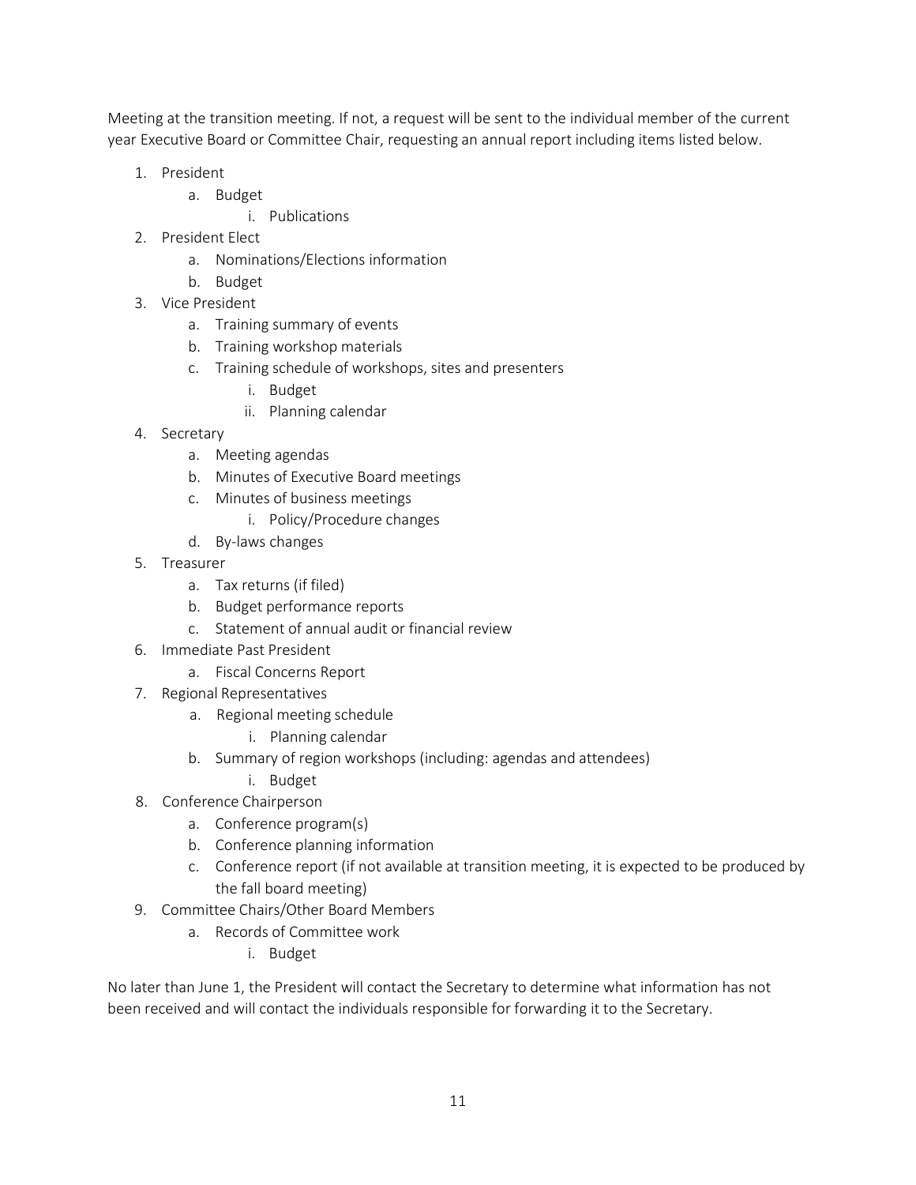Meeting at the transition meeting. If not, a request will be sent to the individual member of the current year Executive Board or Committee Chair, requesting an annual report including items listed below.

1. President
   a. Budget
      i. Publications
2. President Elect
   a. Nominations/Elections information
   b. Budget
3. Vice President
   a. Training summary of events
   b. Training workshop materials
   c. Training schedule of workshops, sites and presenters
      i. Budget
      ii. Planning calendar
4. Secretary
   a. Meeting agendas
   b. Minutes of Executive Board meetings
   c. Minutes of business meetings
      i. Policy/Procedure changes
   d. By-laws changes
5. Treasurer
   a. Tax returns (if filed)
   b. Budget performance reports
   c. Statement of annual audit or financial review
6. Immediate Past President
   a. Fiscal Concerns Report
7. Regional Representatives
   a. Regional meeting schedule
      i. Planning calendar
   b. Summary of region workshops (including: agendas and attendees)
      i. Budget
8. Conference Chairperson
   a. Conference program(s)
   b. Conference planning information
   c. Conference report (if not available at transition meeting, it is expected to be produced by the fall board meeting)
9. Committee Chairs/Other Board Members
   a. Records of Committee work
      i. Budget

No later than June 1, the President will contact the Secretary to determine what information has not been received and will contact the individuals responsible for forwarding it to the Secretary.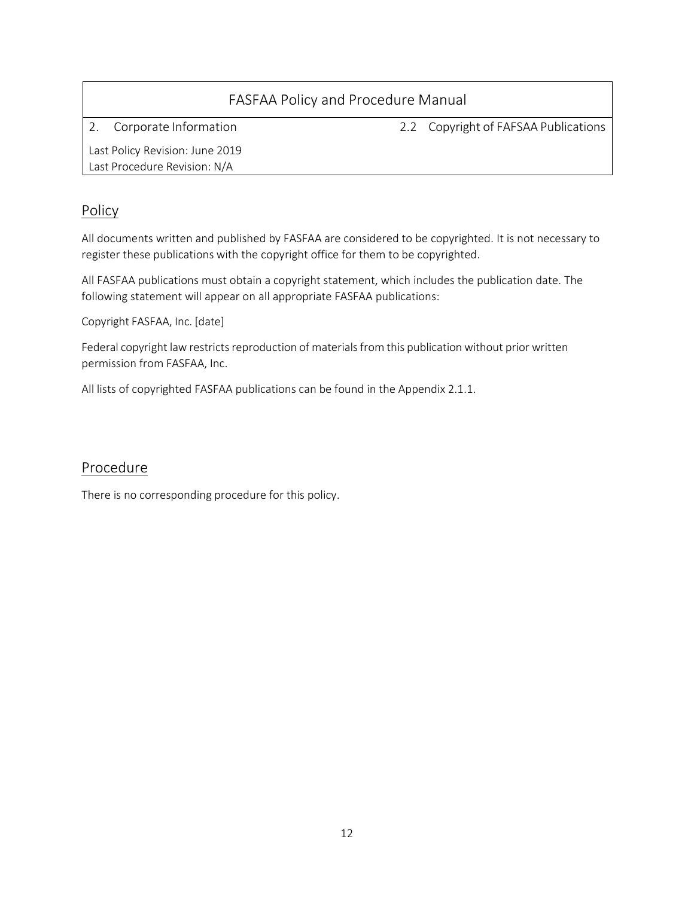| FASFAA Policy and Procedure Manual | |
|---|---|
| 2. Corporate Information | 2.2 Copyright of FAFSAA Publications |
| Last Policy Revision: June 2019<br>Last Procedure Revision: N/A | |

## Policy

All documents written and published by FASFAA are considered to be copyrighted. It is not necessary to register these publications with the copyright office for them to be copyrighted.

All FASFAA publications must obtain a copyright statement, which includes the publication date. The following statement will appear on all appropriate FASFAA publications:

Copyright FASFAA, Inc. [date]

Federal copyright law restricts reproduction of materials from this publication without prior written permission from FASFAA, Inc.

All lists of copyrighted FASFAA publications can be found in the Appendix 2.1.1.

## Procedure

There is no corresponding procedure for this policy.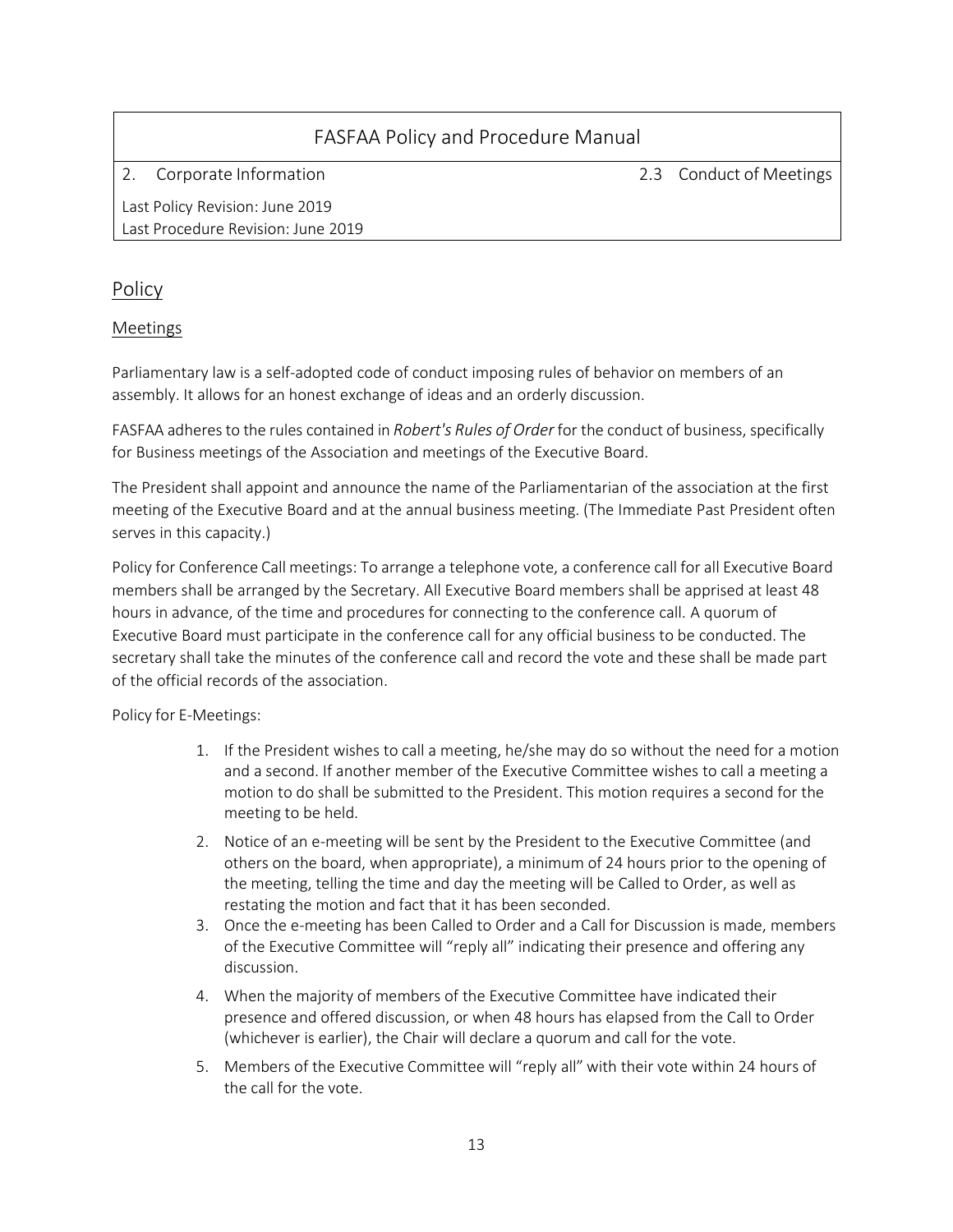| FASFAA Policy and Procedure Manual | |
|---|---|
| 2. Corporate Information | 2.3 Conduct of Meetings |
| Last Policy Revision: June 2019<br>Last Procedure Revision: June 2019 | |

## Policy

### Meetings

Parliamentary law is a self-adopted code of conduct imposing rules of behavior on members of an assembly. It allows for an honest exchange of ideas and an orderly discussion.

FASFAA adheres to the rules contained in *Robert's Rules of Order* for the conduct of business, specifically for Business meetings of the Association and meetings of the Executive Board.

The President shall appoint and announce the name of the Parliamentarian of the association at the first meeting of the Executive Board and at the annual business meeting. (The Immediate Past President often serves in this capacity.)

Policy for Conference Call meetings: To arrange a telephone vote, a conference call for all Executive Board members shall be arranged by the Secretary. All Executive Board members shall be apprised at least 48 hours in advance, of the time and procedures for connecting to the conference call. A quorum of Executive Board must participate in the conference call for any official business to be conducted. The secretary shall take the minutes of the conference call and record the vote and these shall be made part of the official records of the association.

Policy for E-Meetings:

1. If the President wishes to call a meeting, he/she may do so without the need for a motion and a second. If another member of the Executive Committee wishes to call a meeting a motion to do shall be submitted to the President. This motion requires a second for the meeting to be held.
2. Notice of an e-meeting will be sent by the President to the Executive Committee (and others on the board, when appropriate), a minimum of 24 hours prior to the opening of the meeting, telling the time and day the meeting will be Called to Order, as well as restating the motion and fact that it has been seconded.
3. Once the e-meeting has been Called to Order and a Call for Discussion is made, members of the Executive Committee will "reply all" indicating their presence and offering any discussion.
4. When the majority of members of the Executive Committee have indicated their presence and offered discussion, or when 48 hours has elapsed from the Call to Order (whichever is earlier), the Chair will declare a quorum and call for the vote.
5. Members of the Executive Committee will "reply all" with their vote within 24 hours of the call for the vote.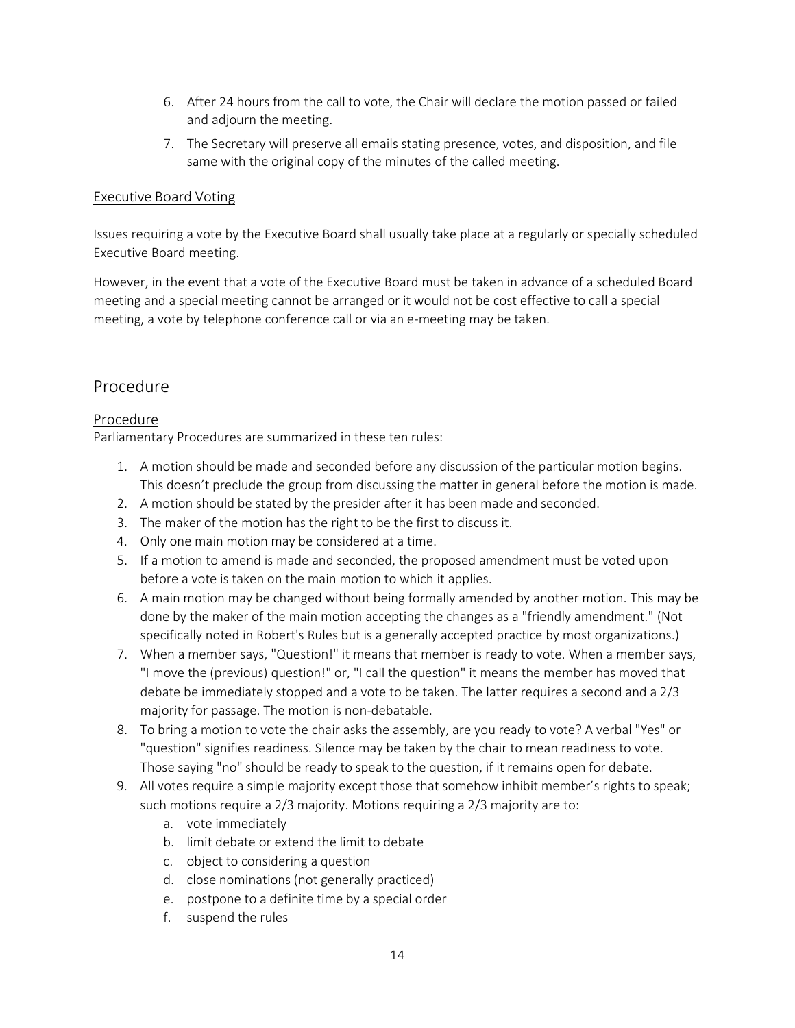6. After 24 hours from the call to vote, the Chair will declare the motion passed or failed and adjourn the meeting.
7. The Secretary will preserve all emails stating presence, votes, and disposition, and file same with the original copy of the minutes of the called meeting.

### Executive Board Voting

Issues requiring a vote by the Executive Board shall usually take place at a regularly or specially scheduled Executive Board meeting.

However, in the event that a vote of the Executive Board must be taken in advance of a scheduled Board meeting and a special meeting cannot be arranged or it would not be cost effective to call a special meeting, a vote by telephone conference call or via an e-meeting may be taken.

## Procedure

### Procedure

Parliamentary Procedures are summarized in these ten rules:

1. A motion should be made and seconded before any discussion of the particular motion begins. This doesn't preclude the group from discussing the matter in general before the motion is made.
2. A motion should be stated by the presider after it has been made and seconded.
3. The maker of the motion has the right to be the first to discuss it.
4. Only one main motion may be considered at a time.
5. If a motion to amend is made and seconded, the proposed amendment must be voted upon before a vote is taken on the main motion to which it applies.
6. A main motion may be changed without being formally amended by another motion. This may be done by the maker of the main motion accepting the changes as a "friendly amendment." (Not specifically noted in Robert's Rules but is a generally accepted practice by most organizations.)
7. When a member says, "Question!" it means that member is ready to vote. When a member says, "I move the (previous) question!" or, "I call the question" it means the member has moved that debate be immediately stopped and a vote to be taken. The latter requires a second and a 2/3 majority for passage. The motion is non-debatable.
8. To bring a motion to vote the chair asks the assembly, are you ready to vote? A verbal "Yes" or "question" signifies readiness. Silence may be taken by the chair to mean readiness to vote. Those saying "no" should be ready to speak to the question, if it remains open for debate.
9. All votes require a simple majority except those that somehow inhibit member's rights to speak; such motions require a 2/3 majority. Motions requiring a 2/3 majority are to:
    a. vote immediately
    b. limit debate or extend the limit to debate
    c. object to considering a question
    d. close nominations (not generally practiced)
    e. postpone to a definite time by a special order
    f. suspend the rules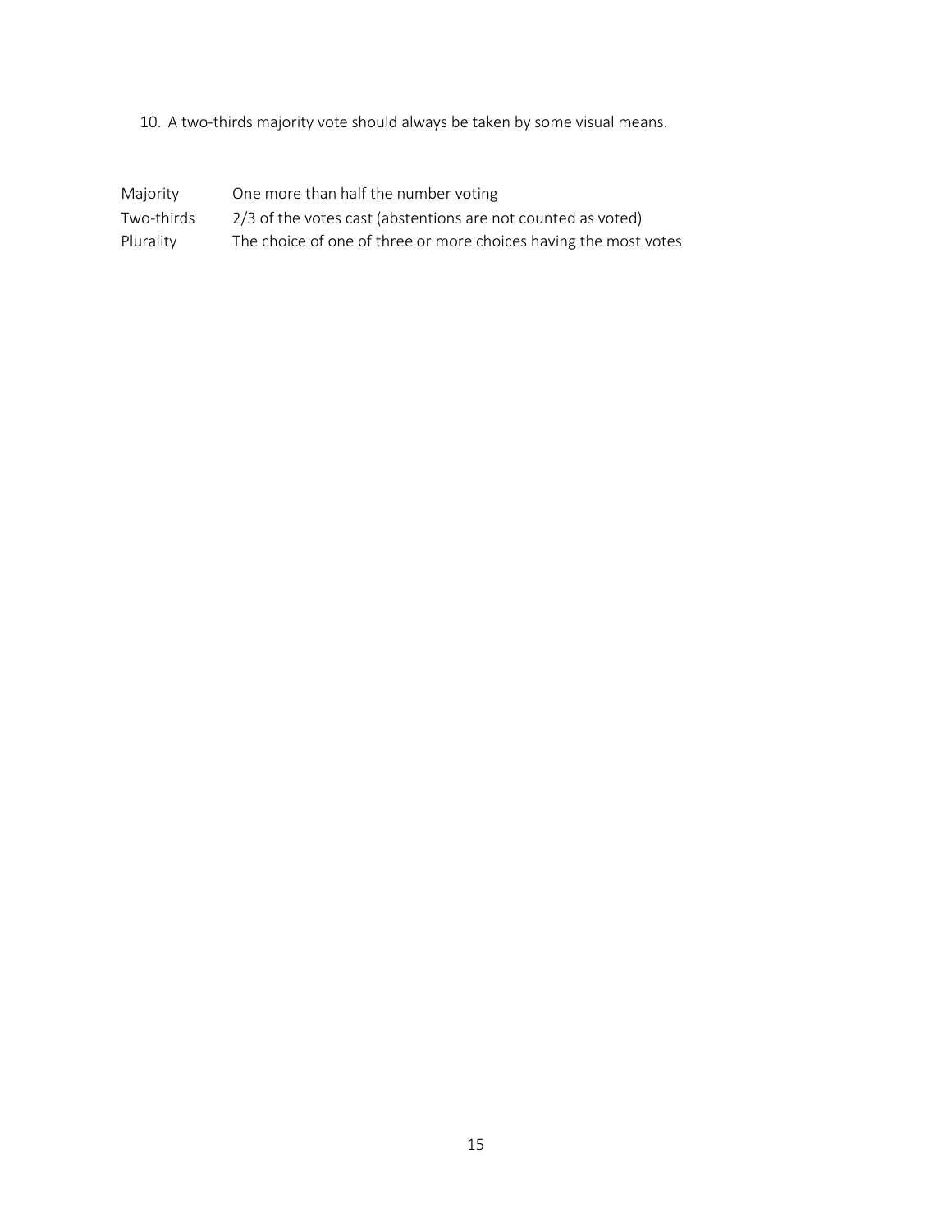10. A two-thirds majority vote should always be taken by some visual means.

| | |
|---|---|
| Majority | One more than half the number voting |
| Two-thirds | 2/3 of the votes cast (abstentions are not counted as voted) |
| Plurality | The choice of one of three or more choices having the most votes |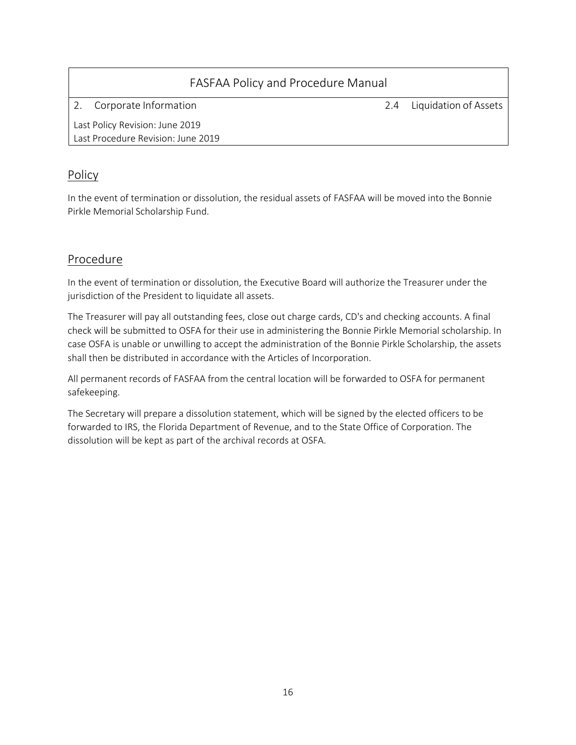| FASFAA Policy and Procedure Manual | |
|---|---|
| 2. Corporate Information | 2.4 Liquidation of Assets |
| Last Policy Revision: June 2019<br>Last Procedure Revision: June 2019 | |

## Policy

In the event of termination or dissolution, the residual assets of FASFAA will be moved into the Bonnie Pirkle Memorial Scholarship Fund.

## Procedure

In the event of termination or dissolution, the Executive Board will authorize the Treasurer under the jurisdiction of the President to liquidate all assets.

The Treasurer will pay all outstanding fees, close out charge cards, CD's and checking accounts. A final check will be submitted to OSFA for their use in administering the Bonnie Pirkle Memorial scholarship. In case OSFA is unable or unwilling to accept the administration of the Bonnie Pirkle Scholarship, the assets shall then be distributed in accordance with the Articles of Incorporation.

All permanent records of FASFAA from the central location will be forwarded to OSFA for permanent safekeeping.

The Secretary will prepare a dissolution statement, which will be signed by the elected officers to be forwarded to IRS, the Florida Department of Revenue, and to the State Office of Corporation. The dissolution will be kept as part of the archival records at OSFA.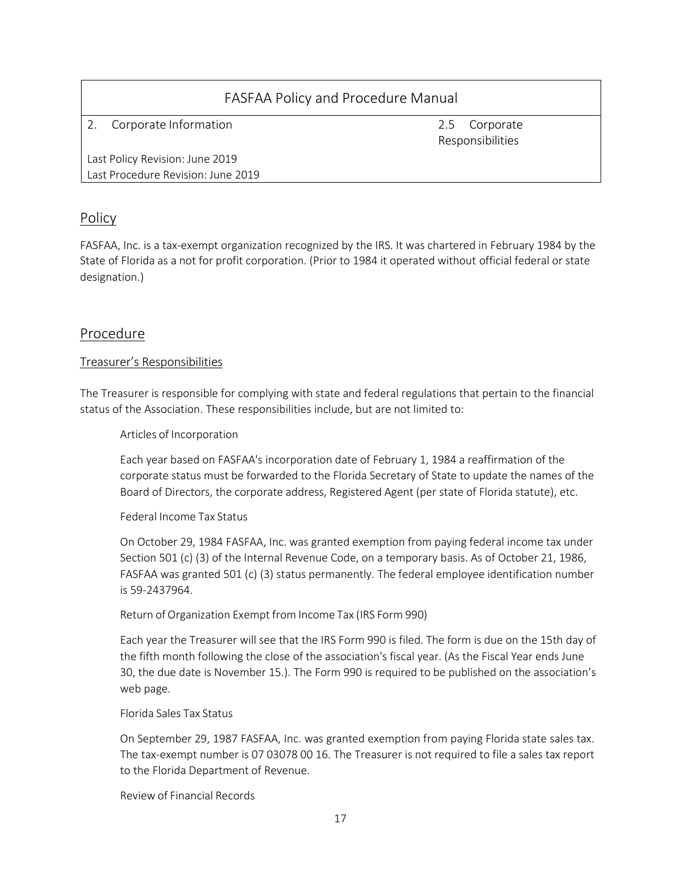| FASFAA Policy and Procedure Manual | |
|---|---|
| 2. Corporate Information | 2.5 Corporate Responsibilities |
| Last Policy Revision: June 2019<br>Last Procedure Revision: June 2019 | |

## Policy

FASFAA, Inc. is a tax-exempt organization recognized by the IRS. It was chartered in February 1984 by the State of Florida as a not for profit corporation. (Prior to 1984 it operated without official federal or state designation.)

## Procedure

### Treasurer's Responsibilities

The Treasurer is responsible for complying with state and federal regulations that pertain to the financial status of the Association. These responsibilities include, but are not limited to:

Articles of Incorporation

Each year based on FASFAA's incorporation date of February 1, 1984 a reaffirmation of the corporate status must be forwarded to the Florida Secretary of State to update the names of the Board of Directors, the corporate address, Registered Agent (per state of Florida statute), etc.

Federal Income Tax Status

On October 29, 1984 FASFAA, Inc. was granted exemption from paying federal income tax under Section 501 (c) (3) of the Internal Revenue Code, on a temporary basis. As of October 21, 1986, FASFAA was granted 501 (c) (3) status permanently. The federal employee identification number is 59-2437964.

Return of Organization Exempt from Income Tax (IRS Form 990)

Each year the Treasurer will see that the IRS Form 990 is filed. The form is due on the 15th day of the fifth month following the close of the association's fiscal year. (As the Fiscal Year ends June 30, the due date is November 15.). The Form 990 is required to be published on the association's web page.

Florida Sales Tax Status

On September 29, 1987 FASFAA, Inc. was granted exemption from paying Florida state sales tax. The tax-exempt number is 07 03078 00 16. The Treasurer is not required to file a sales tax report to the Florida Department of Revenue.

Review of Financial Records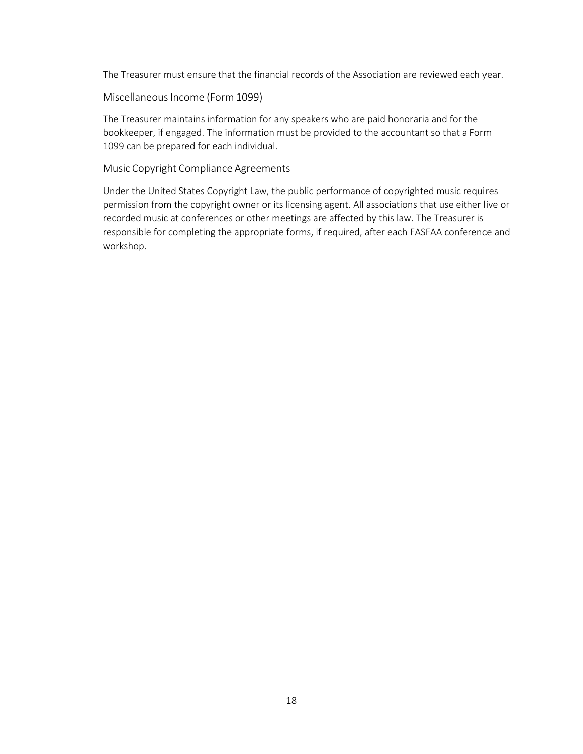The Treasurer must ensure that the financial records of the Association are reviewed each year.

### Miscellaneous Income (Form 1099)

The Treasurer maintains information for any speakers who are paid honoraria and for the bookkeeper, if engaged. The information must be provided to the accountant so that a Form 1099 can be prepared for each individual.

### Music Copyright Compliance Agreements

Under the United States Copyright Law, the public performance of copyrighted music requires permission from the copyright owner or its licensing agent. All associations that use either live or recorded music at conferences or other meetings are affected by this law. The Treasurer is responsible for completing the appropriate forms, if required, after each FASFAA conference and workshop.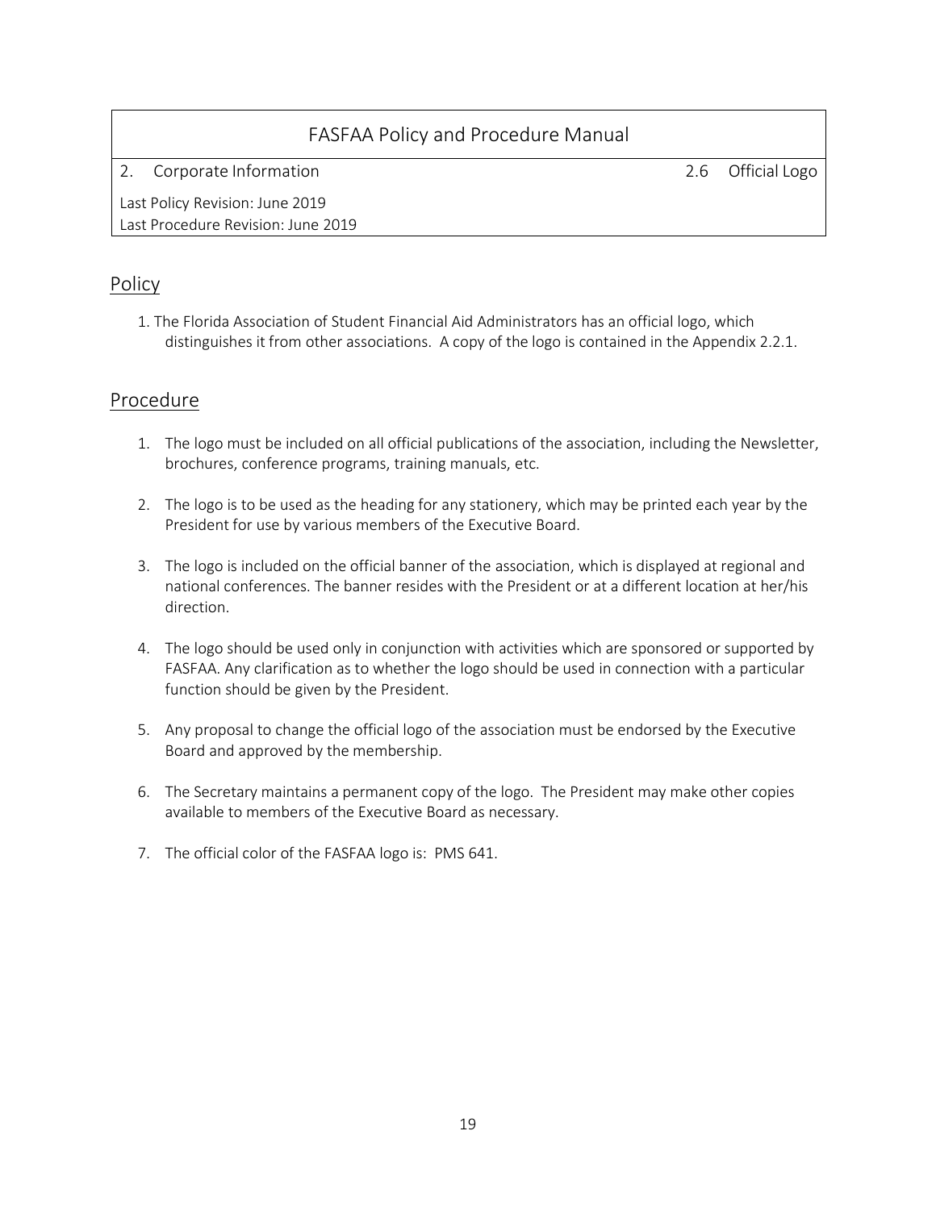| FASFAA Policy and Procedure Manual | |
|---|---|
| 2. Corporate Information | 2.6 Official Logo |
| Last Policy Revision: June 2019<br>Last Procedure Revision: June 2019 | |

## Policy

1. The Florida Association of Student Financial Aid Administrators has an official logo, which distinguishes it from other associations. A copy of the logo is contained in the Appendix 2.2.1.

## Procedure

1. The logo must be included on all official publications of the association, including the Newsletter, brochures, conference programs, training manuals, etc.

2. The logo is to be used as the heading for any stationery, which may be printed each year by the President for use by various members of the Executive Board.

3. The logo is included on the official banner of the association, which is displayed at regional and national conferences. The banner resides with the President or at a different location at her/his direction.

4. The logo should be used only in conjunction with activities which are sponsored or supported by FASFAA. Any clarification as to whether the logo should be used in connection with a particular function should be given by the President.

5. Any proposal to change the official logo of the association must be endorsed by the Executive Board and approved by the membership.

6. The Secretary maintains a permanent copy of the logo. The President may make other copies available to members of the Executive Board as necessary.

7. The official color of the FASFAA logo is: PMS 641.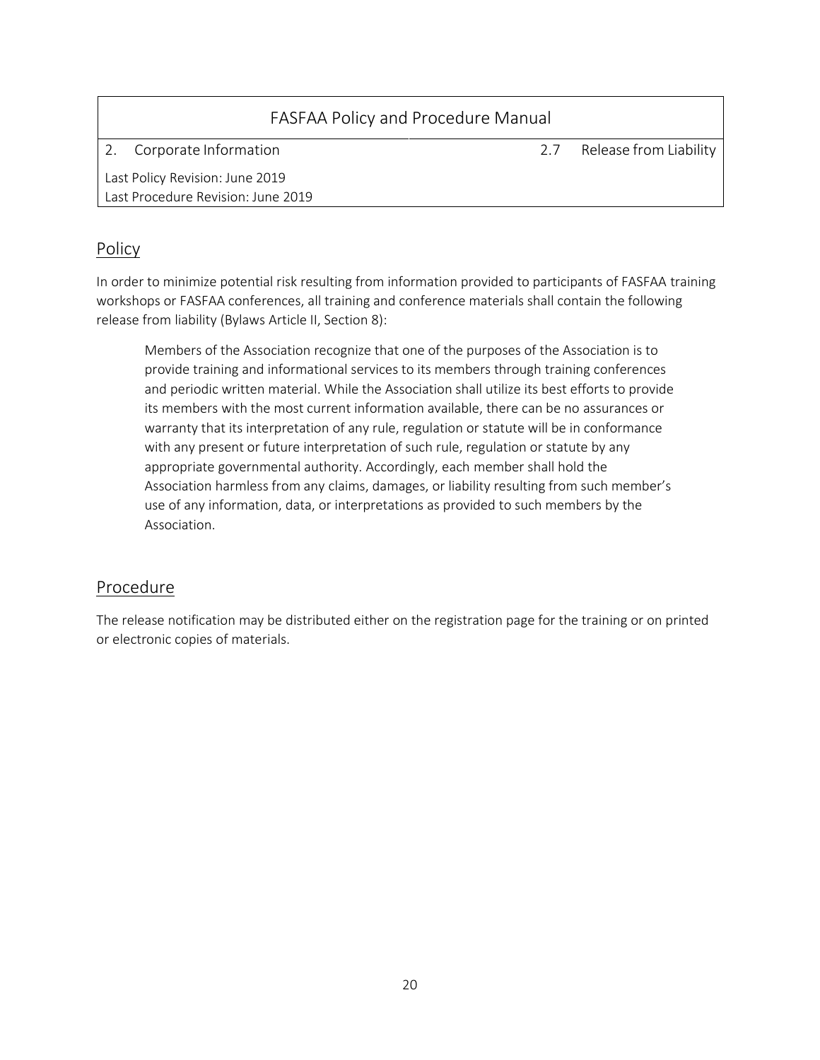| FASFAA Policy and Procedure Manual | |
| --- | --- |
| 2. Corporate Information | 2.7 Release from Liability |
| Last Policy Revision: June 2019<br>Last Procedure Revision: June 2019 | |

## Policy

In order to minimize potential risk resulting from information provided to participants of FASFAA training workshops or FASFAA conferences, all training and conference materials shall contain the following release from liability (Bylaws Article II, Section 8):

> Members of the Association recognize that one of the purposes of the Association is to provide training and informational services to its members through training conferences and periodic written material. While the Association shall utilize its best efforts to provide its members with the most current information available, there can be no assurances or warranty that its interpretation of any rule, regulation or statute will be in conformance with any present or future interpretation of such rule, regulation or statute by any appropriate governmental authority. Accordingly, each member shall hold the Association harmless from any claims, damages, or liability resulting from such member's use of any information, data, or interpretations as provided to such members by the Association.

## Procedure

The release notification may be distributed either on the registration page for the training or on printed or electronic copies of materials.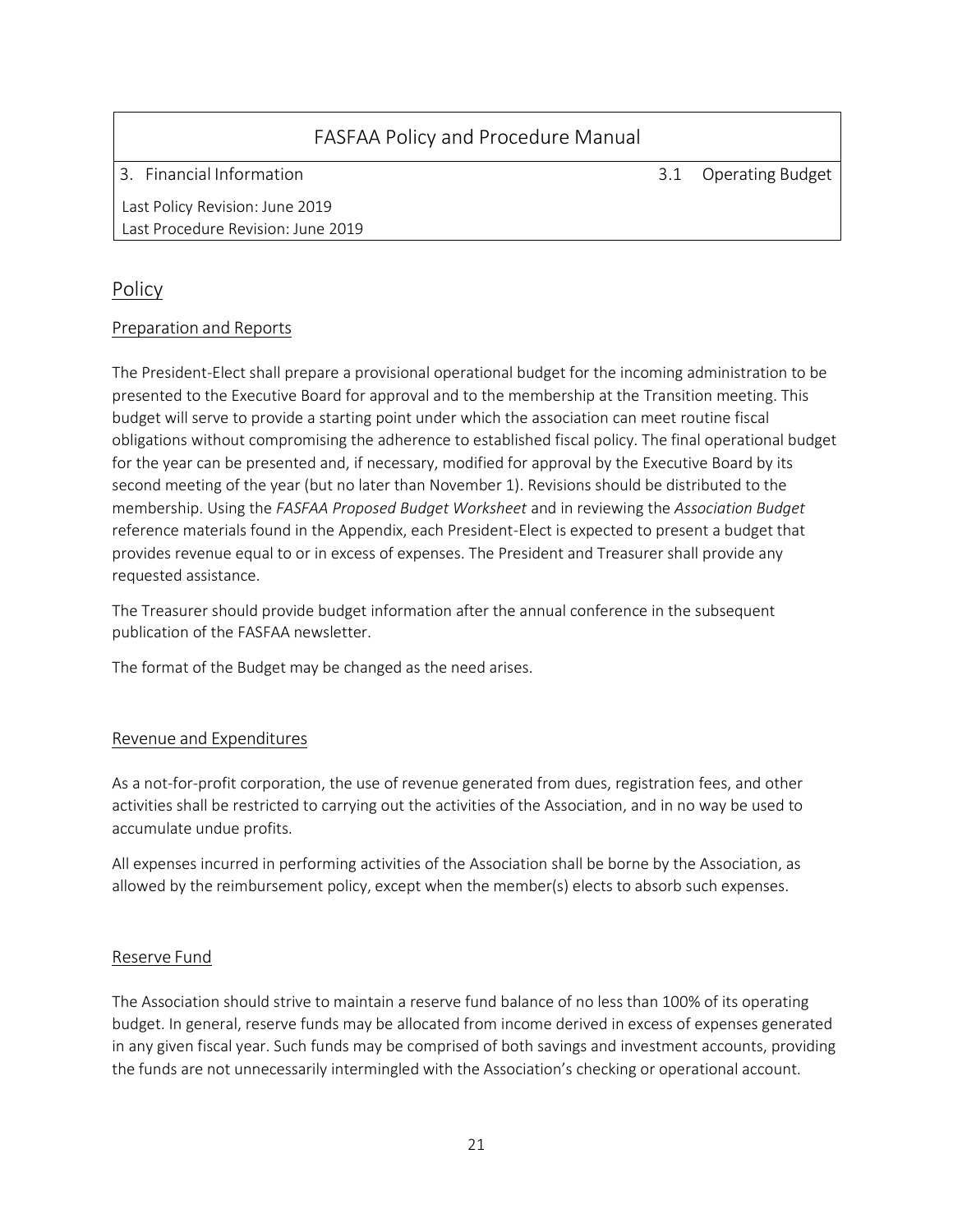| FASFAA Policy and Procedure Manual | | |
|---|---|---|
| 3. Financial Information | | 3.1 Operating Budget |
| Last Policy Revision: June 2019<br>Last Procedure Revision: June 2019 | | |

## Policy

### Preparation and Reports

The President-Elect shall prepare a provisional operational budget for the incoming administration to be presented to the Executive Board for approval and to the membership at the Transition meeting. This budget will serve to provide a starting point under which the association can meet routine fiscal obligations without compromising the adherence to established fiscal policy. The final operational budget for the year can be presented and, if necessary, modified for approval by the Executive Board by its second meeting of the year (but no later than November 1). Revisions should be distributed to the membership. Using the *FASFAA Proposed Budget Worksheet* and in reviewing the *Association Budget* reference materials found in the Appendix, each President-Elect is expected to present a budget that provides revenue equal to or in excess of expenses. The President and Treasurer shall provide any requested assistance.

The Treasurer should provide budget information after the annual conference in the subsequent publication of the FASFAA newsletter.

The format of the Budget may be changed as the need arises.

### Revenue and Expenditures

As a not-for-profit corporation, the use of revenue generated from dues, registration fees, and other activities shall be restricted to carrying out the activities of the Association, and in no way be used to accumulate undue profits.

All expenses incurred in performing activities of the Association shall be borne by the Association, as allowed by the reimbursement policy, except when the member(s) elects to absorb such expenses.

### Reserve Fund

The Association should strive to maintain a reserve fund balance of no less than 100% of its operating budget. In general, reserve funds may be allocated from income derived in excess of expenses generated in any given fiscal year. Such funds may be comprised of both savings and investment accounts, providing the funds are not unnecessarily intermingled with the Association's checking or operational account.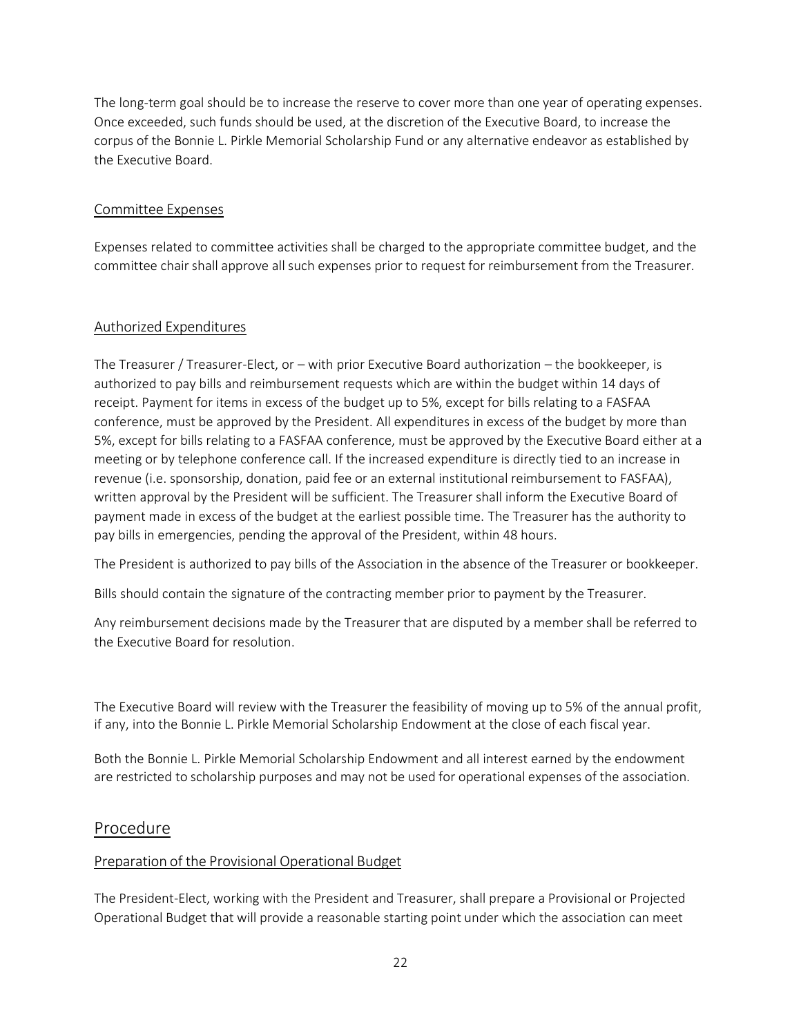The long-term goal should be to increase the reserve to cover more than one year of operating expenses. Once exceeded, such funds should be used, at the discretion of the Executive Board, to increase the corpus of the Bonnie L. Pirkle Memorial Scholarship Fund or any alternative endeavor as established by the Executive Board.

### Committee Expenses

Expenses related to committee activities shall be charged to the appropriate committee budget, and the committee chair shall approve all such expenses prior to request for reimbursement from the Treasurer.

### Authorized Expenditures

The Treasurer / Treasurer-Elect, or – with prior Executive Board authorization – the bookkeeper, is authorized to pay bills and reimbursement requests which are within the budget within 14 days of receipt. Payment for items in excess of the budget up to 5%, except for bills relating to a FASFAA conference, must be approved by the President. All expenditures in excess of the budget by more than 5%, except for bills relating to a FASFAA conference, must be approved by the Executive Board either at a meeting or by telephone conference call. If the increased expenditure is directly tied to an increase in revenue (i.e. sponsorship, donation, paid fee or an external institutional reimbursement to FASFAA), written approval by the President will be sufficient. The Treasurer shall inform the Executive Board of payment made in excess of the budget at the earliest possible time. The Treasurer has the authority to pay bills in emergencies, pending the approval of the President, within 48 hours.

The President is authorized to pay bills of the Association in the absence of the Treasurer or bookkeeper.

Bills should contain the signature of the contracting member prior to payment by the Treasurer.

Any reimbursement decisions made by the Treasurer that are disputed by a member shall be referred to the Executive Board for resolution.

The Executive Board will review with the Treasurer the feasibility of moving up to 5% of the annual profit, if any, into the Bonnie L. Pirkle Memorial Scholarship Endowment at the close of each fiscal year.

Both the Bonnie L. Pirkle Memorial Scholarship Endowment and all interest earned by the endowment are restricted to scholarship purposes and may not be used for operational expenses of the association.

## Procedure

### Preparation of the Provisional Operational Budget

The President-Elect, working with the President and Treasurer, shall prepare a Provisional or Projected Operational Budget that will provide a reasonable starting point under which the association can meet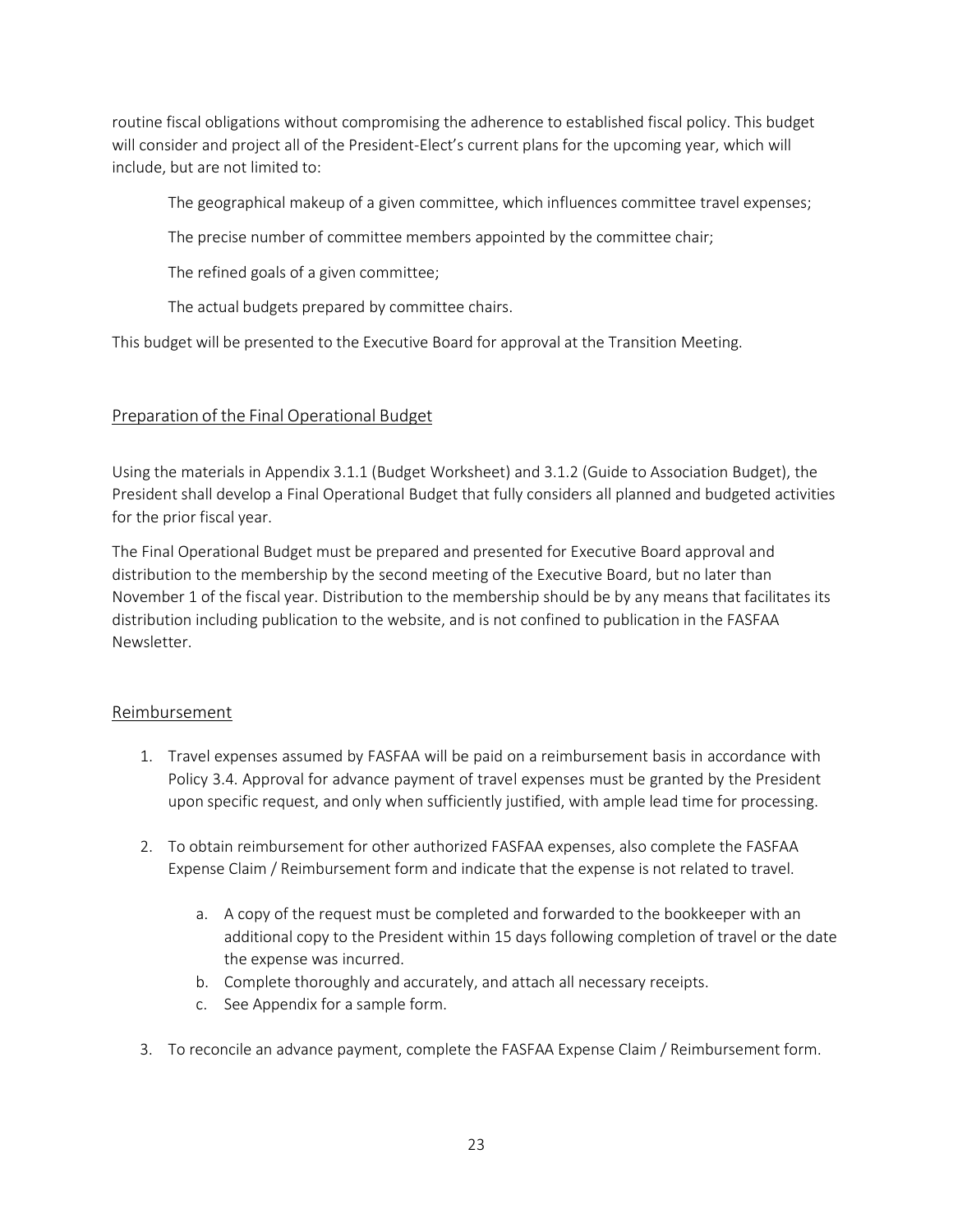routine fiscal obligations without compromising the adherence to established fiscal policy. This budget will consider and project all of the President-Elect's current plans for the upcoming year, which will include, but are not limited to:

The geographical makeup of a given committee, which influences committee travel expenses;

The precise number of committee members appointed by the committee chair;

The refined goals of a given committee;

The actual budgets prepared by committee chairs.

This budget will be presented to the Executive Board for approval at the Transition Meeting.

## Preparation of the Final Operational Budget

Using the materials in Appendix 3.1.1 (Budget Worksheet) and 3.1.2 (Guide to Association Budget), the President shall develop a Final Operational Budget that fully considers all planned and budgeted activities for the prior fiscal year.

The Final Operational Budget must be prepared and presented for Executive Board approval and distribution to the membership by the second meeting of the Executive Board, but no later than November 1 of the fiscal year. Distribution to the membership should be by any means that facilitates its distribution including publication to the website, and is not confined to publication in the FASFAA Newsletter.

## Reimbursement

1. Travel expenses assumed by FASFAA will be paid on a reimbursement basis in accordance with Policy 3.4. Approval for advance payment of travel expenses must be granted by the President upon specific request, and only when sufficiently justified, with ample lead time for processing.

2. To obtain reimbursement for other authorized FASFAA expenses, also complete the FASFAA Expense Claim / Reimbursement form and indicate that the expense is not related to travel.

    a. A copy of the request must be completed and forwarded to the bookkeeper with an additional copy to the President within 15 days following completion of travel or the date the expense was incurred.
    b. Complete thoroughly and accurately, and attach all necessary receipts.
    c. See Appendix for a sample form.

3. To reconcile an advance payment, complete the FASFAA Expense Claim / Reimbursement form.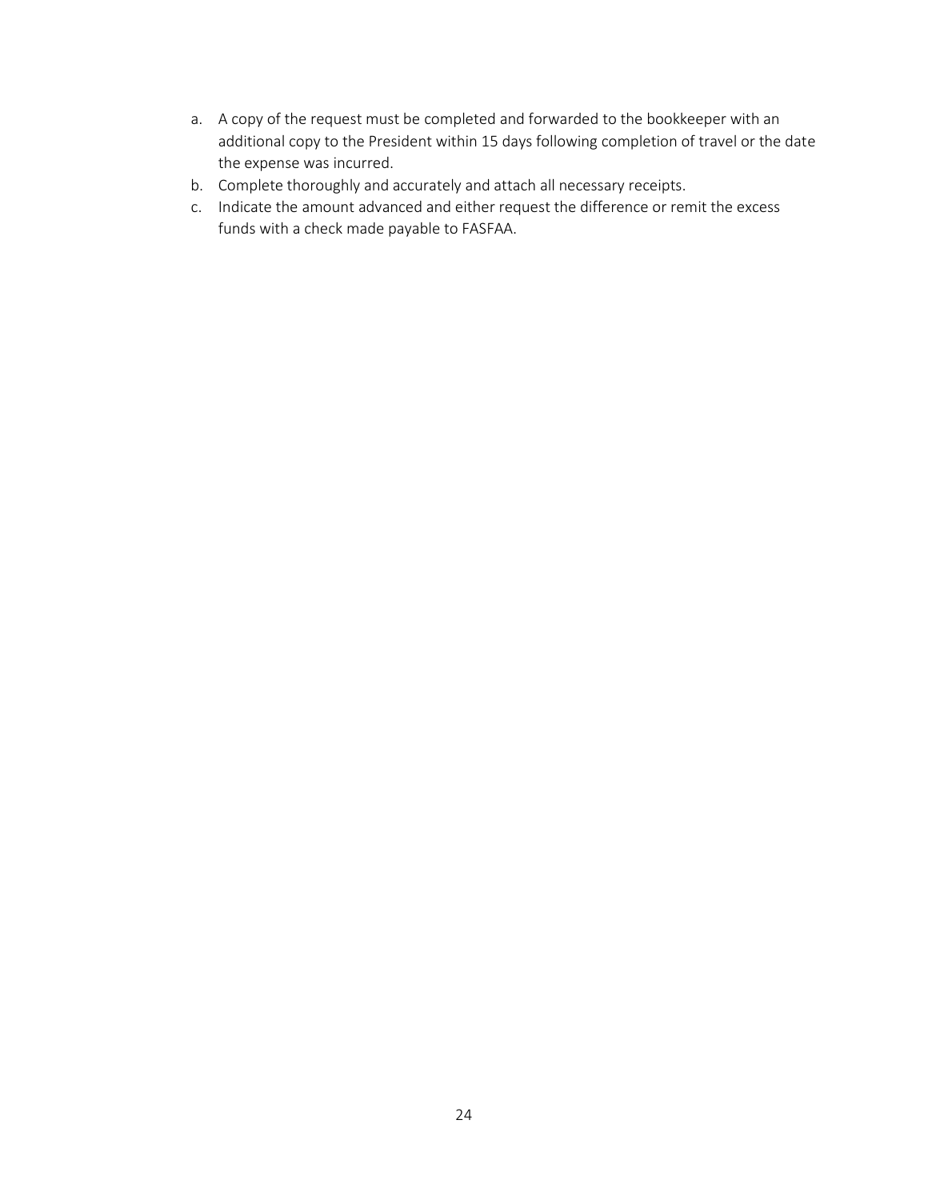a. A copy of the request must be completed and forwarded to the bookkeeper with an additional copy to the President within 15 days following completion of travel or the date the expense was incurred.
b. Complete thoroughly and accurately and attach all necessary receipts.
c. Indicate the amount advanced and either request the difference or remit the excess funds with a check made payable to FASFAA.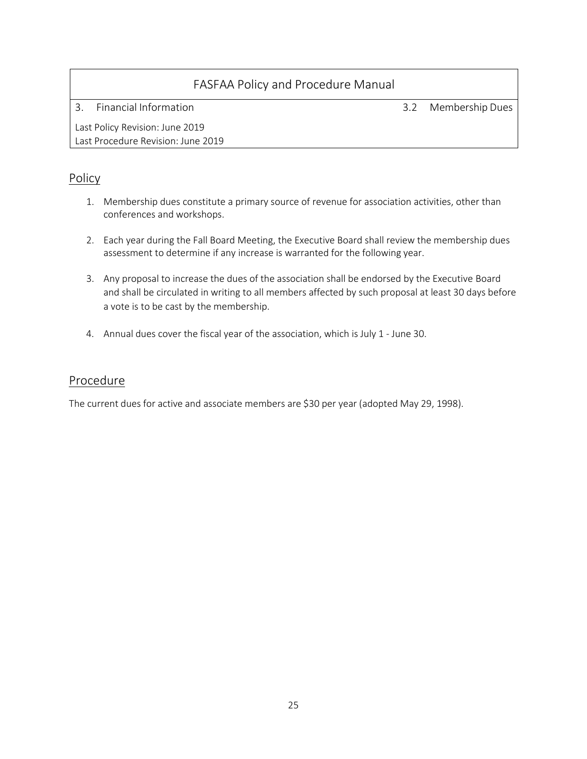| FASFAA Policy and Procedure Manual | |
|---|---|
| 3. Financial Information | 3.2 Membership Dues |
| Last Policy Revision: June 2019<br>Last Procedure Revision: June 2019 | |

## Policy

1. Membership dues constitute a primary source of revenue for association activities, other than conferences and workshops.

2. Each year during the Fall Board Meeting, the Executive Board shall review the membership dues assessment to determine if any increase is warranted for the following year.

3. Any proposal to increase the dues of the association shall be endorsed by the Executive Board and shall be circulated in writing to all members affected by such proposal at least 30 days before a vote is to be cast by the membership.

4. Annual dues cover the fiscal year of the association, which is July 1 - June 30.

## Procedure

The current dues for active and associate members are $30 per year (adopted May 29, 1998).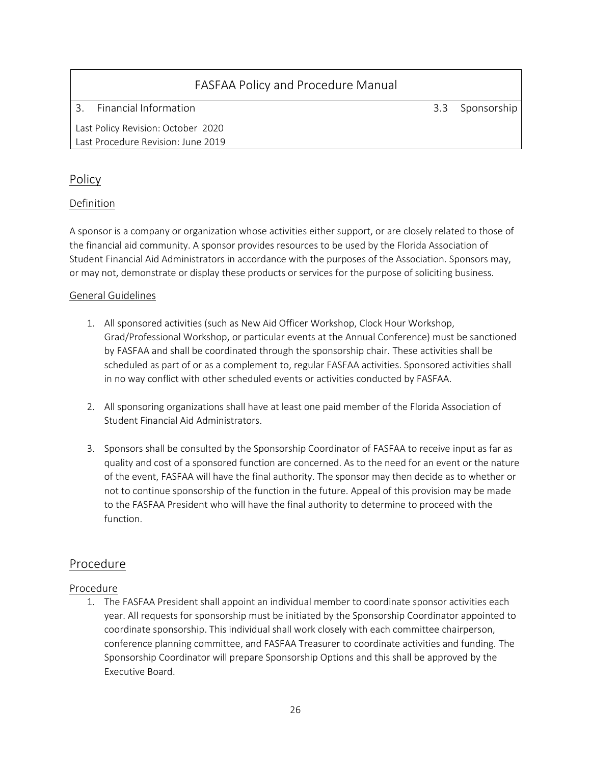| FASFAA Policy and Procedure Manual | |
|---|---|
| 3. Financial Information | 3.3 Sponsorship |
| Last Policy Revision: October 2020<br>Last Procedure Revision: June 2019 | |

## Policy

### Definition

A sponsor is a company or organization whose activities either support, or are closely related to those of the financial aid community. A sponsor provides resources to be used by the Florida Association of Student Financial Aid Administrators in accordance with the purposes of the Association. Sponsors may, or may not, demonstrate or display these products or services for the purpose of soliciting business.

### General Guidelines

1. All sponsored activities (such as New Aid Officer Workshop, Clock Hour Workshop, Grad/Professional Workshop, or particular events at the Annual Conference) must be sanctioned by FASFAA and shall be coordinated through the sponsorship chair. These activities shall be scheduled as part of or as a complement to, regular FASFAA activities. Sponsored activities shall in no way conflict with other scheduled events or activities conducted by FASFAA.

2. All sponsoring organizations shall have at least one paid member of the Florida Association of Student Financial Aid Administrators.

3. Sponsors shall be consulted by the Sponsorship Coordinator of FASFAA to receive input as far as quality and cost of a sponsored function are concerned. As to the need for an event or the nature of the event, FASFAA will have the final authority. The sponsor may then decide as to whether or not to continue sponsorship of the function in the future. Appeal of this provision may be made to the FASFAA President who will have the final authority to determine to proceed with the function.

## Procedure

### Procedure

1. The FASFAA President shall appoint an individual member to coordinate sponsor activities each year. All requests for sponsorship must be initiated by the Sponsorship Coordinator appointed to coordinate sponsorship. This individual shall work closely with each committee chairperson, conference planning committee, and FASFAA Treasurer to coordinate activities and funding. The Sponsorship Coordinator will prepare Sponsorship Options and this shall be approved by the Executive Board.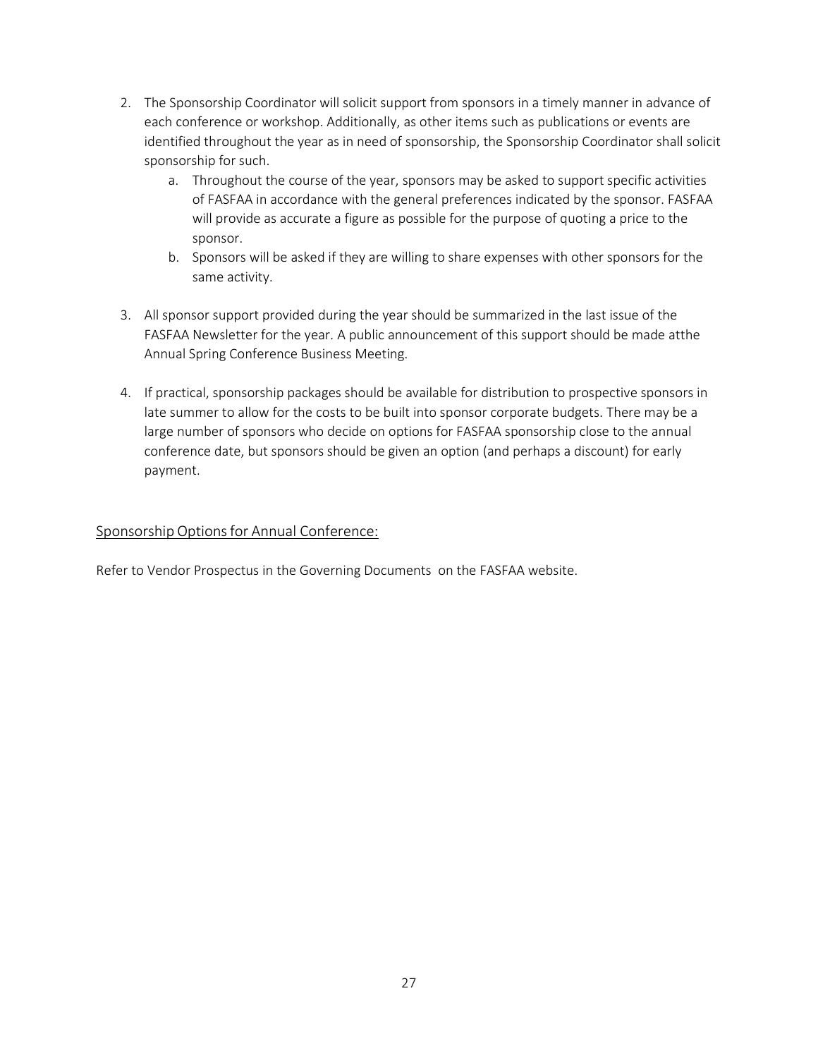2. The Sponsorship Coordinator will solicit support from sponsors in a timely manner in advance of each conference or workshop. Additionally, as other items such as publications or events are identified throughout the year as in need of sponsorship, the Sponsorship Coordinator shall solicit sponsorship for such.
    a. Throughout the course of the year, sponsors may be asked to support specific activities of FASFAA in accordance with the general preferences indicated by the sponsor. FASFAA will provide as accurate a figure as possible for the purpose of quoting a price to the sponsor.
    b. Sponsors will be asked if they are willing to share expenses with other sponsors for the same activity.

3. All sponsor support provided during the year should be summarized in the last issue of the FASFAA Newsletter for the year. A public announcement of this support should be made atthe Annual Spring Conference Business Meeting.

4. If practical, sponsorship packages should be available for distribution to prospective sponsors in late summer to allow for the costs to be built into sponsor corporate budgets. There may be a large number of sponsors who decide on options for FASFAA sponsorship close to the annual conference date, but sponsors should be given an option (and perhaps a discount) for early payment.

## Sponsorship Options for Annual Conference:

Refer to Vendor Prospectus in the Governing Documents on the FASFAA website.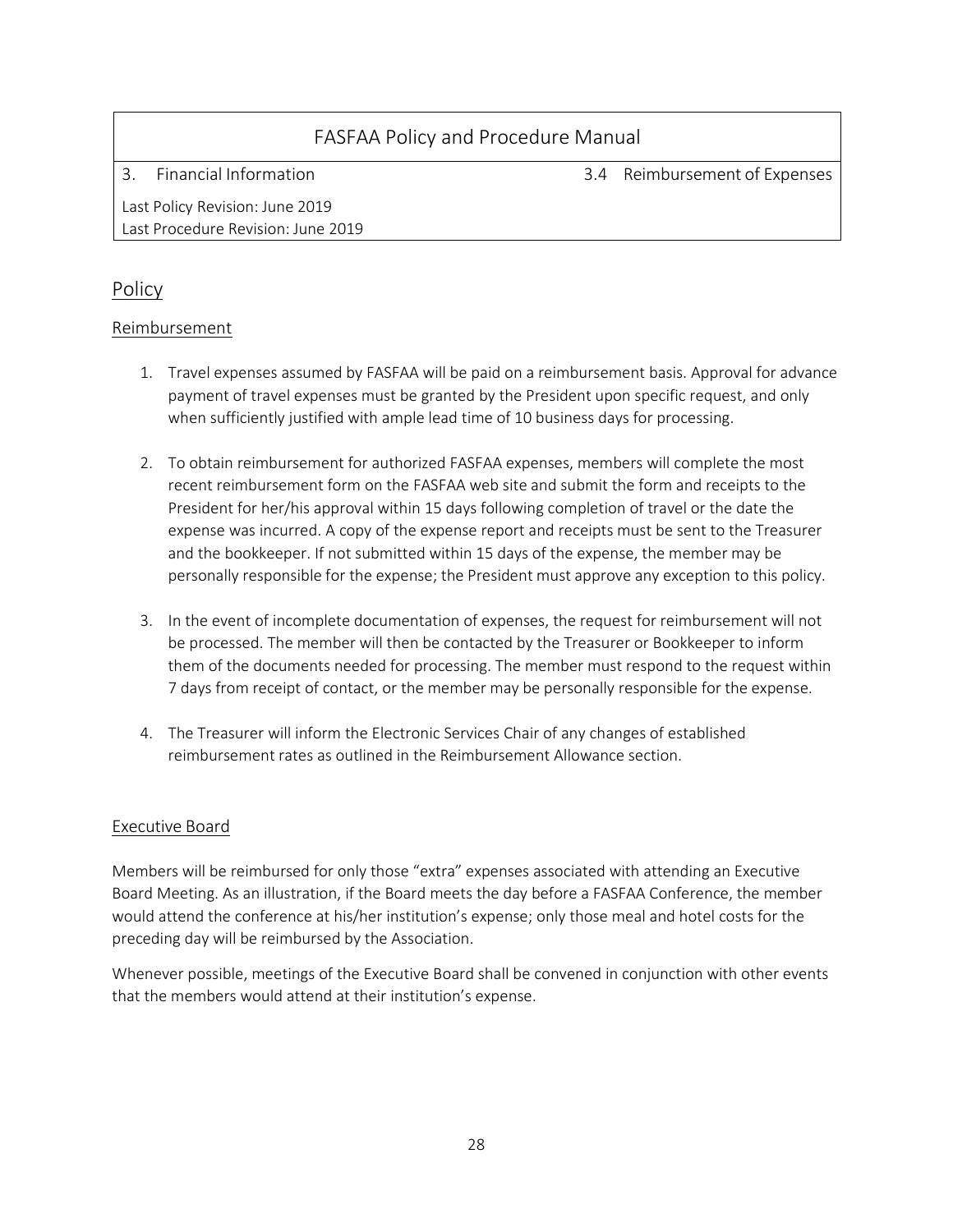| FASFAA Policy and Procedure Manual | |
|---|---|
| 3. Financial Information | 3.4 Reimbursement of Expenses |
| Last Policy Revision: June 2019<br>Last Procedure Revision: June 2019 | |

## Policy

### Reimbursement

1. Travel expenses assumed by FASFAA will be paid on a reimbursement basis. Approval for advance payment of travel expenses must be granted by the President upon specific request, and only when sufficiently justified with ample lead time of 10 business days for processing.

2. To obtain reimbursement for authorized FASFAA expenses, members will complete the most recent reimbursement form on the FASFAA web site and submit the form and receipts to the President for her/his approval within 15 days following completion of travel or the date the expense was incurred. A copy of the expense report and receipts must be sent to the Treasurer and the bookkeeper. If not submitted within 15 days of the expense, the member may be personally responsible for the expense; the President must approve any exception to this policy.

3. In the event of incomplete documentation of expenses, the request for reimbursement will not be processed. The member will then be contacted by the Treasurer or Bookkeeper to inform them of the documents needed for processing. The member must respond to the request within 7 days from receipt of contact, or the member may be personally responsible for the expense.

4. The Treasurer will inform the Electronic Services Chair of any changes of established reimbursement rates as outlined in the Reimbursement Allowance section.

### Executive Board

Members will be reimbursed for only those "extra" expenses associated with attending an Executive Board Meeting. As an illustration, if the Board meets the day before a FASFAA Conference, the member would attend the conference at his/her institution's expense; only those meal and hotel costs for the preceding day will be reimbursed by the Association.

Whenever possible, meetings of the Executive Board shall be convened in conjunction with other events that the members would attend at their institution's expense.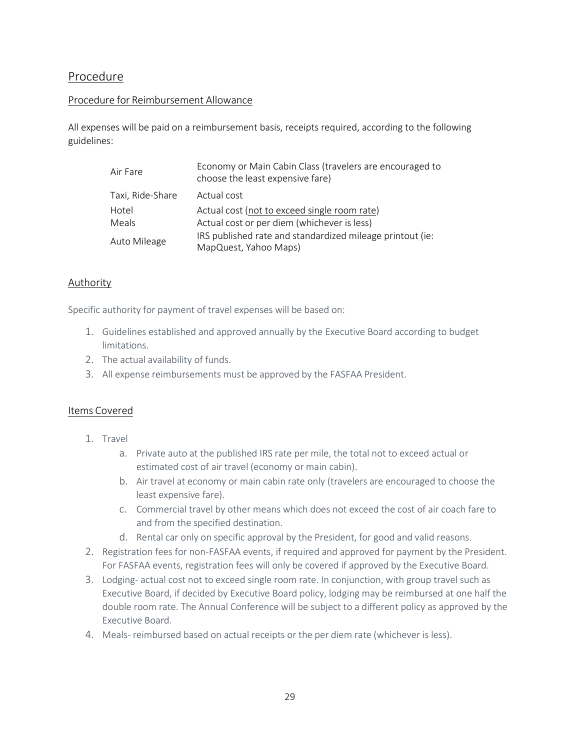# Procedure

## Procedure for Reimbursement Allowance

All expenses will be paid on a reimbursement basis, receipts required, according to the following guidelines:

| | |
|---|---|
| Air Fare | Economy or Main Cabin Class (travelers are encouraged to choose the least expensive fare) |
| Taxi, Ride-Share | Actual cost |
| Hotel | Actual cost (<u>not to exceed single room rate</u>) |
| Meals | Actual cost or per diem (whichever is less) |
| Auto Mileage | IRS published rate and standardized mileage printout (ie: MapQuest, Yahoo Maps) |

## Authority

Specific authority for payment of travel expenses will be based on:

1. Guidelines established and approved annually by the Executive Board according to budget limitations.
2. The actual availability of funds.
3. All expense reimbursements must be approved by the FASFAA President.

## Items Covered

1. Travel
    a. Private auto at the published IRS rate per mile, the total not to exceed actual or estimated cost of air travel (economy or main cabin).
    b. Air travel at economy or main cabin rate only (travelers are encouraged to choose the least expensive fare).
    c. Commercial travel by other means which does not exceed the cost of air coach fare to and from the specified destination.
    d. Rental car only on specific approval by the President, for good and valid reasons.
2. Registration fees for non-FASFAA events, if required and approved for payment by the President. For FASFAA events, registration fees will only be covered if approved by the Executive Board.
3. Lodging- actual cost not to exceed single room rate. In conjunction, with group travel such as Executive Board, if decided by Executive Board policy, lodging may be reimbursed at one half the double room rate. The Annual Conference will be subject to a different policy as approved by the Executive Board.
4. Meals- reimbursed based on actual receipts or the per diem rate (whichever is less).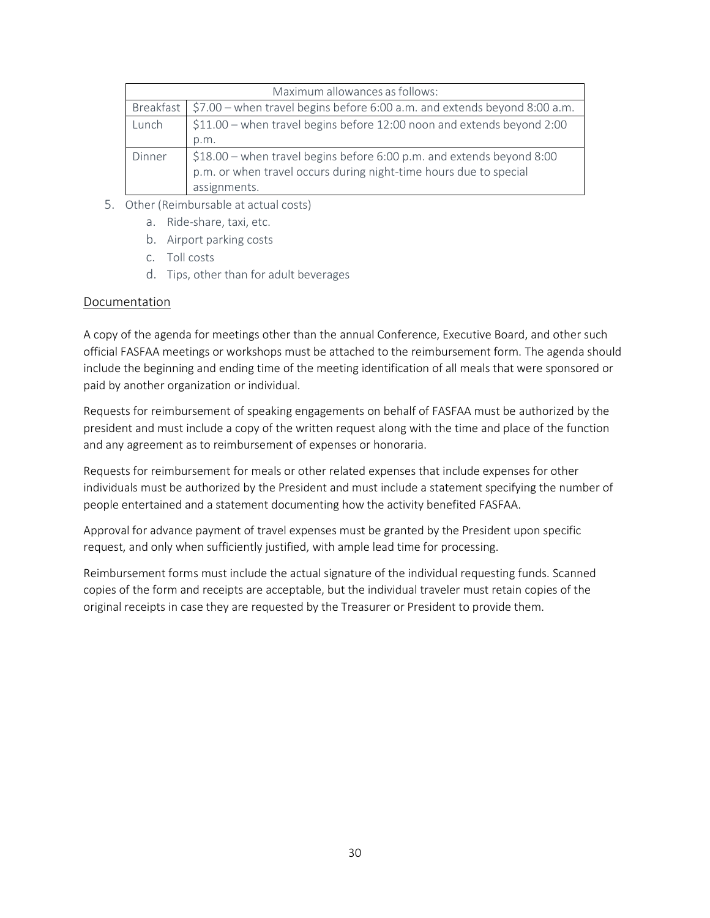| Maximum allowances as follows: | |
|---|---|
| Breakfast | $7.00 – when travel begins before 6:00 a.m. and extends beyond 8:00 a.m. |
| Lunch | $11.00 – when travel begins before 12:00 noon and extends beyond 2:00 p.m. |
| Dinner | $18.00 – when travel begins before 6:00 p.m. and extends beyond 8:00 p.m. or when travel occurs during night-time hours due to special assignments. |

5. Other (Reimbursable at actual costs)
    a. Ride-share, taxi, etc.
    b. Airport parking costs
    c. Toll costs
    d. Tips, other than for adult beverages

## Documentation

A copy of the agenda for meetings other than the annual Conference, Executive Board, and other such official FASFAA meetings or workshops must be attached to the reimbursement form. The agenda should include the beginning and ending time of the meeting identification of all meals that were sponsored or paid by another organization or individual.

Requests for reimbursement of speaking engagements on behalf of FASFAA must be authorized by the president and must include a copy of the written request along with the time and place of the function and any agreement as to reimbursement of expenses or honoraria.

Requests for reimbursement for meals or other related expenses that include expenses for other individuals must be authorized by the President and must include a statement specifying the number of people entertained and a statement documenting how the activity benefited FASFAA.

Approval for advance payment of travel expenses must be granted by the President upon specific request, and only when sufficiently justified, with ample lead time for processing.

Reimbursement forms must include the actual signature of the individual requesting funds. Scanned copies of the form and receipts are acceptable, but the individual traveler must retain copies of the original receipts in case they are requested by the Treasurer or President to provide them.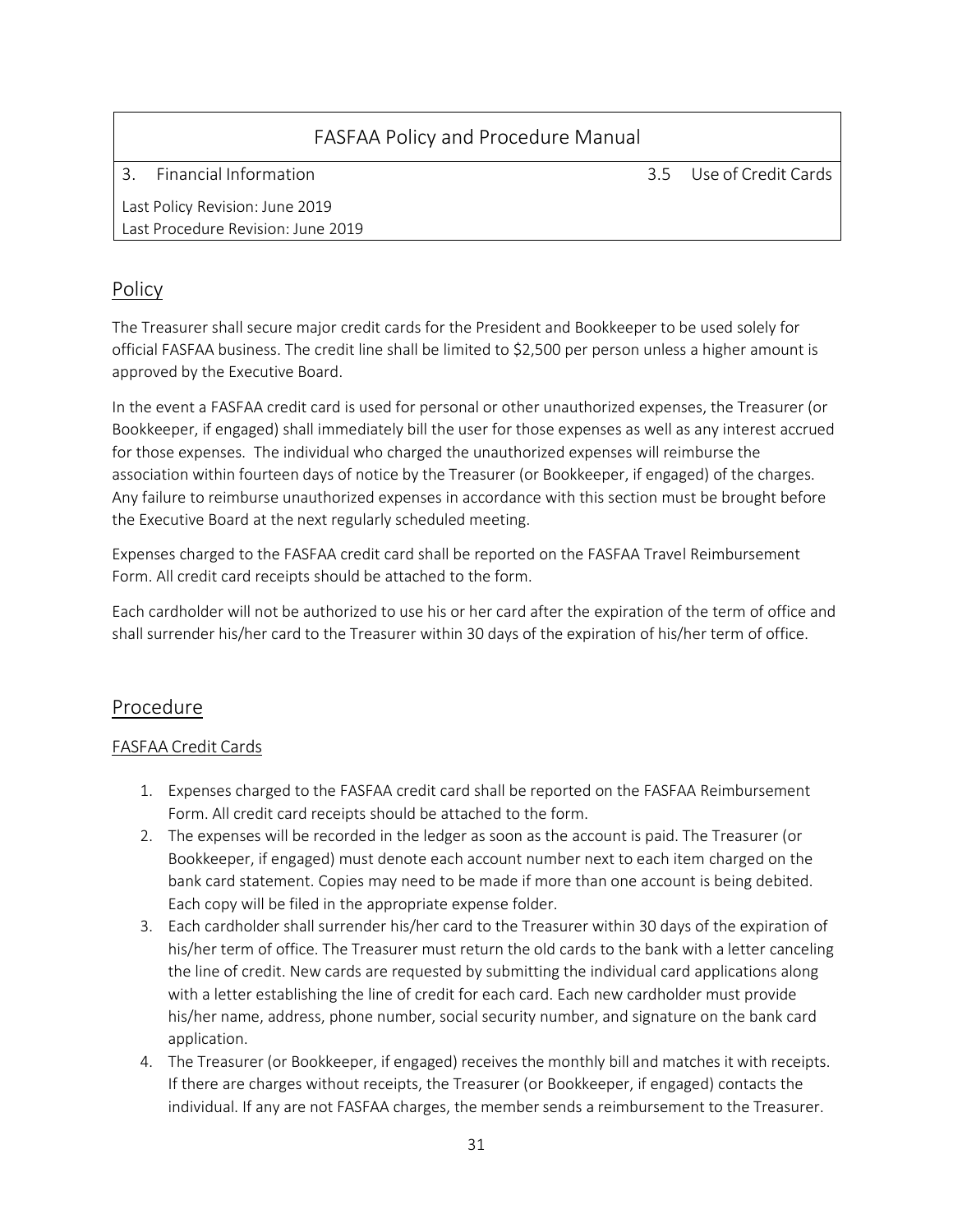| FASFAA Policy and Procedure Manual | |
|---|---|
| 3. Financial Information | 3.5 Use of Credit Cards |
| Last Policy Revision: June 2019<br>Last Procedure Revision: June 2019 | |

## Policy

The Treasurer shall secure major credit cards for the President and Bookkeeper to be used solely for official FASFAA business. The credit line shall be limited to $2,500 per person unless a higher amount is approved by the Executive Board.

In the event a FASFAA credit card is used for personal or other unauthorized expenses, the Treasurer (or Bookkeeper, if engaged) shall immediately bill the user for those expenses as well as any interest accrued for those expenses. The individual who charged the unauthorized expenses will reimburse the association within fourteen days of notice by the Treasurer (or Bookkeeper, if engaged) of the charges. Any failure to reimburse unauthorized expenses in accordance with this section must be brought before the Executive Board at the next regularly scheduled meeting.

Expenses charged to the FASFAA credit card shall be reported on the FASFAA Travel Reimbursement Form. All credit card receipts should be attached to the form.

Each cardholder will not be authorized to use his or her card after the expiration of the term of office and shall surrender his/her card to the Treasurer within 30 days of the expiration of his/her term of office.

## Procedure

### FASFAA Credit Cards

1. Expenses charged to the FASFAA credit card shall be reported on the FASFAA Reimbursement Form. All credit card receipts should be attached to the form.
2. The expenses will be recorded in the ledger as soon as the account is paid. The Treasurer (or Bookkeeper, if engaged) must denote each account number next to each item charged on the bank card statement. Copies may need to be made if more than one account is being debited. Each copy will be filed in the appropriate expense folder.
3. Each cardholder shall surrender his/her card to the Treasurer within 30 days of the expiration of his/her term of office. The Treasurer must return the old cards to the bank with a letter canceling the line of credit. New cards are requested by submitting the individual card applications along with a letter establishing the line of credit for each card. Each new cardholder must provide his/her name, address, phone number, social security number, and signature on the bank card application.
4. The Treasurer (or Bookkeeper, if engaged) receives the monthly bill and matches it with receipts. If there are charges without receipts, the Treasurer (or Bookkeeper, if engaged) contacts the individual. If any are not FASFAA charges, the member sends a reimbursement to the Treasurer.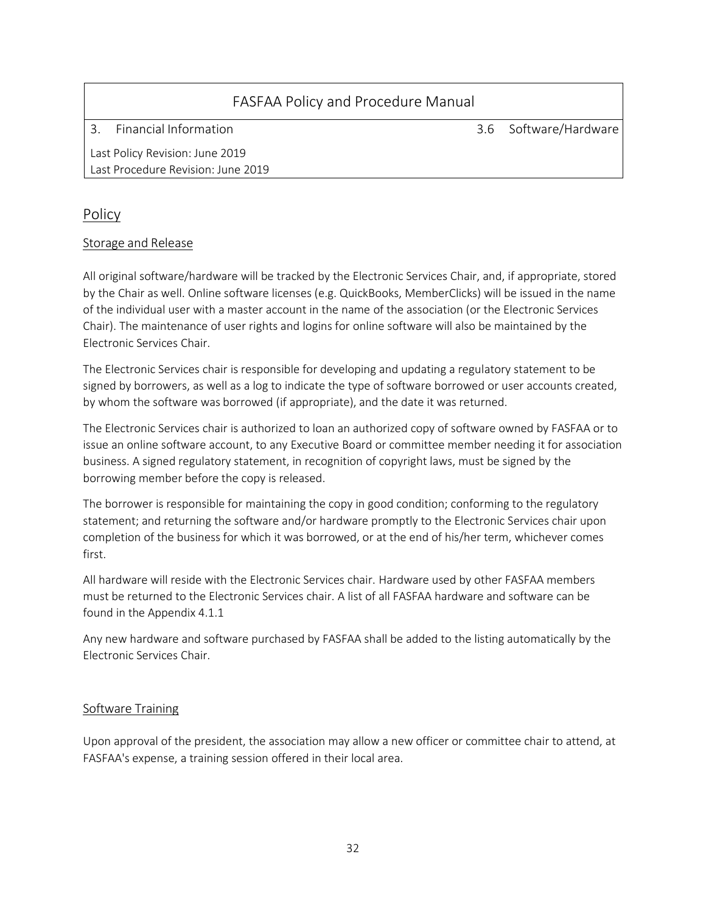| FASFAA Policy and Procedure Manual | |
|---|---|
| 3. Financial Information | 3.6 Software/Hardware |
| Last Policy Revision: June 2019<br>Last Procedure Revision: June 2019 | |

## Policy

### Storage and Release

All original software/hardware will be tracked by the Electronic Services Chair, and, if appropriate, stored by the Chair as well. Online software licenses (e.g. QuickBooks, MemberClicks) will be issued in the name of the individual user with a master account in the name of the association (or the Electronic Services Chair). The maintenance of user rights and logins for online software will also be maintained by the Electronic Services Chair.

The Electronic Services chair is responsible for developing and updating a regulatory statement to be signed by borrowers, as well as a log to indicate the type of software borrowed or user accounts created, by whom the software was borrowed (if appropriate), and the date it was returned.

The Electronic Services chair is authorized to loan an authorized copy of software owned by FASFAA or to issue an online software account, to any Executive Board or committee member needing it for association business. A signed regulatory statement, in recognition of copyright laws, must be signed by the borrowing member before the copy is released.

The borrower is responsible for maintaining the copy in good condition; conforming to the regulatory statement; and returning the software and/or hardware promptly to the Electronic Services chair upon completion of the business for which it was borrowed, or at the end of his/her term, whichever comes first.

All hardware will reside with the Electronic Services chair. Hardware used by other FASFAA members must be returned to the Electronic Services chair. A list of all FASFAA hardware and software can be found in the Appendix 4.1.1

Any new hardware and software purchased by FASFAA shall be added to the listing automatically by the Electronic Services Chair.

### Software Training

Upon approval of the president, the association may allow a new officer or committee chair to attend, at FASFAA's expense, a training session offered in their local area.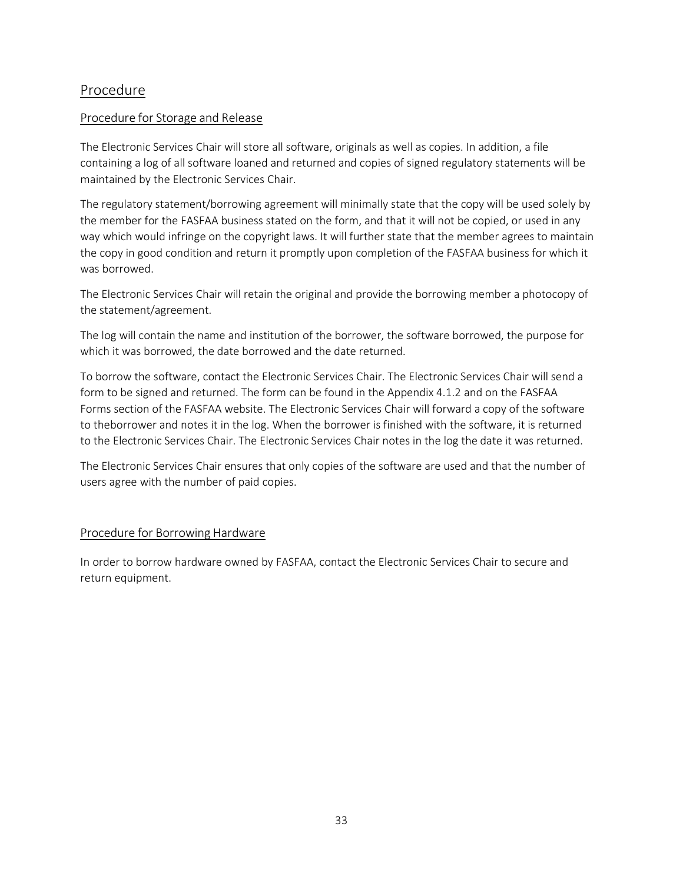## Procedure

### Procedure for Storage and Release

The Electronic Services Chair will store all software, originals as well as copies. In addition, a file containing a log of all software loaned and returned and copies of signed regulatory statements will be maintained by the Electronic Services Chair.

The regulatory statement/borrowing agreement will minimally state that the copy will be used solely by the member for the FASFAA business stated on the form, and that it will not be copied, or used in any way which would infringe on the copyright laws. It will further state that the member agrees to maintain the copy in good condition and return it promptly upon completion of the FASFAA business for which it was borrowed.

The Electronic Services Chair will retain the original and provide the borrowing member a photocopy of the statement/agreement.

The log will contain the name and institution of the borrower, the software borrowed, the purpose for which it was borrowed, the date borrowed and the date returned.

To borrow the software, contact the Electronic Services Chair. The Electronic Services Chair will send a form to be signed and returned. The form can be found in the Appendix 4.1.2 and on the FASFAA Forms section of the FASFAA website. The Electronic Services Chair will forward a copy of the software to theborrower and notes it in the log. When the borrower is finished with the software, it is returned to the Electronic Services Chair. The Electronic Services Chair notes in the log the date it was returned.

The Electronic Services Chair ensures that only copies of the software are used and that the number of users agree with the number of paid copies.

### Procedure for Borrowing Hardware

In order to borrow hardware owned by FASFAA, contact the Electronic Services Chair to secure and return equipment.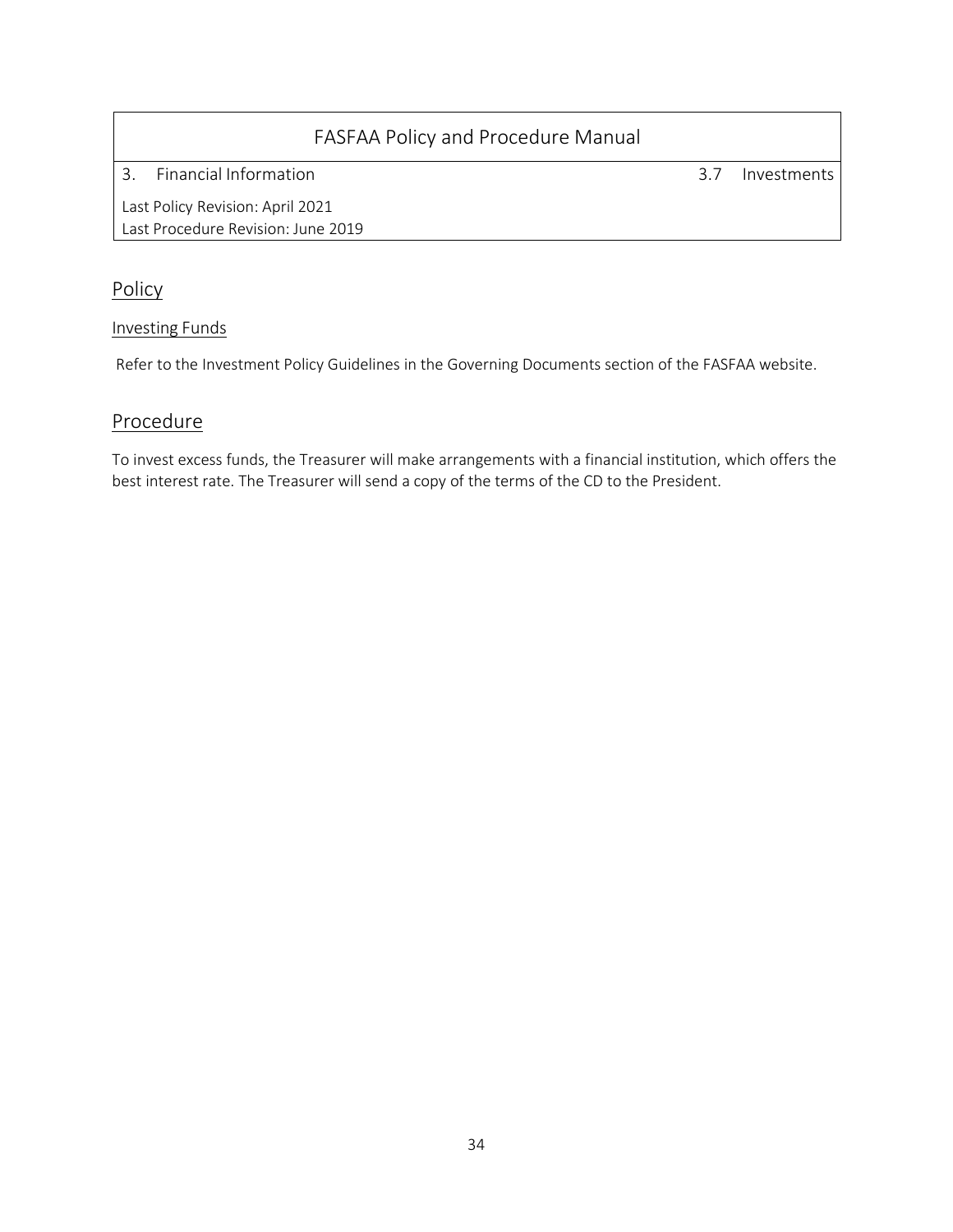| FASFAA Policy and Procedure Manual | |
|---|---|
| 3. Financial Information | 3.7 Investments |
| Last Policy Revision: April 2021<br>Last Procedure Revision: June 2019 | |

## Policy

### Investing Funds

Refer to the Investment Policy Guidelines in the Governing Documents section of the FASFAA website.

## Procedure

To invest excess funds, the Treasurer will make arrangements with a financial institution, which offers the best interest rate. The Treasurer will send a copy of the terms of the CD to the President.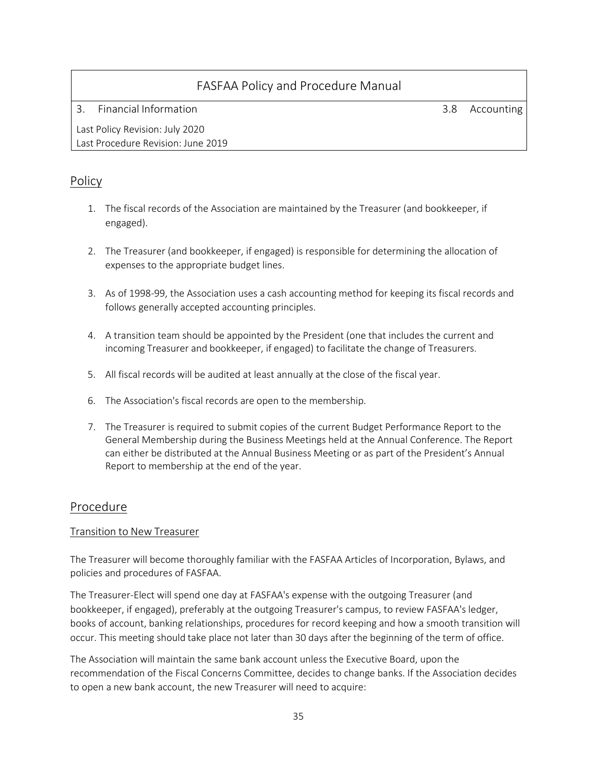| FASFAA Policy and Procedure Manual | |
|---|---|
| 3. Financial Information | 3.8 Accounting |
| Last Policy Revision: July 2020<br>Last Procedure Revision: June 2019 | |

## Policy

1. The fiscal records of the Association are maintained by the Treasurer (and bookkeeper, if engaged).

2. The Treasurer (and bookkeeper, if engaged) is responsible for determining the allocation of expenses to the appropriate budget lines.

3. As of 1998-99, the Association uses a cash accounting method for keeping its fiscal records and follows generally accepted accounting principles.

4. A transition team should be appointed by the President (one that includes the current and incoming Treasurer and bookkeeper, if engaged) to facilitate the change of Treasurers.

5. All fiscal records will be audited at least annually at the close of the fiscal year.

6. The Association's fiscal records are open to the membership.

7. The Treasurer is required to submit copies of the current Budget Performance Report to the General Membership during the Business Meetings held at the Annual Conference. The Report can either be distributed at the Annual Business Meeting or as part of the President's Annual Report to membership at the end of the year.

## Procedure

### Transition to New Treasurer

The Treasurer will become thoroughly familiar with the FASFAA Articles of Incorporation, Bylaws, and policies and procedures of FASFAA.

The Treasurer-Elect will spend one day at FASFAA's expense with the outgoing Treasurer (and bookkeeper, if engaged), preferably at the outgoing Treasurer's campus, to review FASFAA's ledger, books of account, banking relationships, procedures for record keeping and how a smooth transition will occur. This meeting should take place not later than 30 days after the beginning of the term of office.

The Association will maintain the same bank account unless the Executive Board, upon the recommendation of the Fiscal Concerns Committee, decides to change banks. If the Association decides to open a new bank account, the new Treasurer will need to acquire: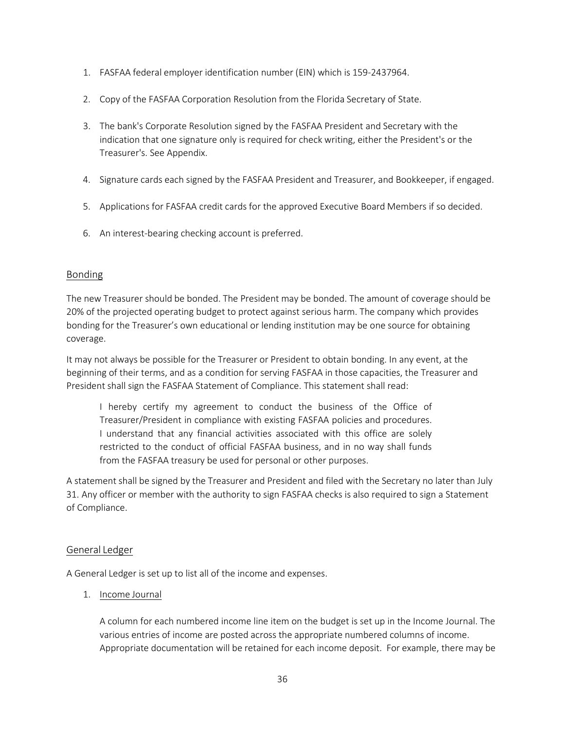1. FASFAA federal employer identification number (EIN) which is 159-2437964.

2. Copy of the FASFAA Corporation Resolution from the Florida Secretary of State.

3. The bank's Corporate Resolution signed by the FASFAA President and Secretary with the indication that one signature only is required for check writing, either the President's or the Treasurer's. See Appendix.

4. Signature cards each signed by the FASFAA President and Treasurer, and Bookkeeper, if engaged.

5. Applications for FASFAA credit cards for the approved Executive Board Members if so decided.

6. An interest-bearing checking account is preferred.

## Bonding

The new Treasurer should be bonded. The President may be bonded. The amount of coverage should be 20% of the projected operating budget to protect against serious harm. The company which provides bonding for the Treasurer's own educational or lending institution may be one source for obtaining coverage.

It may not always be possible for the Treasurer or President to obtain bonding. In any event, at the beginning of their terms, and as a condition for serving FASFAA in those capacities, the Treasurer and President shall sign the FASFAA Statement of Compliance. This statement shall read:

> I hereby certify my agreement to conduct the business of the Office of Treasurer/President in compliance with existing FASFAA policies and procedures. I understand that any financial activities associated with this office are solely restricted to the conduct of official FASFAA business, and in no way shall funds from the FASFAA treasury be used for personal or other purposes.

A statement shall be signed by the Treasurer and President and filed with the Secretary no later than July 31. Any officer or member with the authority to sign FASFAA checks is also required to sign a Statement of Compliance.

## General Ledger

A General Ledger is set up to list all of the income and expenses.

1. Income Journal

   A column for each numbered income line item on the budget is set up in the Income Journal. The various entries of income are posted across the appropriate numbered columns of income. Appropriate documentation will be retained for each income deposit. For example, there may be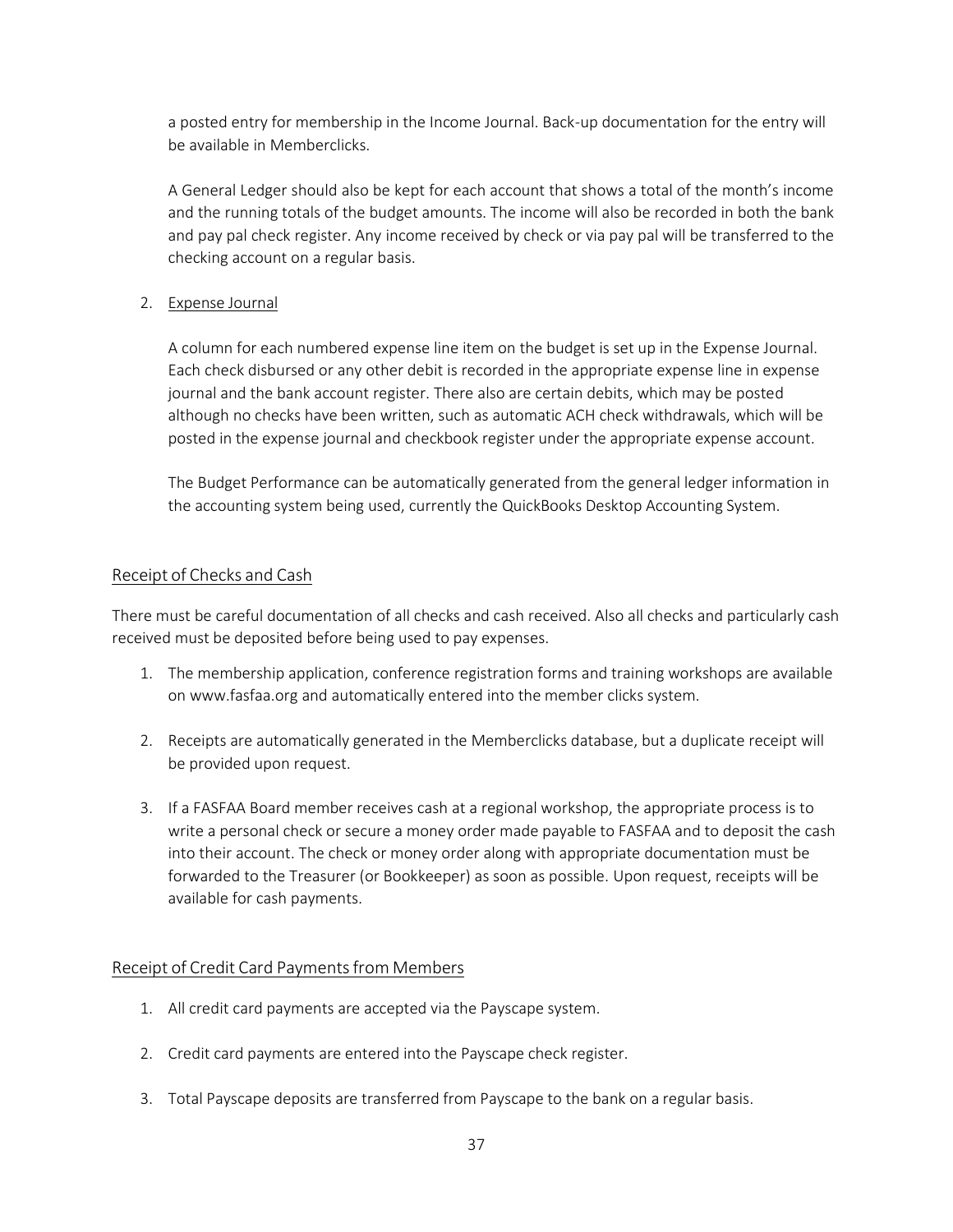a posted entry for membership in the Income Journal. Back-up documentation for the entry will be available in Memberclicks.

A General Ledger should also be kept for each account that shows a total of the month's income and the running totals of the budget amounts. The income will also be recorded in both the bank and pay pal check register. Any income received by check or via pay pal will be transferred to the checking account on a regular basis.

2. Expense Journal

   A column for each numbered expense line item on the budget is set up in the Expense Journal. Each check disbursed or any other debit is recorded in the appropriate expense line in expense journal and the bank account register. There also are certain debits, which may be posted although no checks have been written, such as automatic ACH check withdrawals, which will be posted in the expense journal and checkbook register under the appropriate expense account.

   The Budget Performance can be automatically generated from the general ledger information in the accounting system being used, currently the QuickBooks Desktop Accounting System.

## Receipt of Checks and Cash

There must be careful documentation of all checks and cash received. Also all checks and particularly cash received must be deposited before being used to pay expenses.

1. The membership application, conference registration forms and training workshops are available on www.fasfaa.org and automatically entered into the member clicks system.

2. Receipts are automatically generated in the Memberclicks database, but a duplicate receipt will be provided upon request.

3. If a FASFAA Board member receives cash at a regional workshop, the appropriate process is to write a personal check or secure a money order made payable to FASFAA and to deposit the cash into their account. The check or money order along with appropriate documentation must be forwarded to the Treasurer (or Bookkeeper) as soon as possible. Upon request, receipts will be available for cash payments.

## Receipt of Credit Card Payments from Members

1. All credit card payments are accepted via the Payscape system.

2. Credit card payments are entered into the Payscape check register.

3. Total Payscape deposits are transferred from Payscape to the bank on a regular basis.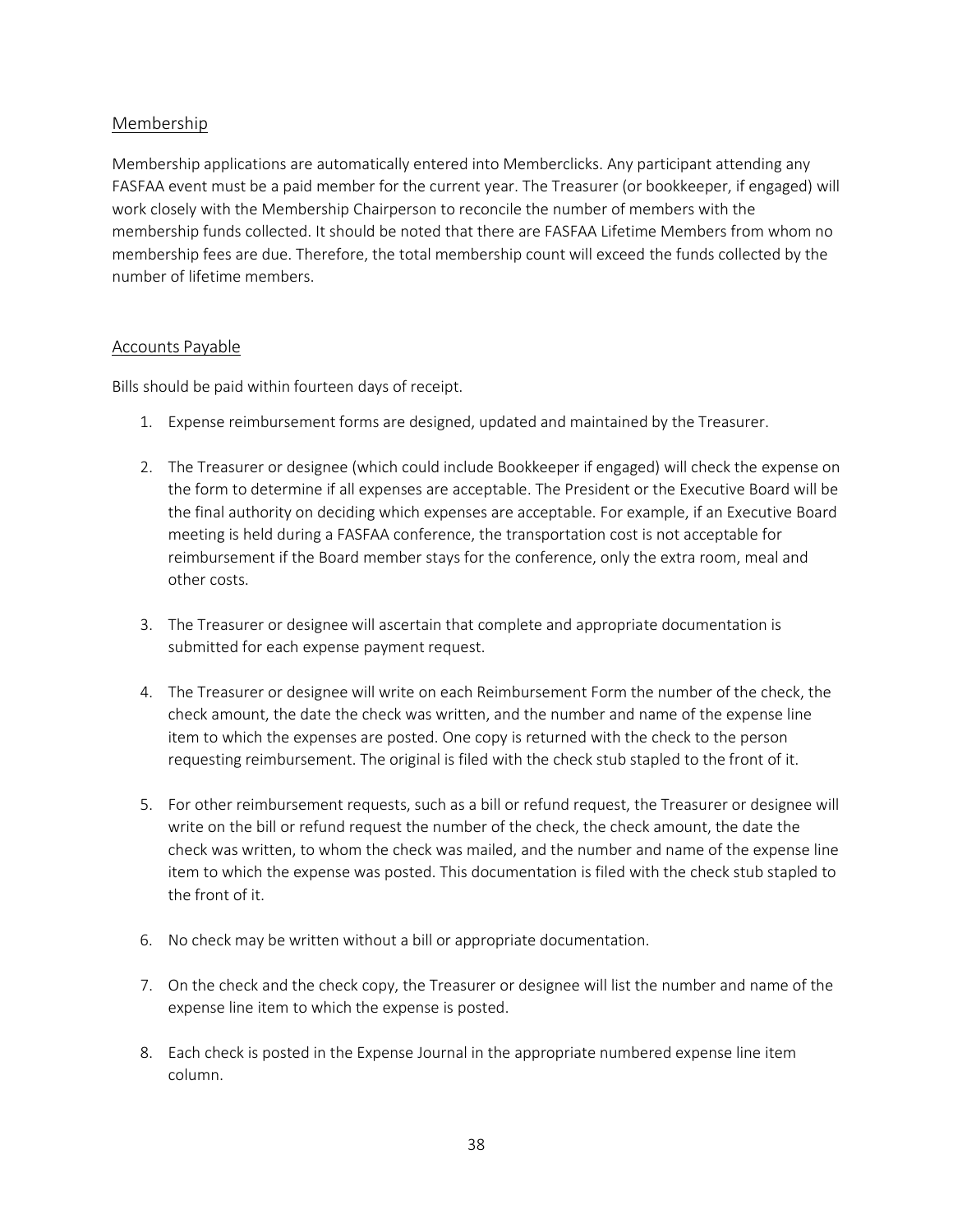## Membership

Membership applications are automatically entered into Memberclicks. Any participant attending any FASFAA event must be a paid member for the current year. The Treasurer (or bookkeeper, if engaged) will work closely with the Membership Chairperson to reconcile the number of members with the membership funds collected. It should be noted that there are FASFAA Lifetime Members from whom no membership fees are due. Therefore, the total membership count will exceed the funds collected by the number of lifetime members.

## Accounts Payable

Bills should be paid within fourteen days of receipt.

1. Expense reimbursement forms are designed, updated and maintained by the Treasurer.

2. The Treasurer or designee (which could include Bookkeeper if engaged) will check the expense on the form to determine if all expenses are acceptable. The President or the Executive Board will be the final authority on deciding which expenses are acceptable. For example, if an Executive Board meeting is held during a FASFAA conference, the transportation cost is not acceptable for reimbursement if the Board member stays for the conference, only the extra room, meal and other costs.

3. The Treasurer or designee will ascertain that complete and appropriate documentation is submitted for each expense payment request.

4. The Treasurer or designee will write on each Reimbursement Form the number of the check, the check amount, the date the check was written, and the number and name of the expense line item to which the expenses are posted. One copy is returned with the check to the person requesting reimbursement. The original is filed with the check stub stapled to the front of it.

5. For other reimbursement requests, such as a bill or refund request, the Treasurer or designee will write on the bill or refund request the number of the check, the check amount, the date the check was written, to whom the check was mailed, and the number and name of the expense line item to which the expense was posted. This documentation is filed with the check stub stapled to the front of it.

6. No check may be written without a bill or appropriate documentation.

7. On the check and the check copy, the Treasurer or designee will list the number and name of the expense line item to which the expense is posted.

8. Each check is posted in the Expense Journal in the appropriate numbered expense line item column.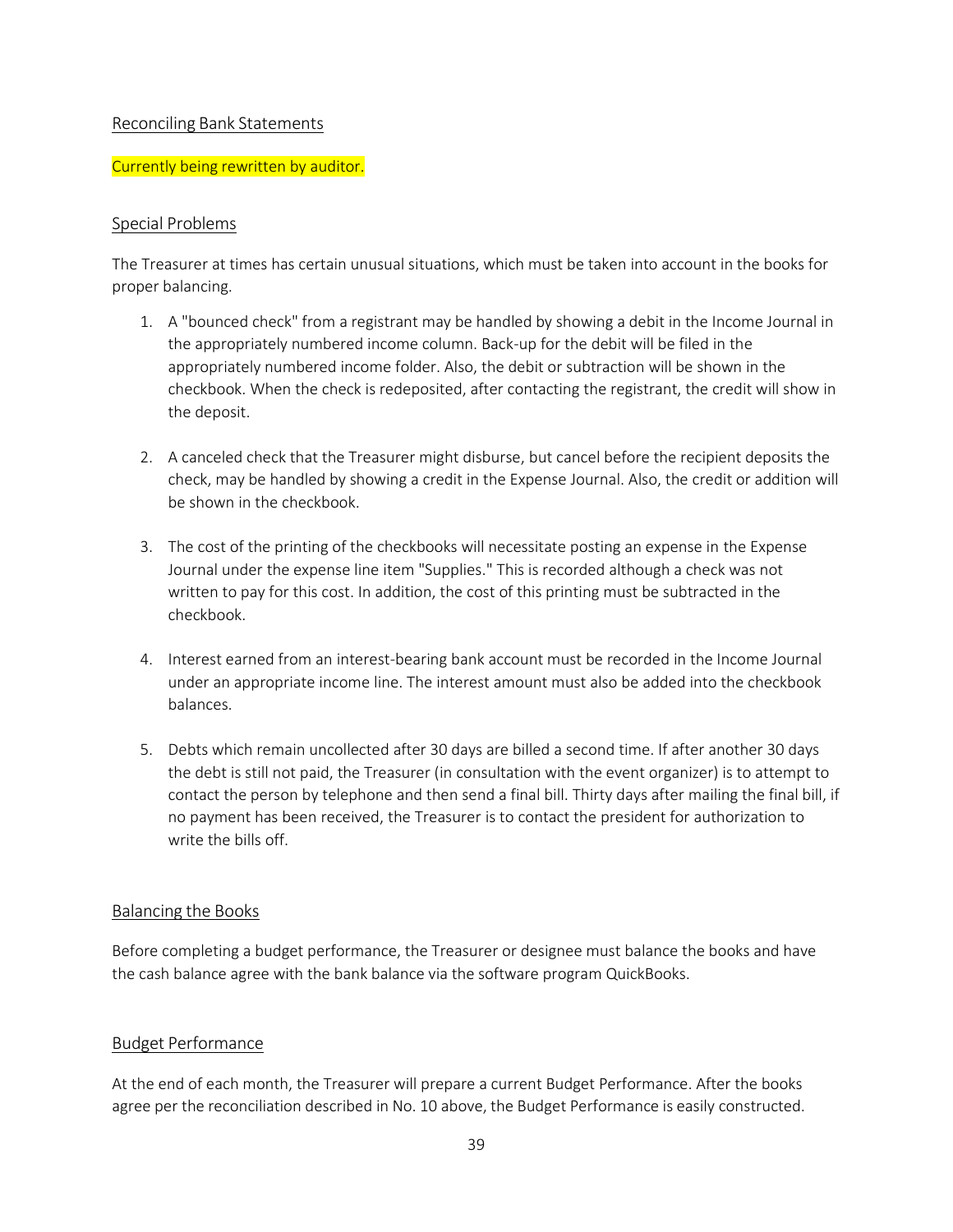## Reconciling Bank Statements

Currently being rewritten by auditor.

## Special Problems

The Treasurer at times has certain unusual situations, which must be taken into account in the books for proper balancing.

1. A "bounced check" from a registrant may be handled by showing a debit in the Income Journal in the appropriately numbered income column. Back-up for the debit will be filed in the appropriately numbered income folder. Also, the debit or subtraction will be shown in the checkbook. When the check is redeposited, after contacting the registrant, the credit will show in the deposit.

2. A canceled check that the Treasurer might disburse, but cancel before the recipient deposits the check, may be handled by showing a credit in the Expense Journal. Also, the credit or addition will be shown in the checkbook.

3. The cost of the printing of the checkbooks will necessitate posting an expense in the Expense Journal under the expense line item "Supplies." This is recorded although a check was not written to pay for this cost. In addition, the cost of this printing must be subtracted in the checkbook.

4. Interest earned from an interest-bearing bank account must be recorded in the Income Journal under an appropriate income line. The interest amount must also be added into the checkbook balances.

5. Debts which remain uncollected after 30 days are billed a second time. If after another 30 days the debt is still not paid, the Treasurer (in consultation with the event organizer) is to attempt to contact the person by telephone and then send a final bill. Thirty days after mailing the final bill, if no payment has been received, the Treasurer is to contact the president for authorization to write the bills off.

## Balancing the Books

Before completing a budget performance, the Treasurer or designee must balance the books and have the cash balance agree with the bank balance via the software program QuickBooks.

## Budget Performance

At the end of each month, the Treasurer will prepare a current Budget Performance. After the books agree per the reconciliation described in No. 10 above, the Budget Performance is easily constructed.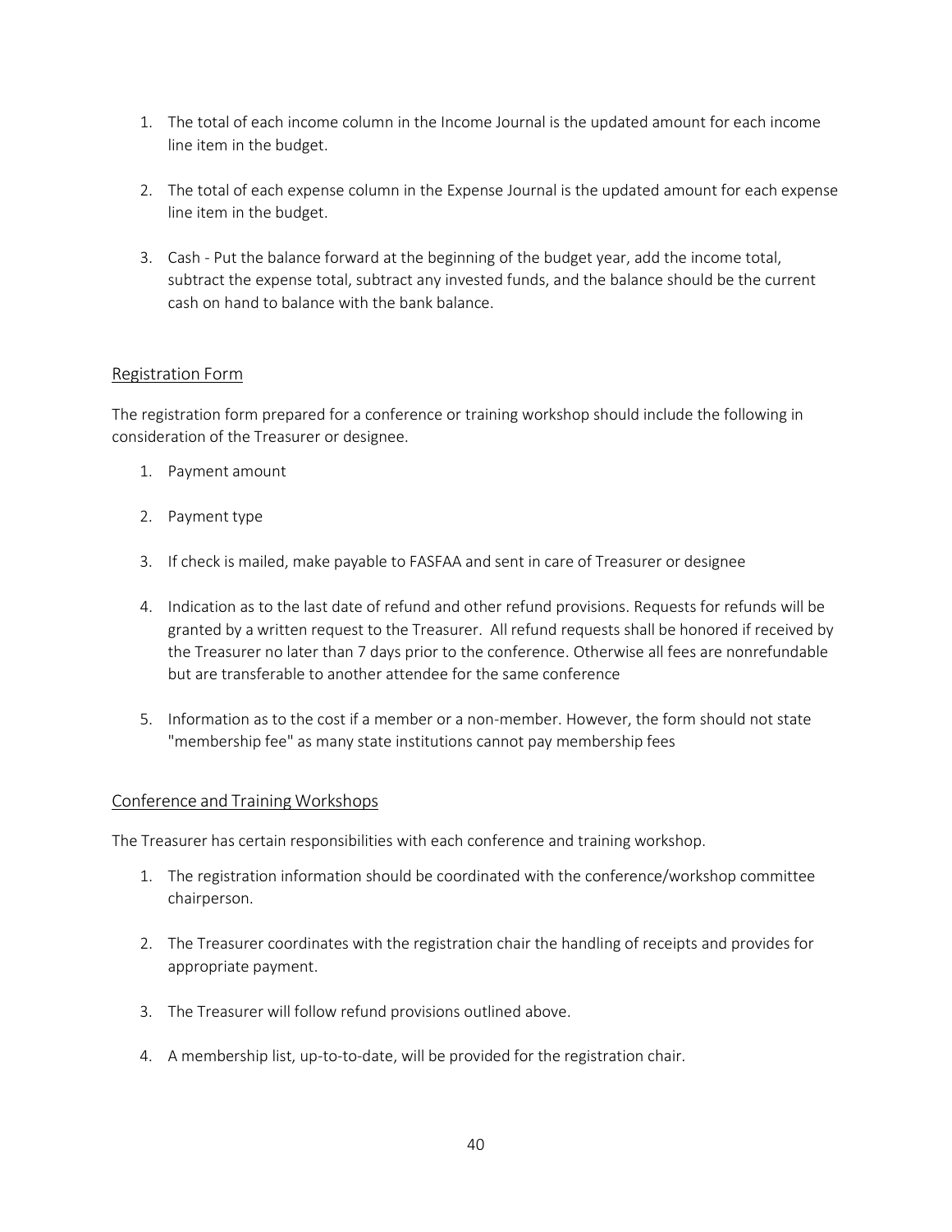1. The total of each income column in the Income Journal is the updated amount for each income line item in the budget.

2. The total of each expense column in the Expense Journal is the updated amount for each expense line item in the budget.

3. Cash - Put the balance forward at the beginning of the budget year, add the income total, subtract the expense total, subtract any invested funds, and the balance should be the current cash on hand to balance with the bank balance.

## Registration Form

The registration form prepared for a conference or training workshop should include the following in consideration of the Treasurer or designee.

1. Payment amount

2. Payment type

3. If check is mailed, make payable to FASFAA and sent in care of Treasurer or designee

4. Indication as to the last date of refund and other refund provisions. Requests for refunds will be granted by a written request to the Treasurer. All refund requests shall be honored if received by the Treasurer no later than 7 days prior to the conference. Otherwise all fees are nonrefundable but are transferable to another attendee for the same conference

5. Information as to the cost if a member or a non-member. However, the form should not state "membership fee" as many state institutions cannot pay membership fees

## Conference and Training Workshops

The Treasurer has certain responsibilities with each conference and training workshop.

1. The registration information should be coordinated with the conference/workshop committee chairperson.

2. The Treasurer coordinates with the registration chair the handling of receipts and provides for appropriate payment.

3. The Treasurer will follow refund provisions outlined above.

4. A membership list, up-to-to-date, will be provided for the registration chair.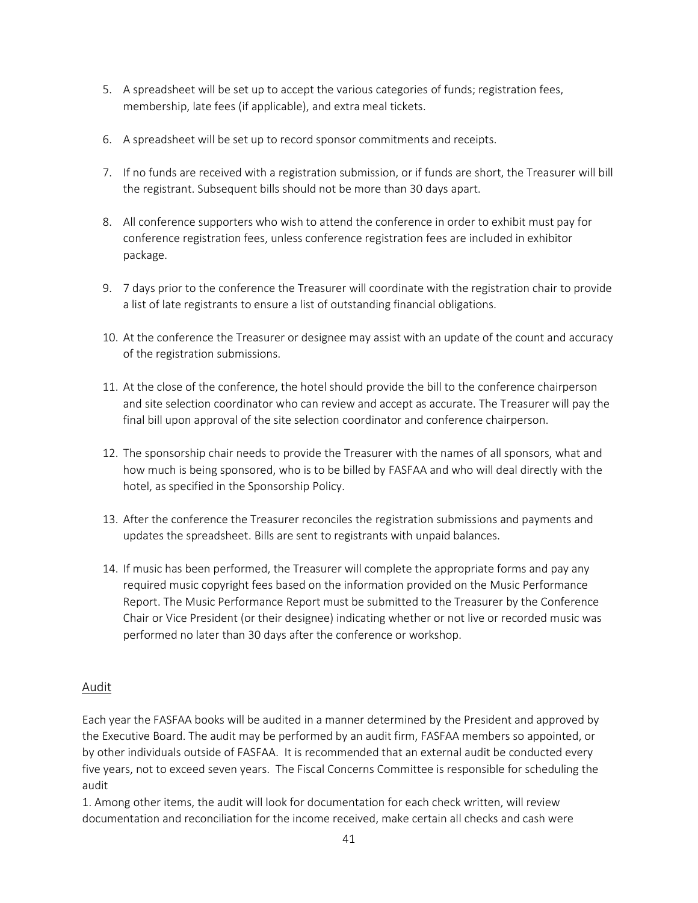5. A spreadsheet will be set up to accept the various categories of funds; registration fees, membership, late fees (if applicable), and extra meal tickets.

6. A spreadsheet will be set up to record sponsor commitments and receipts.

7. If no funds are received with a registration submission, or if funds are short, the Treasurer will bill the registrant. Subsequent bills should not be more than 30 days apart.

8. All conference supporters who wish to attend the conference in order to exhibit must pay for conference registration fees, unless conference registration fees are included in exhibitor package.

9. 7 days prior to the conference the Treasurer will coordinate with the registration chair to provide a list of late registrants to ensure a list of outstanding financial obligations.

10. At the conference the Treasurer or designee may assist with an update of the count and accuracy of the registration submissions.

11. At the close of the conference, the hotel should provide the bill to the conference chairperson and site selection coordinator who can review and accept as accurate. The Treasurer will pay the final bill upon approval of the site selection coordinator and conference chairperson.

12. The sponsorship chair needs to provide the Treasurer with the names of all sponsors, what and how much is being sponsored, who is to be billed by FASFAA and who will deal directly with the hotel, as specified in the Sponsorship Policy.

13. After the conference the Treasurer reconciles the registration submissions and payments and updates the spreadsheet. Bills are sent to registrants with unpaid balances.

14. If music has been performed, the Treasurer will complete the appropriate forms and pay any required music copyright fees based on the information provided on the Music Performance Report. The Music Performance Report must be submitted to the Treasurer by the Conference Chair or Vice President (or their designee) indicating whether or not live or recorded music was performed no later than 30 days after the conference or workshop.

## Audit

Each year the FASFAA books will be audited in a manner determined by the President and approved by the Executive Board. The audit may be performed by an audit firm, FASFAA members so appointed, or by other individuals outside of FASFAA. It is recommended that an external audit be conducted every five years, not to exceed seven years. The Fiscal Concerns Committee is responsible for scheduling the audit

1. Among other items, the audit will look for documentation for each check written, will review documentation and reconciliation for the income received, make certain all checks and cash were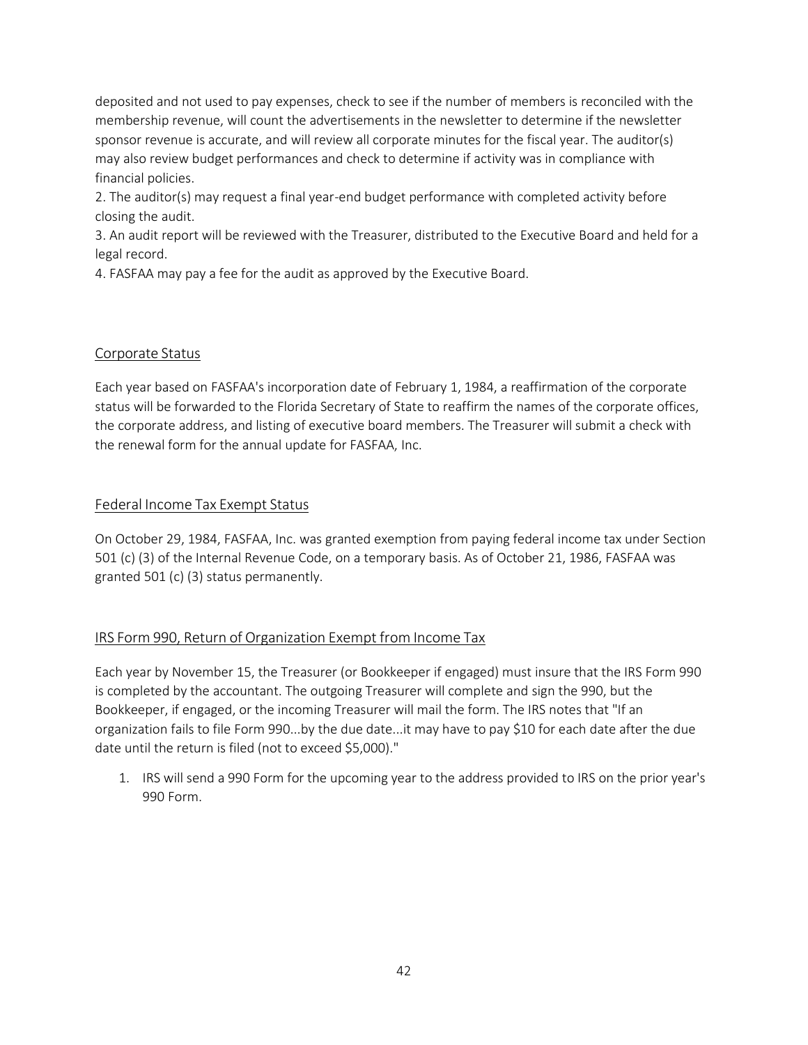deposited and not used to pay expenses, check to see if the number of members is reconciled with the membership revenue, will count the advertisements in the newsletter to determine if the newsletter sponsor revenue is accurate, and will review all corporate minutes for the fiscal year. The auditor(s) may also review budget performances and check to determine if activity was in compliance with financial policies.

2. The auditor(s) may request a final year-end budget performance with completed activity before closing the audit.

3. An audit report will be reviewed with the Treasurer, distributed to the Executive Board and held for a legal record.

4. FASFAA may pay a fee for the audit as approved by the Executive Board.

## Corporate Status

Each year based on FASFAA's incorporation date of February 1, 1984, a reaffirmation of the corporate status will be forwarded to the Florida Secretary of State to reaffirm the names of the corporate offices, the corporate address, and listing of executive board members. The Treasurer will submit a check with the renewal form for the annual update for FASFAA, Inc.

## Federal Income Tax Exempt Status

On October 29, 1984, FASFAA, Inc. was granted exemption from paying federal income tax under Section 501 (c) (3) of the Internal Revenue Code, on a temporary basis. As of October 21, 1986, FASFAA was granted 501 (c) (3) status permanently.

## IRS Form 990, Return of Organization Exempt from Income Tax

Each year by November 15, the Treasurer (or Bookkeeper if engaged) must insure that the IRS Form 990 is completed by the accountant. The outgoing Treasurer will complete and sign the 990, but the Bookkeeper, if engaged, or the incoming Treasurer will mail the form. The IRS notes that "If an organization fails to file Form 990...by the due date...it may have to pay $10 for each date after the due date until the return is filed (not to exceed $5,000)."

1. IRS will send a 990 Form for the upcoming year to the address provided to IRS on the prior year's 990 Form.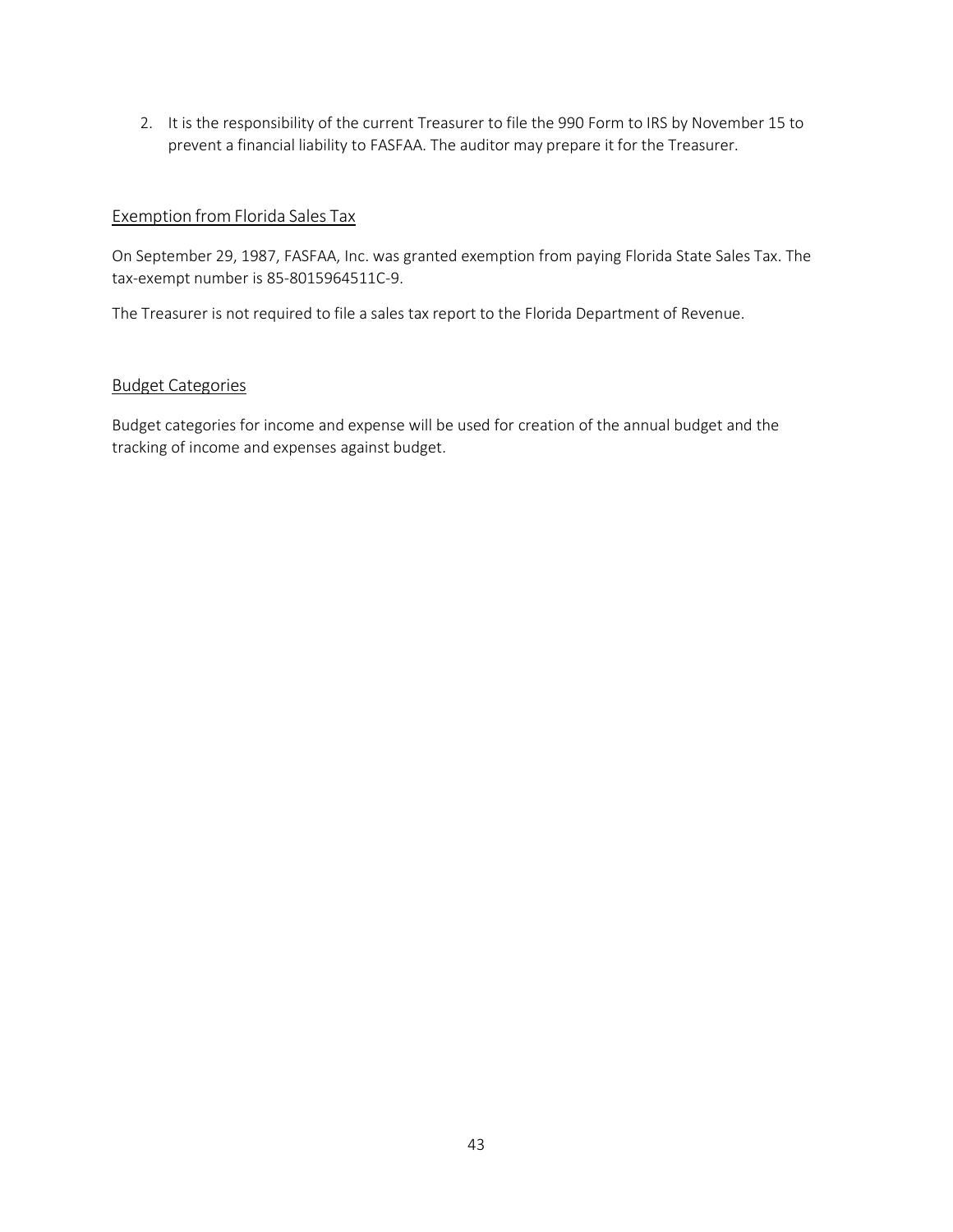2. It is the responsibility of the current Treasurer to file the 990 Form to IRS by November 15 to prevent a financial liability to FASFAA. The auditor may prepare it for the Treasurer.

## Exemption from Florida Sales Tax

On September 29, 1987, FASFAA, Inc. was granted exemption from paying Florida State Sales Tax. The tax-exempt number is 85-8015964511C-9.

The Treasurer is not required to file a sales tax report to the Florida Department of Revenue.

## Budget Categories

Budget categories for income and expense will be used for creation of the annual budget and the tracking of income and expenses against budget.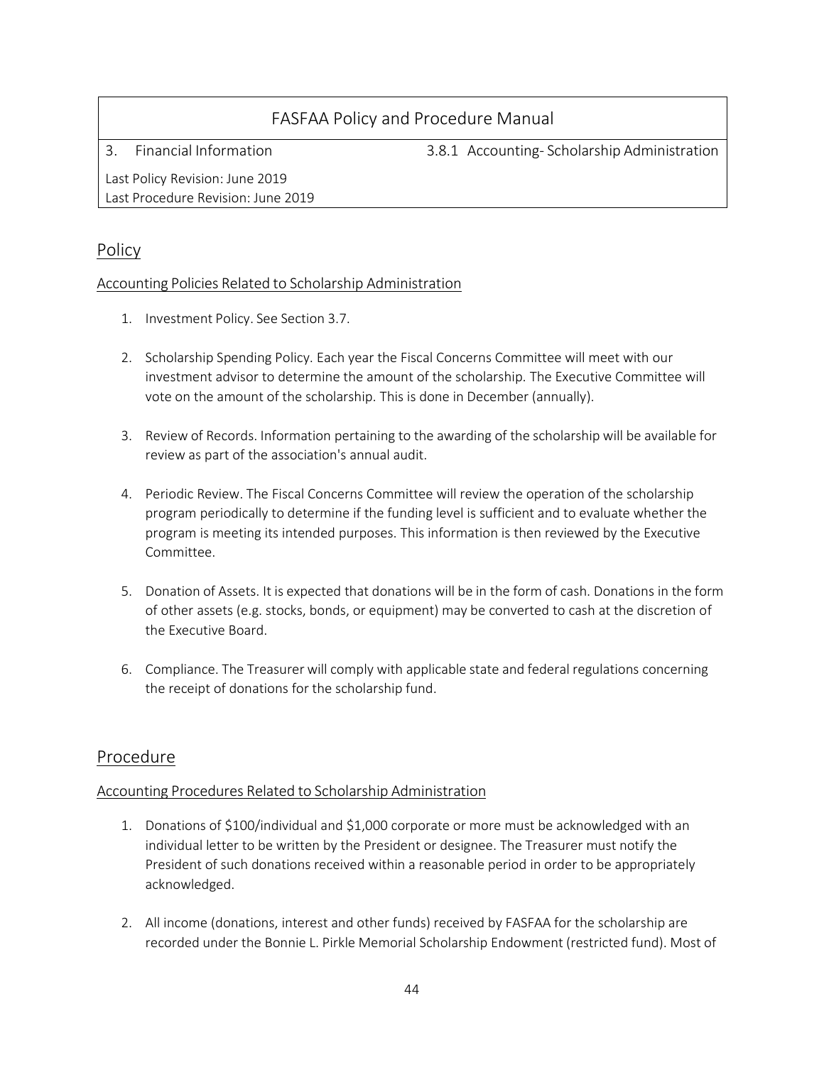| FASFAA Policy and Procedure Manual | |
|---|---|
| 3. Financial Information | 3.8.1 Accounting- Scholarship Administration |
| Last Policy Revision: June 2019<br>Last Procedure Revision: June 2019 | |

## Policy

### Accounting Policies Related to Scholarship Administration

1. Investment Policy. See Section 3.7.

2. Scholarship Spending Policy. Each year the Fiscal Concerns Committee will meet with our investment advisor to determine the amount of the scholarship. The Executive Committee will vote on the amount of the scholarship. This is done in December (annually).

3. Review of Records. Information pertaining to the awarding of the scholarship will be available for review as part of the association's annual audit.

4. Periodic Review. The Fiscal Concerns Committee will review the operation of the scholarship program periodically to determine if the funding level is sufficient and to evaluate whether the program is meeting its intended purposes. This information is then reviewed by the Executive Committee.

5. Donation of Assets. It is expected that donations will be in the form of cash. Donations in the form of other assets (e.g. stocks, bonds, or equipment) may be converted to cash at the discretion of the Executive Board.

6. Compliance. The Treasurer will comply with applicable state and federal regulations concerning the receipt of donations for the scholarship fund.

## Procedure

### Accounting Procedures Related to Scholarship Administration

1. Donations of $100/individual and $1,000 corporate or more must be acknowledged with an individual letter to be written by the President or designee. The Treasurer must notify the President of such donations received within a reasonable period in order to be appropriately acknowledged.

2. All income (donations, interest and other funds) received by FASFAA for the scholarship are recorded under the Bonnie L. Pirkle Memorial Scholarship Endowment (restricted fund). Most of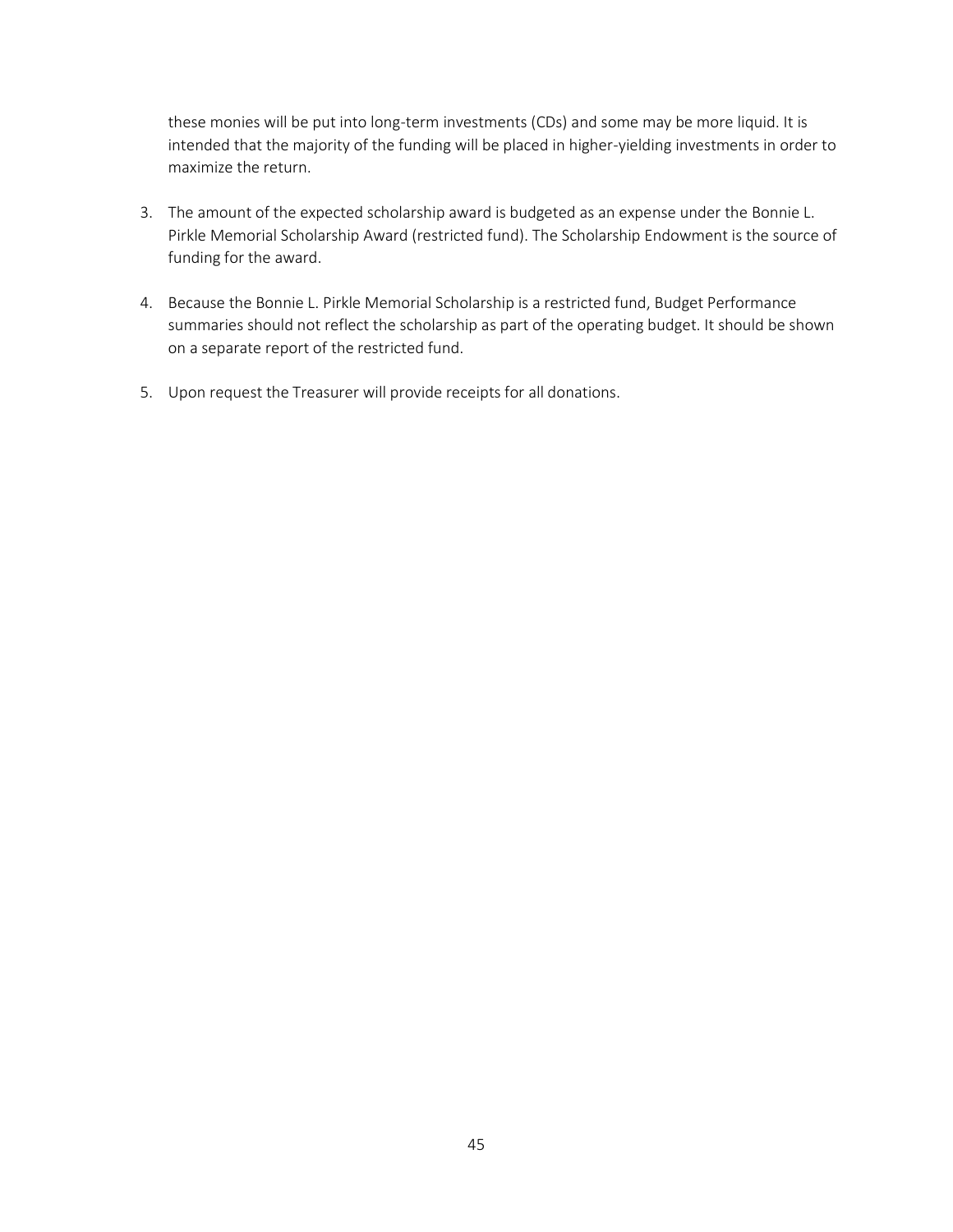these monies will be put into long-term investments (CDs) and some may be more liquid. It is intended that the majority of the funding will be placed in higher-yielding investments in order to maximize the return.

3. The amount of the expected scholarship award is budgeted as an expense under the Bonnie L. Pirkle Memorial Scholarship Award (restricted fund). The Scholarship Endowment is the source of funding for the award.

4. Because the Bonnie L. Pirkle Memorial Scholarship is a restricted fund, Budget Performance summaries should not reflect the scholarship as part of the operating budget. It should be shown on a separate report of the restricted fund.

5. Upon request the Treasurer will provide receipts for all donations.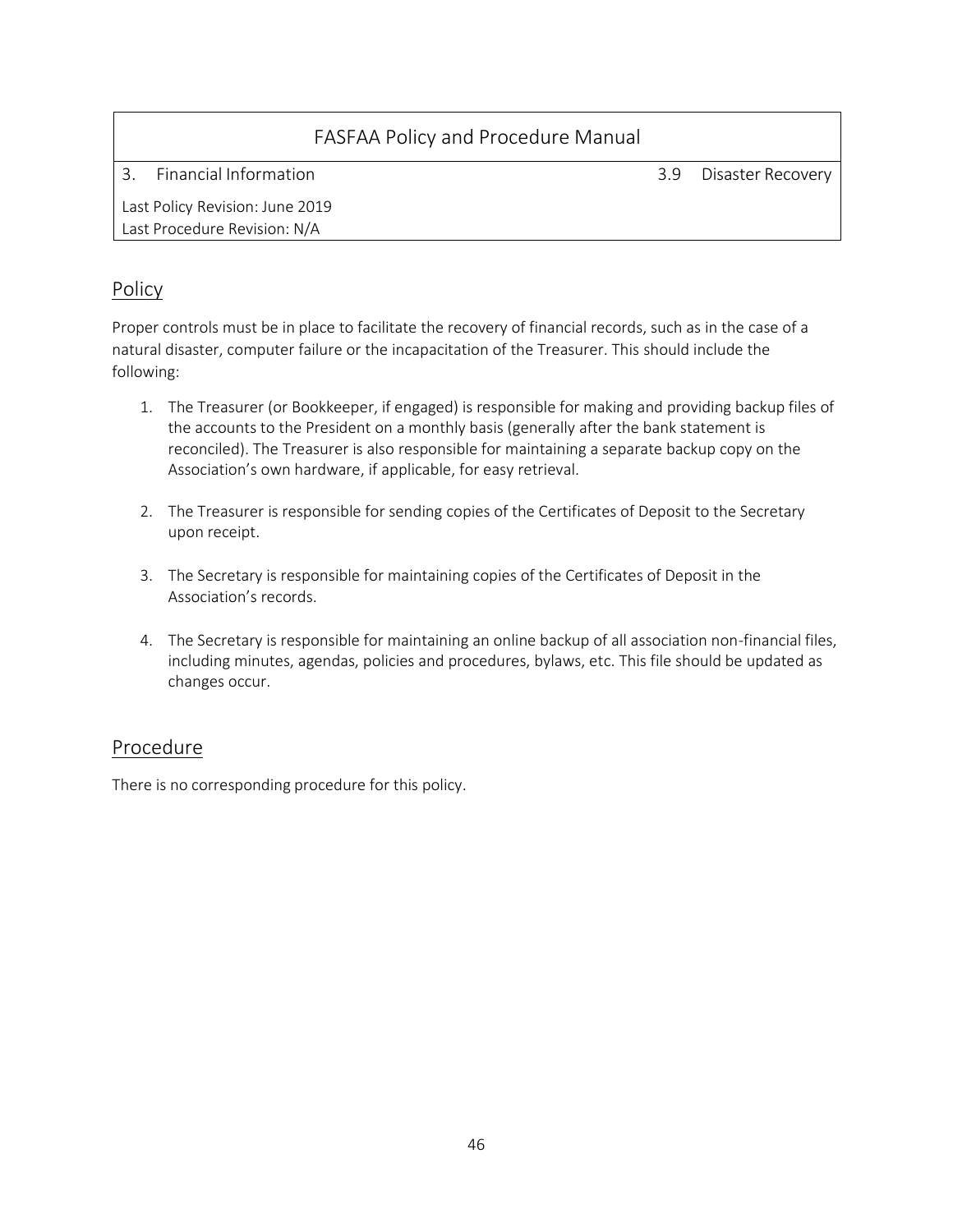| FASFAA Policy and Procedure Manual | |
|---|---|
| 3. Financial Information | 3.9 Disaster Recovery |
| Last Policy Revision: June 2019<br>Last Procedure Revision: N/A | |

## Policy

Proper controls must be in place to facilitate the recovery of financial records, such as in the case of a natural disaster, computer failure or the incapacitation of the Treasurer. This should include the following:

1. The Treasurer (or Bookkeeper, if engaged) is responsible for making and providing backup files of the accounts to the President on a monthly basis (generally after the bank statement is reconciled). The Treasurer is also responsible for maintaining a separate backup copy on the Association's own hardware, if applicable, for easy retrieval.

2. The Treasurer is responsible for sending copies of the Certificates of Deposit to the Secretary upon receipt.

3. The Secretary is responsible for maintaining copies of the Certificates of Deposit in the Association's records.

4. The Secretary is responsible for maintaining an online backup of all association non-financial files, including minutes, agendas, policies and procedures, bylaws, etc. This file should be updated as changes occur.

## Procedure

There is no corresponding procedure for this policy.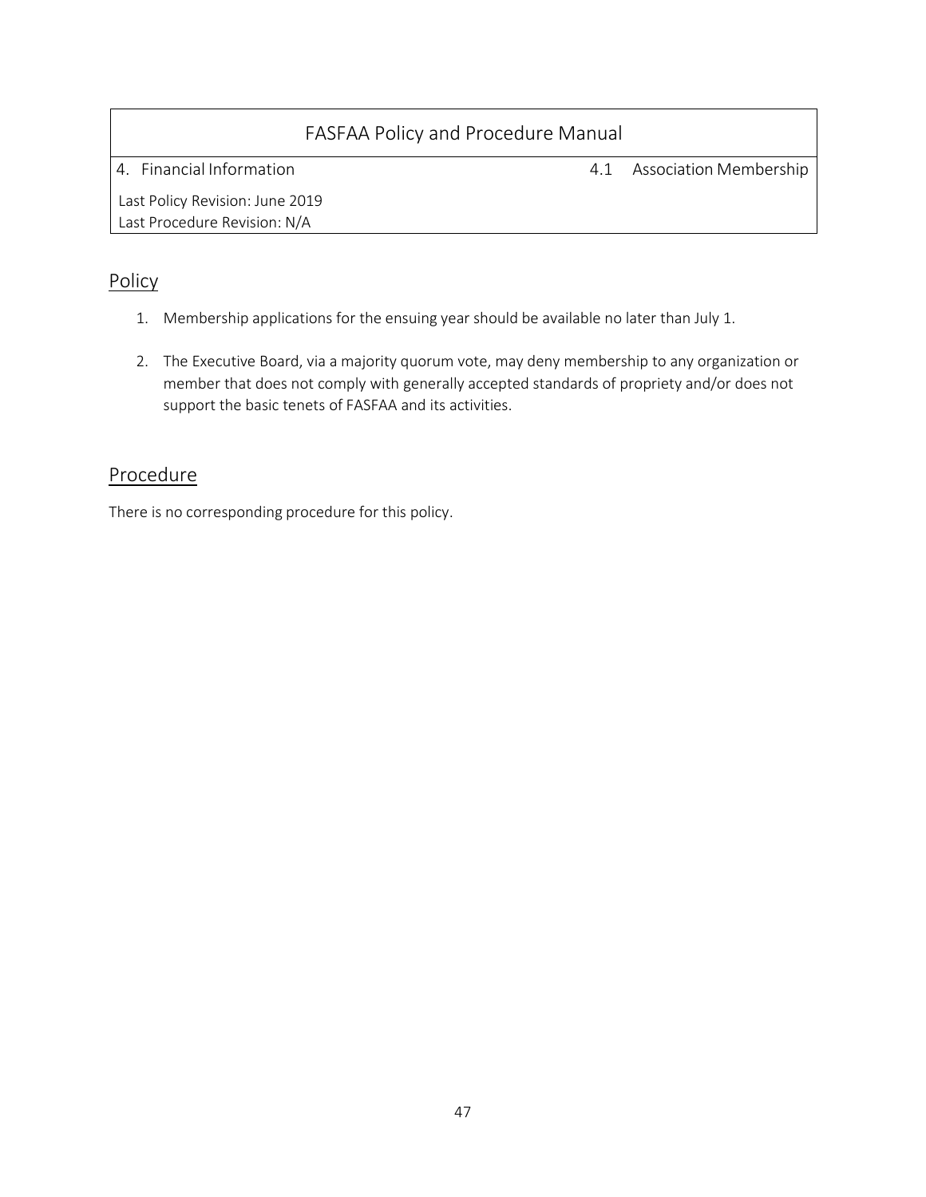| FASFAA Policy and Procedure Manual | |
|---|---|
| 4. Financial Information | 4.1 Association Membership |
| Last Policy Revision: June 2019<br>Last Procedure Revision: N/A | |

## Policy

1. Membership applications for the ensuing year should be available no later than July 1.

2. The Executive Board, via a majority quorum vote, may deny membership to any organization or member that does not comply with generally accepted standards of propriety and/or does not support the basic tenets of FASFAA and its activities.

## Procedure

There is no corresponding procedure for this policy.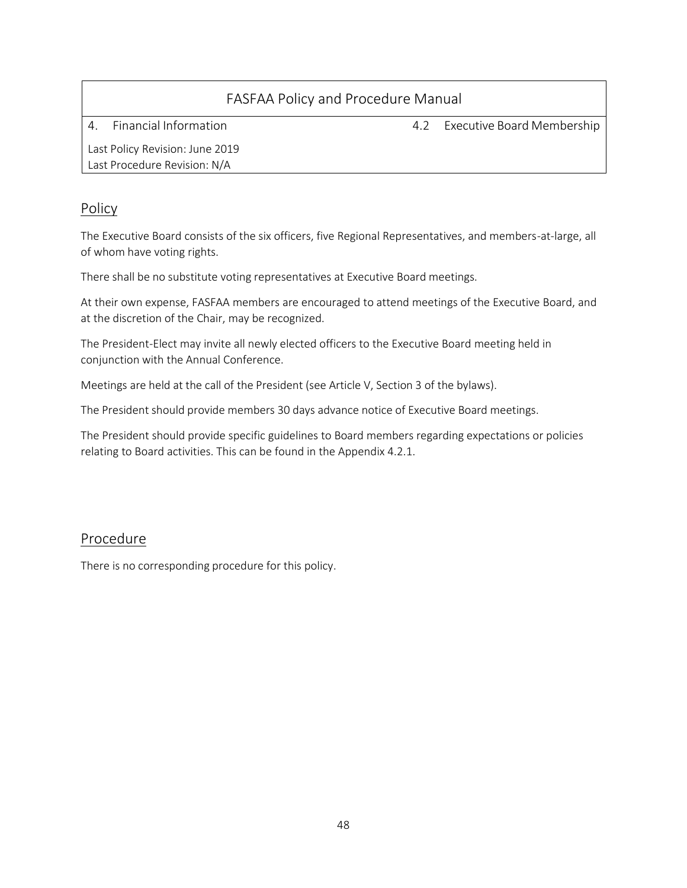| FASFAA Policy and Procedure Manual | |
|---|---|
| 4. Financial Information | 4.2 Executive Board Membership |
| Last Policy Revision: June 2019<br>Last Procedure Revision: N/A | |

## Policy

The Executive Board consists of the six officers, five Regional Representatives, and members-at-large, all of whom have voting rights.

There shall be no substitute voting representatives at Executive Board meetings.

At their own expense, FASFAA members are encouraged to attend meetings of the Executive Board, and at the discretion of the Chair, may be recognized.

The President-Elect may invite all newly elected officers to the Executive Board meeting held in conjunction with the Annual Conference.

Meetings are held at the call of the President (see Article V, Section 3 of the bylaws).

The President should provide members 30 days advance notice of Executive Board meetings.

The President should provide specific guidelines to Board members regarding expectations or policies relating to Board activities. This can be found in the Appendix 4.2.1.

## Procedure

There is no corresponding procedure for this policy.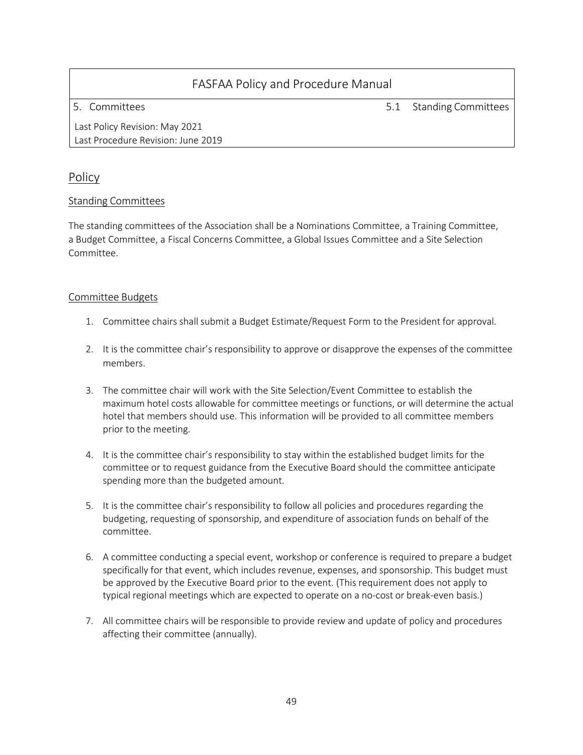# FASFAA Policy and Procedure Manual

5. Committees — 5.1 Standing Committees

Last Policy Revision: May 2021
Last Procedure Revision: June 2019

## Policy

### Standing Committees

The standing committees of the Association shall be a Nominations Committee, a Training Committee, a Budget Committee, a Fiscal Concerns Committee, a Global Issues Committee and a Site Selection Committee.

### Committee Budgets

1. Committee chairs shall submit a Budget Estimate/Request Form to the President for approval.

2. It is the committee chair's responsibility to approve or disapprove the expenses of the committee members.

3. The committee chair will work with the Site Selection/Event Committee to establish the maximum hotel costs allowable for committee meetings or functions, or will determine the actual hotel that members should use. This information will be provided to all committee members prior to the meeting.

4. It is the committee chair's responsibility to stay within the established budget limits for the committee or to request guidance from the Executive Board should the committee anticipate spending more than the budgeted amount.

5. It is the committee chair's responsibility to follow all policies and procedures regarding the budgeting, requesting of sponsorship, and expenditure of association funds on behalf of the committee.

6. A committee conducting a special event, workshop or conference is required to prepare a budget specifically for that event, which includes revenue, expenses, and sponsorship. This budget must be approved by the Executive Board prior to the event. (This requirement does not apply to typical regional meetings which are expected to operate on a no-cost or break-even basis.)

7. All committee chairs will be responsible to provide review and update of policy and procedures affecting their committee (annually).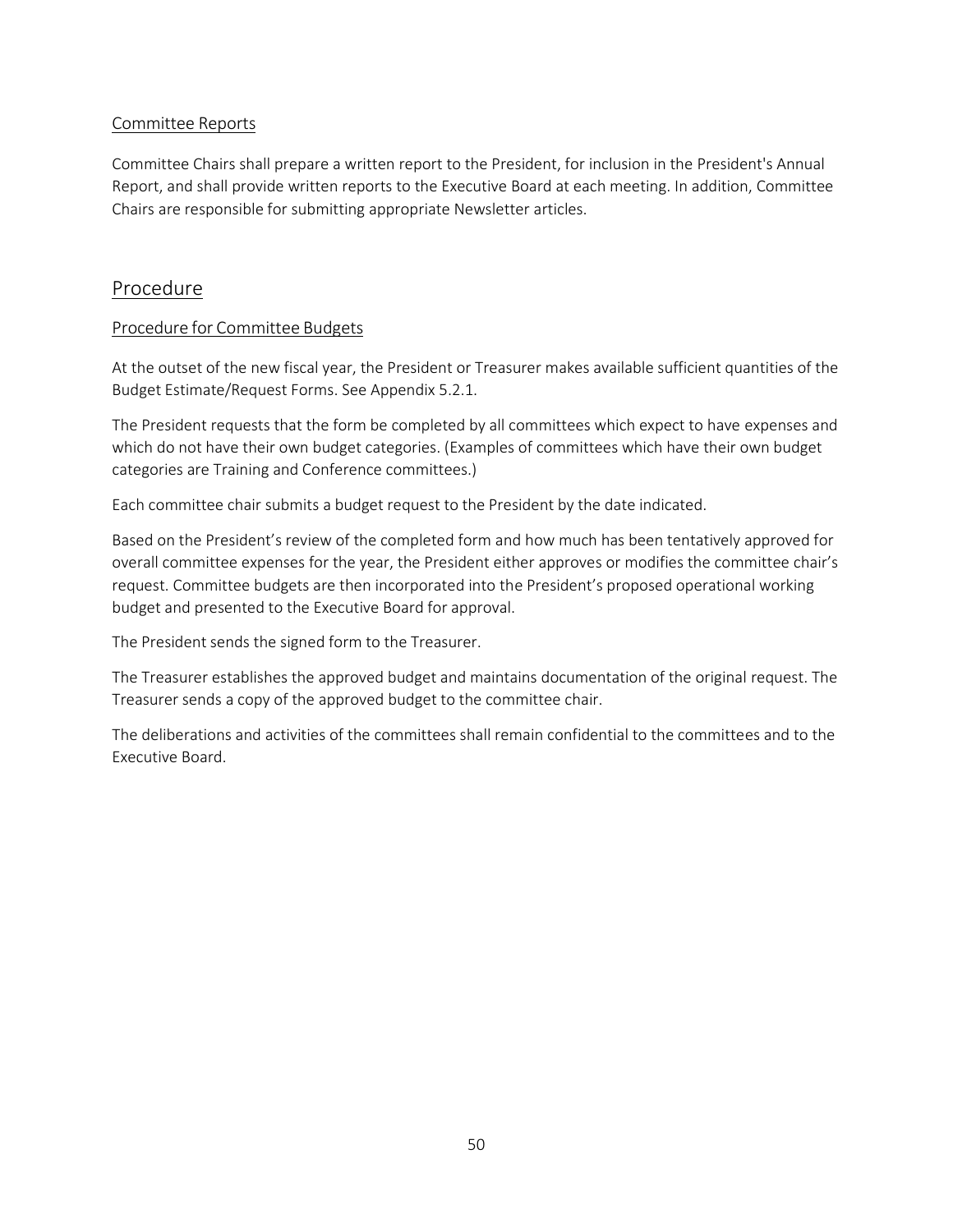### Committee Reports

Committee Chairs shall prepare a written report to the President, for inclusion in the President's Annual Report, and shall provide written reports to the Executive Board at each meeting. In addition, Committee Chairs are responsible for submitting appropriate Newsletter articles.

## Procedure

### Procedure for Committee Budgets

At the outset of the new fiscal year, the President or Treasurer makes available sufficient quantities of the Budget Estimate/Request Forms. See Appendix 5.2.1.

The President requests that the form be completed by all committees which expect to have expenses and which do not have their own budget categories. (Examples of committees which have their own budget categories are Training and Conference committees.)

Each committee chair submits a budget request to the President by the date indicated.

Based on the President's review of the completed form and how much has been tentatively approved for overall committee expenses for the year, the President either approves or modifies the committee chair's request. Committee budgets are then incorporated into the President's proposed operational working budget and presented to the Executive Board for approval.

The President sends the signed form to the Treasurer.

The Treasurer establishes the approved budget and maintains documentation of the original request. The Treasurer sends a copy of the approved budget to the committee chair.

The deliberations and activities of the committees shall remain confidential to the committees and to the Executive Board.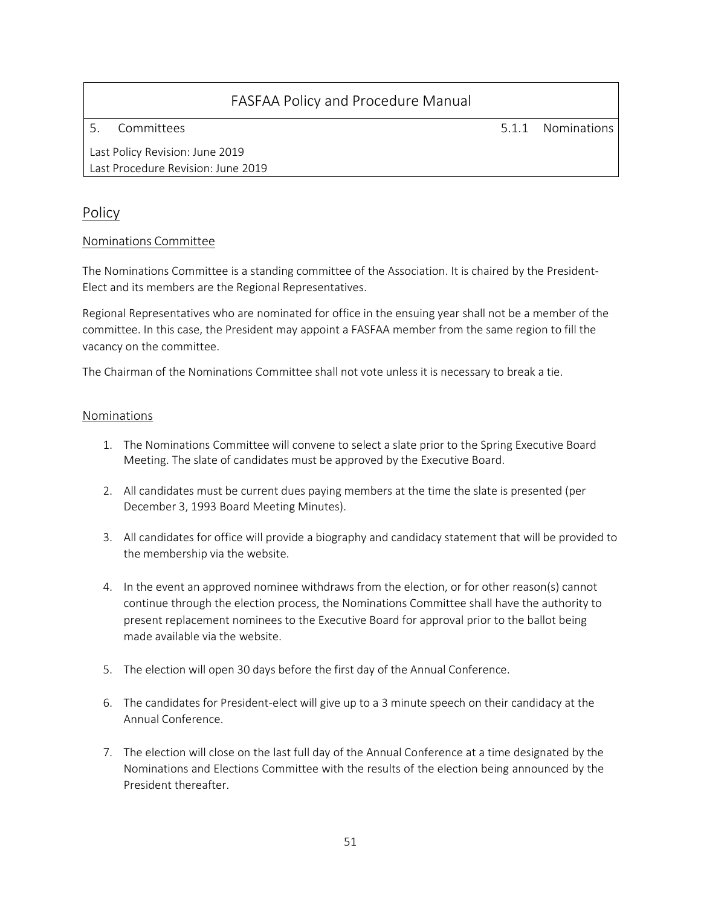| FASFAA Policy and Procedure Manual | |
|---|---|
| 5. Committees | 5.1.1 Nominations |
| Last Policy Revision: June 2019<br>Last Procedure Revision: June 2019 | |

## Policy

### Nominations Committee

The Nominations Committee is a standing committee of the Association. It is chaired by the President-Elect and its members are the Regional Representatives.

Regional Representatives who are nominated for office in the ensuing year shall not be a member of the committee. In this case, the President may appoint a FASFAA member from the same region to fill the vacancy on the committee.

The Chairman of the Nominations Committee shall not vote unless it is necessary to break a tie.

### Nominations

1. The Nominations Committee will convene to select a slate prior to the Spring Executive Board Meeting. The slate of candidates must be approved by the Executive Board.

2. All candidates must be current dues paying members at the time the slate is presented (per December 3, 1993 Board Meeting Minutes).

3. All candidates for office will provide a biography and candidacy statement that will be provided to the membership via the website.

4. In the event an approved nominee withdraws from the election, or for other reason(s) cannot continue through the election process, the Nominations Committee shall have the authority to present replacement nominees to the Executive Board for approval prior to the ballot being made available via the website.

5. The election will open 30 days before the first day of the Annual Conference.

6. The candidates for President-elect will give up to a 3 minute speech on their candidacy at the Annual Conference.

7. The election will close on the last full day of the Annual Conference at a time designated by the Nominations and Elections Committee with the results of the election being announced by the President thereafter.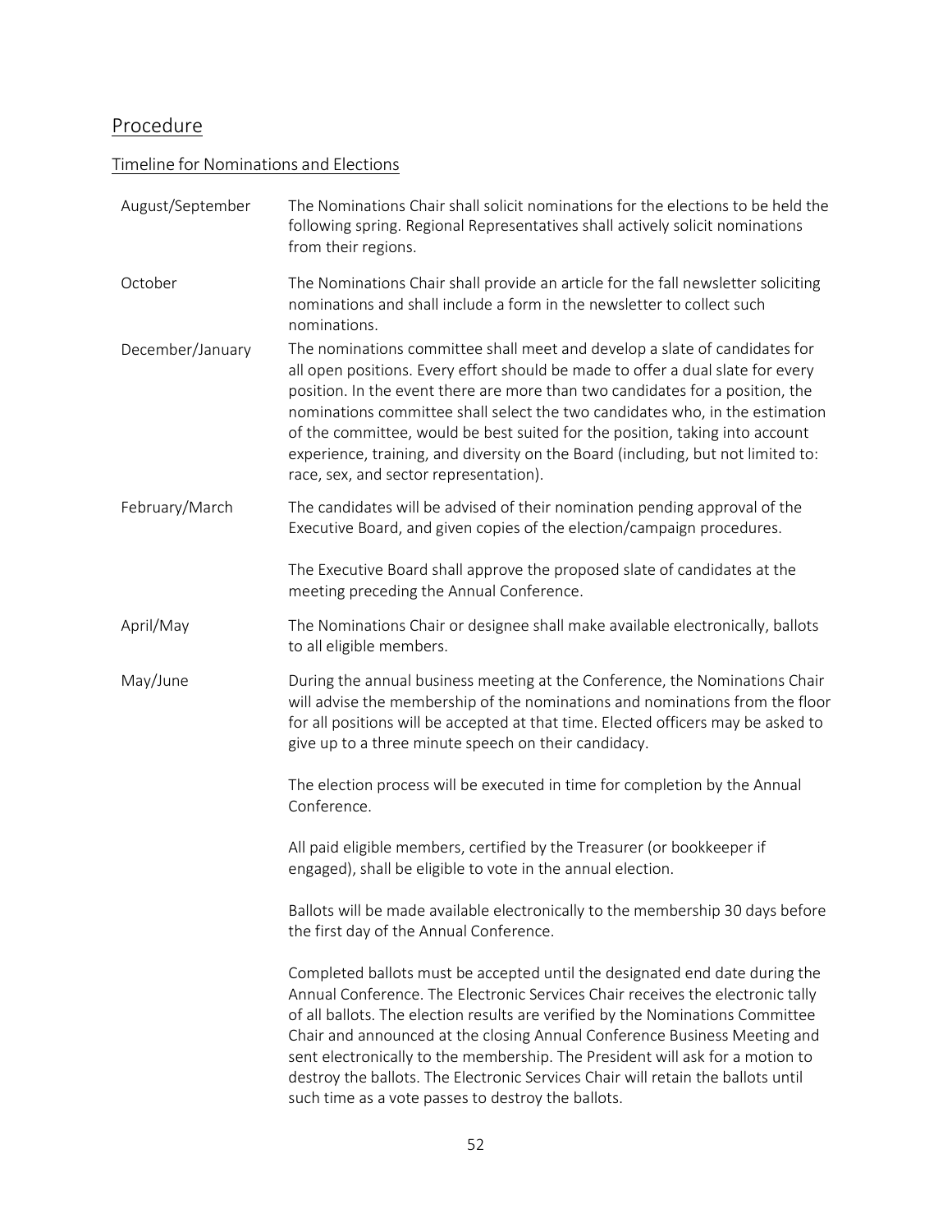## Procedure

### Timeline for Nominations and Elections

| | |
|---|---|
| August/September | The Nominations Chair shall solicit nominations for the elections to be held the following spring. Regional Representatives shall actively solicit nominations from their regions. |
| October | The Nominations Chair shall provide an article for the fall newsletter soliciting nominations and shall include a form in the newsletter to collect such nominations. |
| December/January | The nominations committee shall meet and develop a slate of candidates for all open positions. Every effort should be made to offer a dual slate for every position. In the event there are more than two candidates for a position, the nominations committee shall select the two candidates who, in the estimation of the committee, would be best suited for the position, taking into account experience, training, and diversity on the Board (including, but not limited to: race, sex, and sector representation). |
| February/March | The candidates will be advised of their nomination pending approval of the Executive Board, and given copies of the election/campaign procedures.<br><br>The Executive Board shall approve the proposed slate of candidates at the meeting preceding the Annual Conference. |
| April/May | The Nominations Chair or designee shall make available electronically, ballots to all eligible members. |
| May/June | During the annual business meeting at the Conference, the Nominations Chair will advise the membership of the nominations and nominations from the floor for all positions will be accepted at that time. Elected officers may be asked to give up to a three minute speech on their candidacy.<br><br>The election process will be executed in time for completion by the Annual Conference.<br><br>All paid eligible members, certified by the Treasurer (or bookkeeper if engaged), shall be eligible to vote in the annual election.<br><br>Ballots will be made available electronically to the membership 30 days before the first day of the Annual Conference.<br><br>Completed ballots must be accepted until the designated end date during the Annual Conference. The Electronic Services Chair receives the electronic tally of all ballots. The election results are verified by the Nominations Committee Chair and announced at the closing Annual Conference Business Meeting and sent electronically to the membership. The President will ask for a motion to destroy the ballots. The Electronic Services Chair will retain the ballots until such time as a vote passes to destroy the ballots. |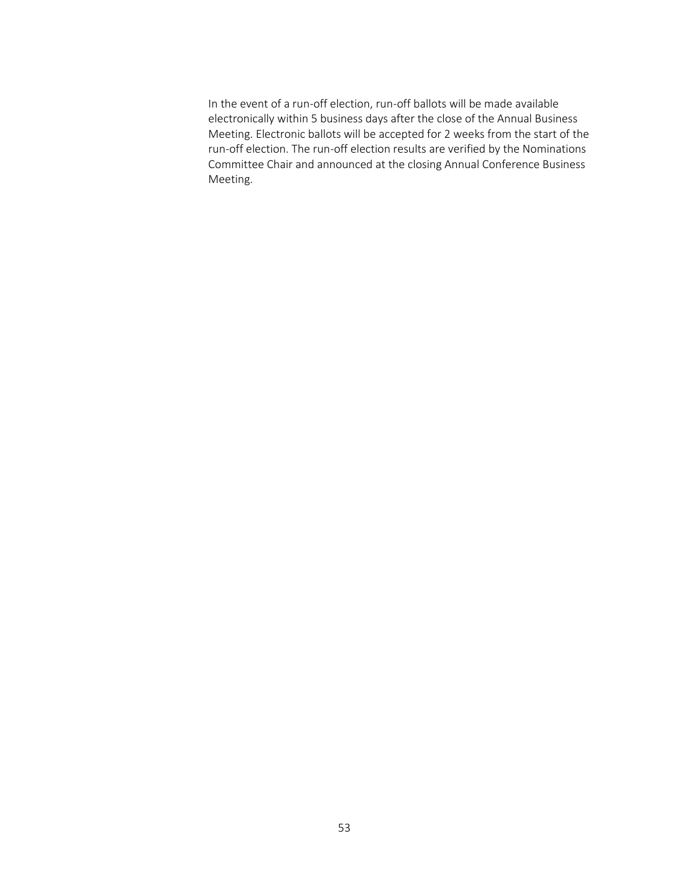In the event of a run-off election, run-off ballots will be made available electronically within 5 business days after the close of the Annual Business Meeting. Electronic ballots will be accepted for 2 weeks from the start of the run-off election. The run-off election results are verified by the Nominations Committee Chair and announced at the closing Annual Conference Business Meeting.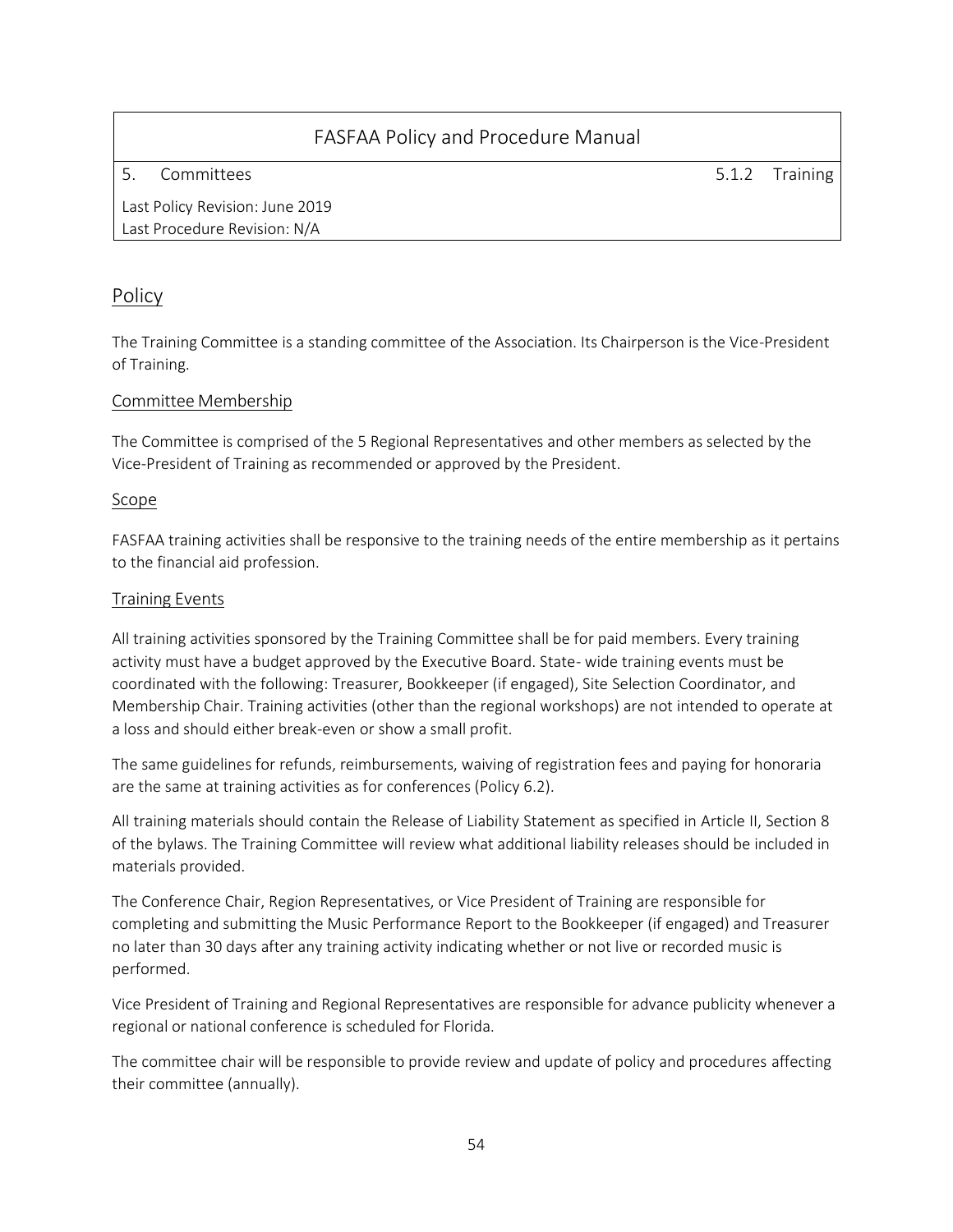| FASFAA Policy and Procedure Manual | |
| --- | --- |
| 5. Committees | 5.1.2 Training |
| Last Policy Revision: June 2019<br>Last Procedure Revision: N/A | |

## Policy

The Training Committee is a standing committee of the Association. Its Chairperson is the Vice-President of Training.

### Committee Membership

The Committee is comprised of the 5 Regional Representatives and other members as selected by the Vice-President of Training as recommended or approved by the President.

### Scope

FASFAA training activities shall be responsive to the training needs of the entire membership as it pertains to the financial aid profession.

### Training Events

All training activities sponsored by the Training Committee shall be for paid members. Every training activity must have a budget approved by the Executive Board. State- wide training events must be coordinated with the following: Treasurer, Bookkeeper (if engaged), Site Selection Coordinator, and Membership Chair. Training activities (other than the regional workshops) are not intended to operate at a loss and should either break-even or show a small profit.

The same guidelines for refunds, reimbursements, waiving of registration fees and paying for honoraria are the same at training activities as for conferences (Policy 6.2).

All training materials should contain the Release of Liability Statement as specified in Article II, Section 8 of the bylaws. The Training Committee will review what additional liability releases should be included in materials provided.

The Conference Chair, Region Representatives, or Vice President of Training are responsible for completing and submitting the Music Performance Report to the Bookkeeper (if engaged) and Treasurer no later than 30 days after any training activity indicating whether or not live or recorded music is performed.

Vice President of Training and Regional Representatives are responsible for advance publicity whenever a regional or national conference is scheduled for Florida.

The committee chair will be responsible to provide review and update of policy and procedures affecting their committee (annually).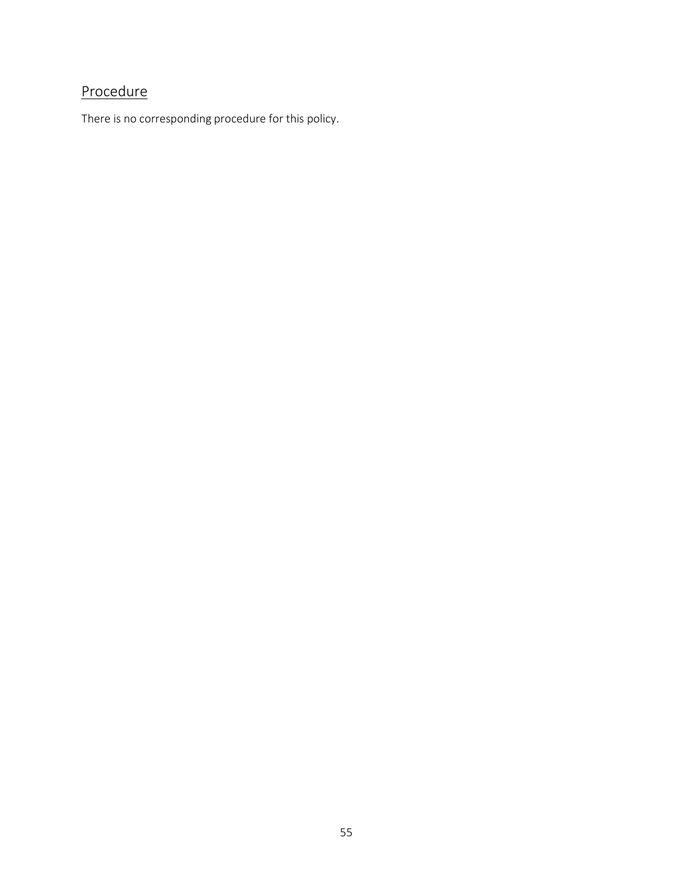## Procedure

There is no corresponding procedure for this policy.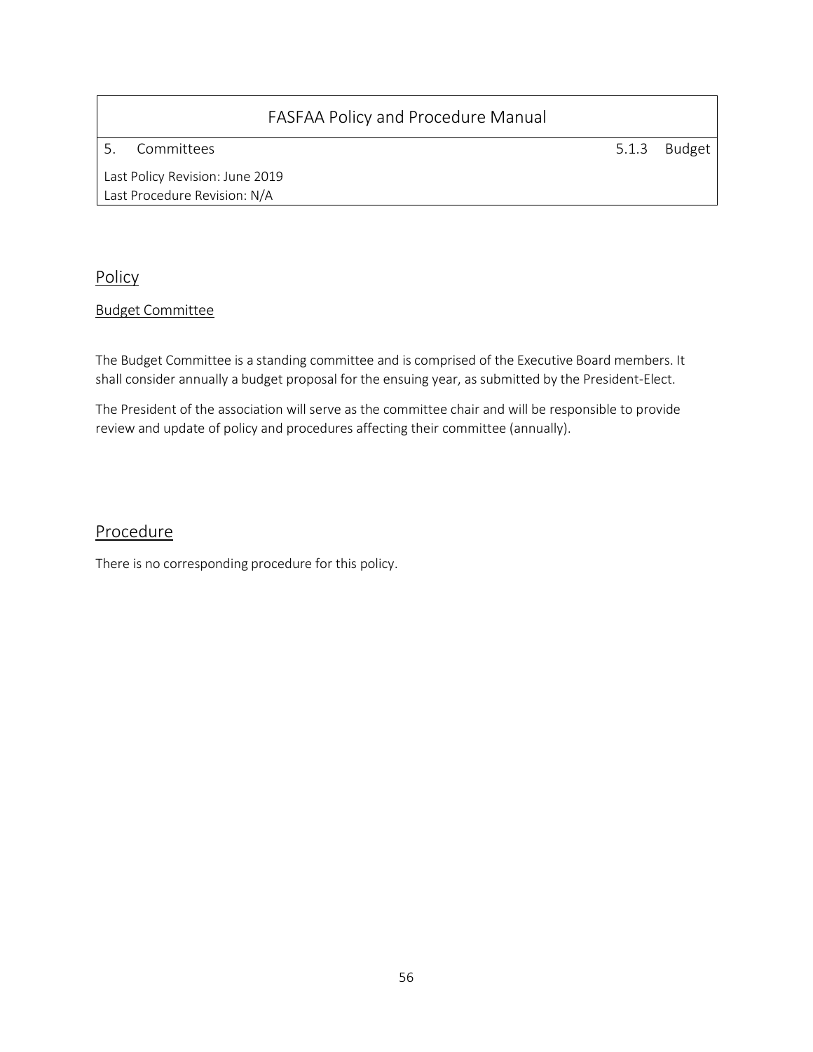| FASFAA Policy and Procedure Manual | |
|---|---|
| 5. Committees | 5.1.3 Budget |
| Last Policy Revision: June 2019<br>Last Procedure Revision: N/A | |

## Policy

### Budget Committee

The Budget Committee is a standing committee and is comprised of the Executive Board members. It shall consider annually a budget proposal for the ensuing year, as submitted by the President-Elect.

The President of the association will serve as the committee chair and will be responsible to provide review and update of policy and procedures affecting their committee (annually).

## Procedure

There is no corresponding procedure for this policy.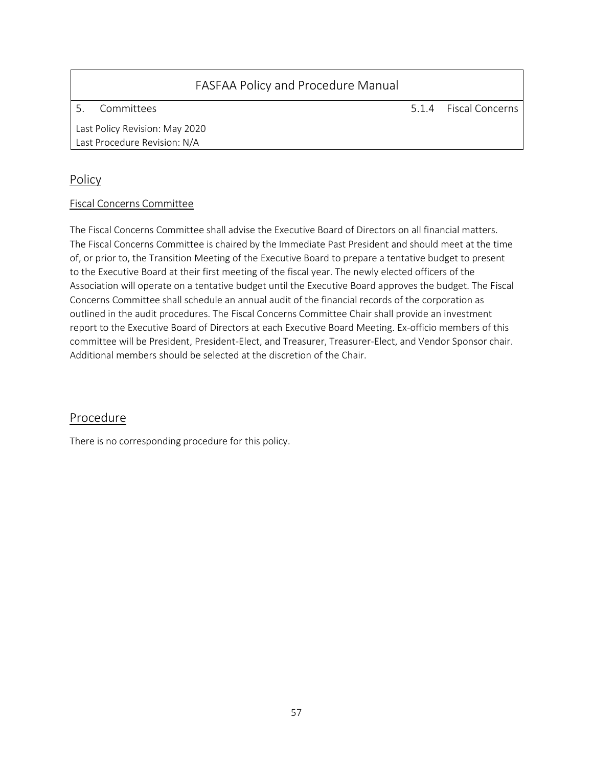| FASFAA Policy and Procedure Manual | |
| --- | --- |
| 5. Committees | 5.1.4 Fiscal Concerns |
| Last Policy Revision: May 2020<br>Last Procedure Revision: N/A | |

## Policy

### Fiscal Concerns Committee

The Fiscal Concerns Committee shall advise the Executive Board of Directors on all financial matters. The Fiscal Concerns Committee is chaired by the Immediate Past President and should meet at the time of, or prior to, the Transition Meeting of the Executive Board to prepare a tentative budget to present to the Executive Board at their first meeting of the fiscal year. The newly elected officers of the Association will operate on a tentative budget until the Executive Board approves the budget. The Fiscal Concerns Committee shall schedule an annual audit of the financial records of the corporation as outlined in the audit procedures. The Fiscal Concerns Committee Chair shall provide an investment report to the Executive Board of Directors at each Executive Board Meeting. Ex-officio members of this committee will be President, President-Elect, and Treasurer, Treasurer-Elect, and Vendor Sponsor chair. Additional members should be selected at the discretion of the Chair.

## Procedure

There is no corresponding procedure for this policy.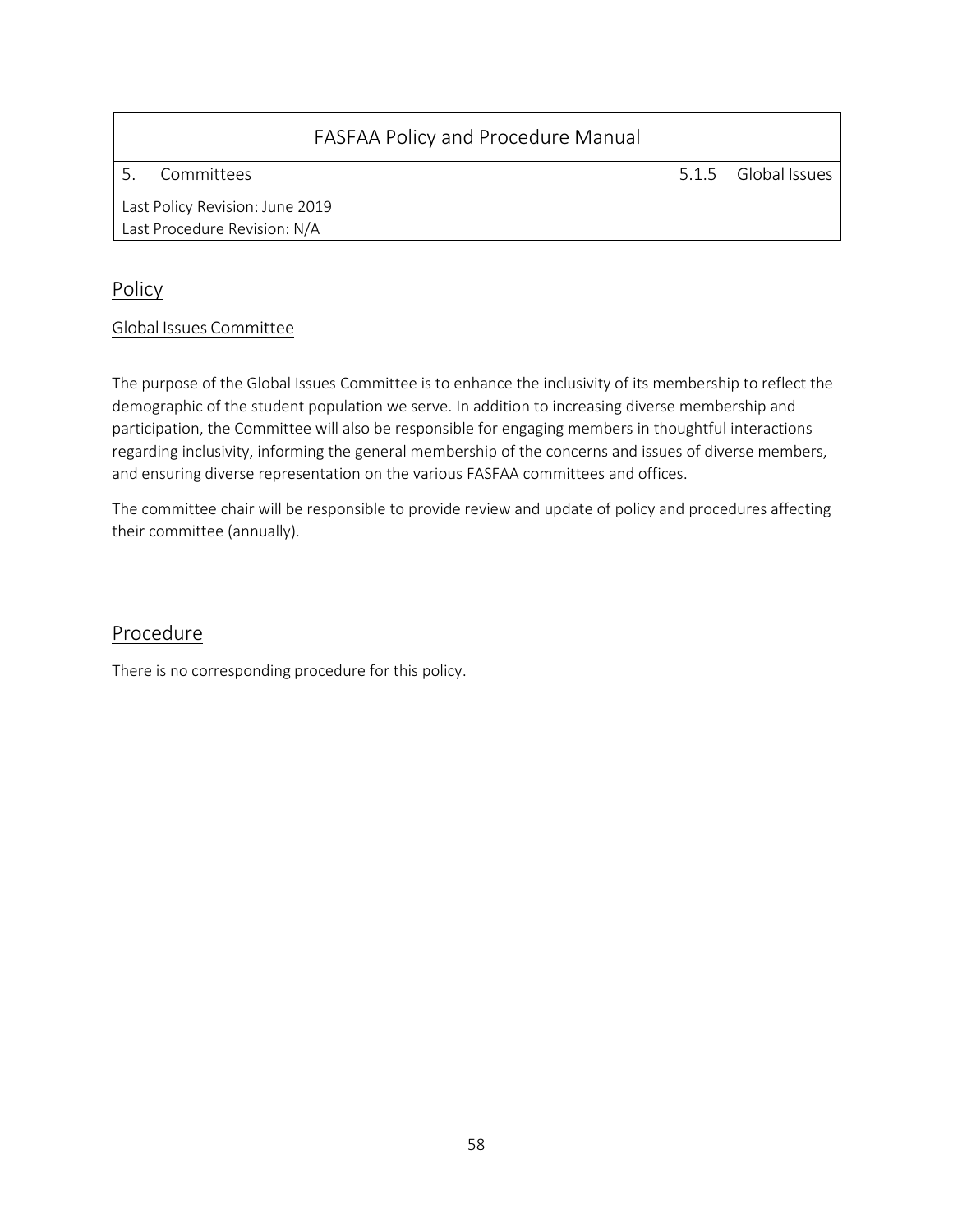| FASFAA Policy and Procedure Manual | |
|---|---|
| 5. Committees | 5.1.5 Global Issues |
| Last Policy Revision: June 2019<br>Last Procedure Revision: N/A | |

## Policy

### Global Issues Committee

The purpose of the Global Issues Committee is to enhance the inclusivity of its membership to reflect the demographic of the student population we serve. In addition to increasing diverse membership and participation, the Committee will also be responsible for engaging members in thoughtful interactions regarding inclusivity, informing the general membership of the concerns and issues of diverse members, and ensuring diverse representation on the various FASFAA committees and offices.

The committee chair will be responsible to provide review and update of policy and procedures affecting their committee (annually).

## Procedure

There is no corresponding procedure for this policy.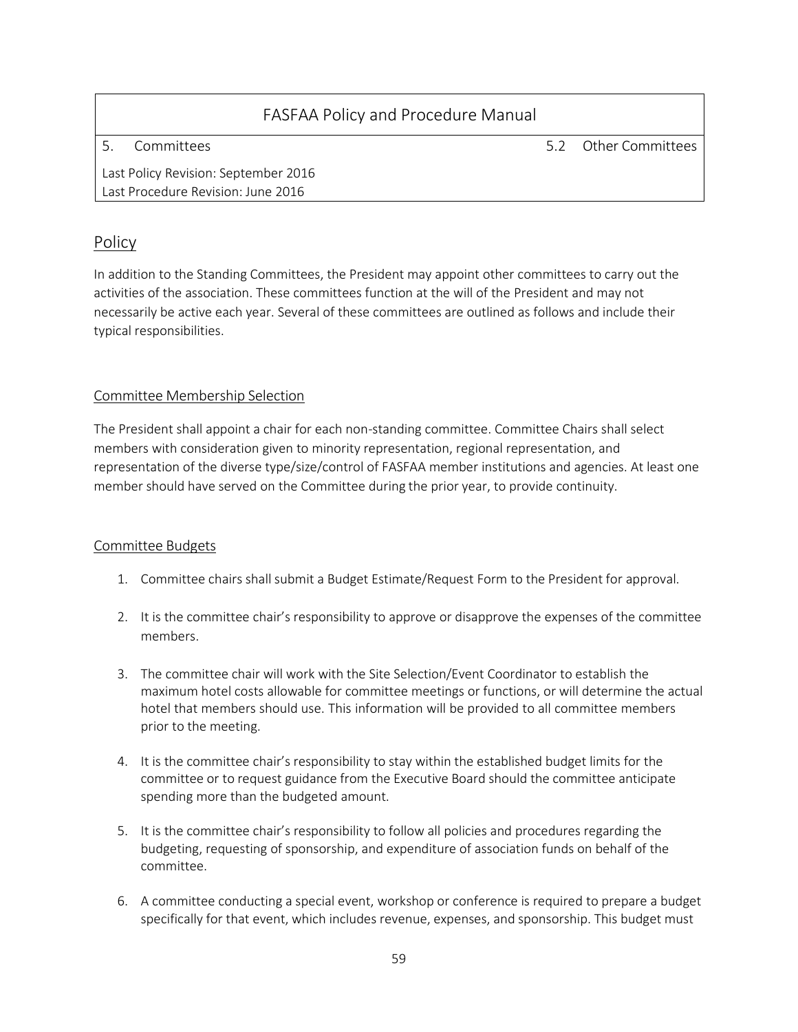| FASFAA Policy and Procedure Manual | |
|---|---|
| 5. Committees | 5.2 Other Committees |
| Last Policy Revision: September 2016<br>Last Procedure Revision: June 2016 | |

## Policy

In addition to the Standing Committees, the President may appoint other committees to carry out the activities of the association. These committees function at the will of the President and may not necessarily be active each year. Several of these committees are outlined as follows and include their typical responsibilities.

### Committee Membership Selection

The President shall appoint a chair for each non-standing committee. Committee Chairs shall select members with consideration given to minority representation, regional representation, and representation of the diverse type/size/control of FASFAA member institutions and agencies. At least one member should have served on the Committee during the prior year, to provide continuity.

### Committee Budgets

1. Committee chairs shall submit a Budget Estimate/Request Form to the President for approval.
2. It is the committee chair's responsibility to approve or disapprove the expenses of the committee members.
3. The committee chair will work with the Site Selection/Event Coordinator to establish the maximum hotel costs allowable for committee meetings or functions, or will determine the actual hotel that members should use. This information will be provided to all committee members prior to the meeting.
4. It is the committee chair's responsibility to stay within the established budget limits for the committee or to request guidance from the Executive Board should the committee anticipate spending more than the budgeted amount.
5. It is the committee chair's responsibility to follow all policies and procedures regarding the budgeting, requesting of sponsorship, and expenditure of association funds on behalf of the committee.
6. A committee conducting a special event, workshop or conference is required to prepare a budget specifically for that event, which includes revenue, expenses, and sponsorship. This budget must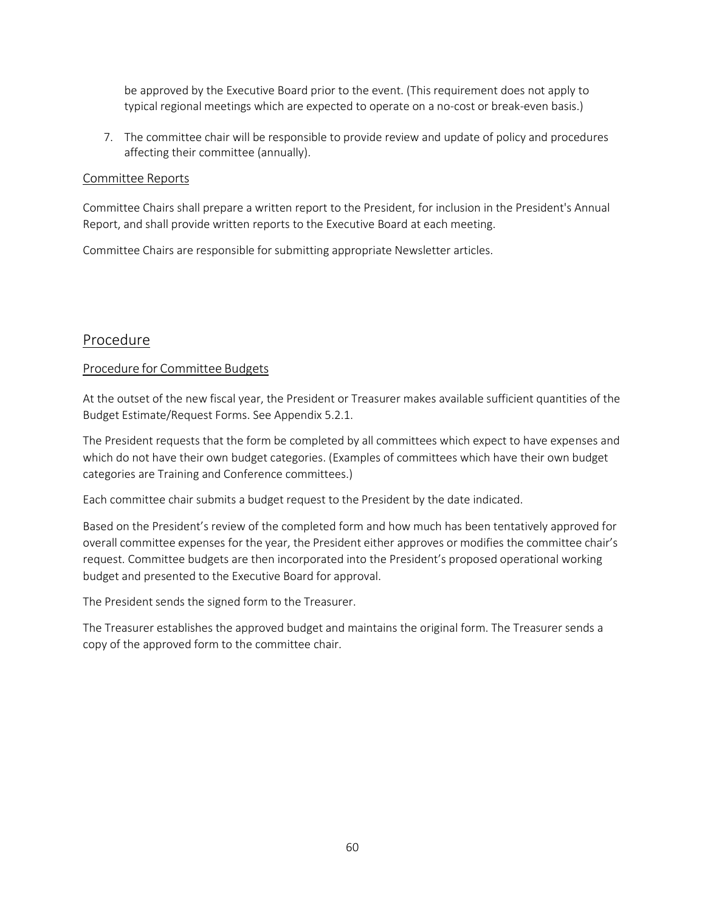be approved by the Executive Board prior to the event. (This requirement does not apply to typical regional meetings which are expected to operate on a no-cost or break-even basis.)

7. The committee chair will be responsible to provide review and update of policy and procedures affecting their committee (annually).

### Committee Reports

Committee Chairs shall prepare a written report to the President, for inclusion in the President's Annual Report, and shall provide written reports to the Executive Board at each meeting.

Committee Chairs are responsible for submitting appropriate Newsletter articles.

## Procedure

### Procedure for Committee Budgets

At the outset of the new fiscal year, the President or Treasurer makes available sufficient quantities of the Budget Estimate/Request Forms. See Appendix 5.2.1.

The President requests that the form be completed by all committees which expect to have expenses and which do not have their own budget categories. (Examples of committees which have their own budget categories are Training and Conference committees.)

Each committee chair submits a budget request to the President by the date indicated.

Based on the President's review of the completed form and how much has been tentatively approved for overall committee expenses for the year, the President either approves or modifies the committee chair's request. Committee budgets are then incorporated into the President's proposed operational working budget and presented to the Executive Board for approval.

The President sends the signed form to the Treasurer.

The Treasurer establishes the approved budget and maintains the original form. The Treasurer sends a copy of the approved form to the committee chair.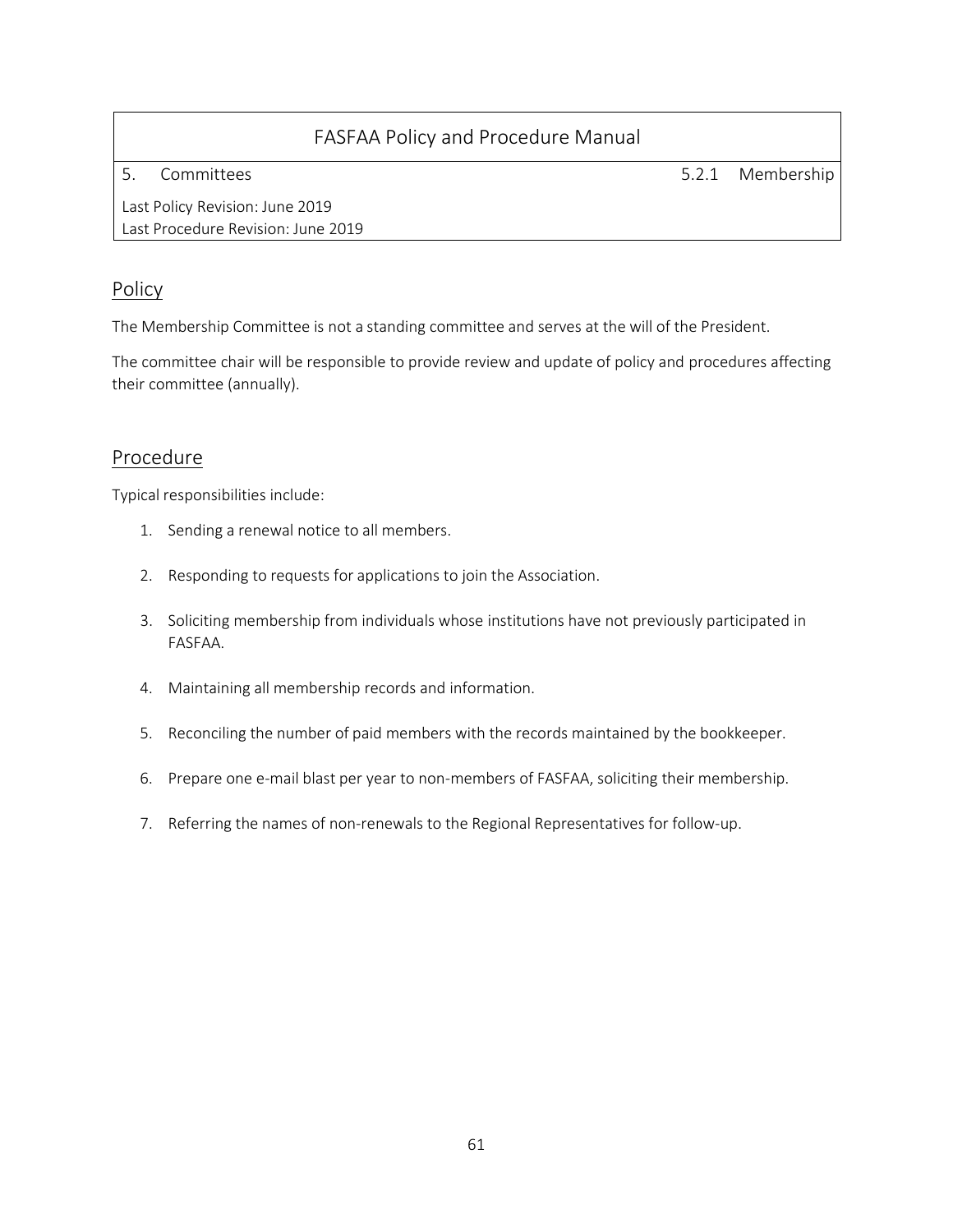| FASFAA Policy and Procedure Manual | |
|---|---|
| 5. Committees | 5.2.1 Membership |
| Last Policy Revision: June 2019<br>Last Procedure Revision: June 2019 | |

## Policy

The Membership Committee is not a standing committee and serves at the will of the President.

The committee chair will be responsible to provide review and update of policy and procedures affecting their committee (annually).

## Procedure

Typical responsibilities include:

1. Sending a renewal notice to all members.
2. Responding to requests for applications to join the Association.
3. Soliciting membership from individuals whose institutions have not previously participated in FASFAA.
4. Maintaining all membership records and information.
5. Reconciling the number of paid members with the records maintained by the bookkeeper.
6. Prepare one e-mail blast per year to non-members of FASFAA, soliciting their membership.
7. Referring the names of non-renewals to the Regional Representatives for follow-up.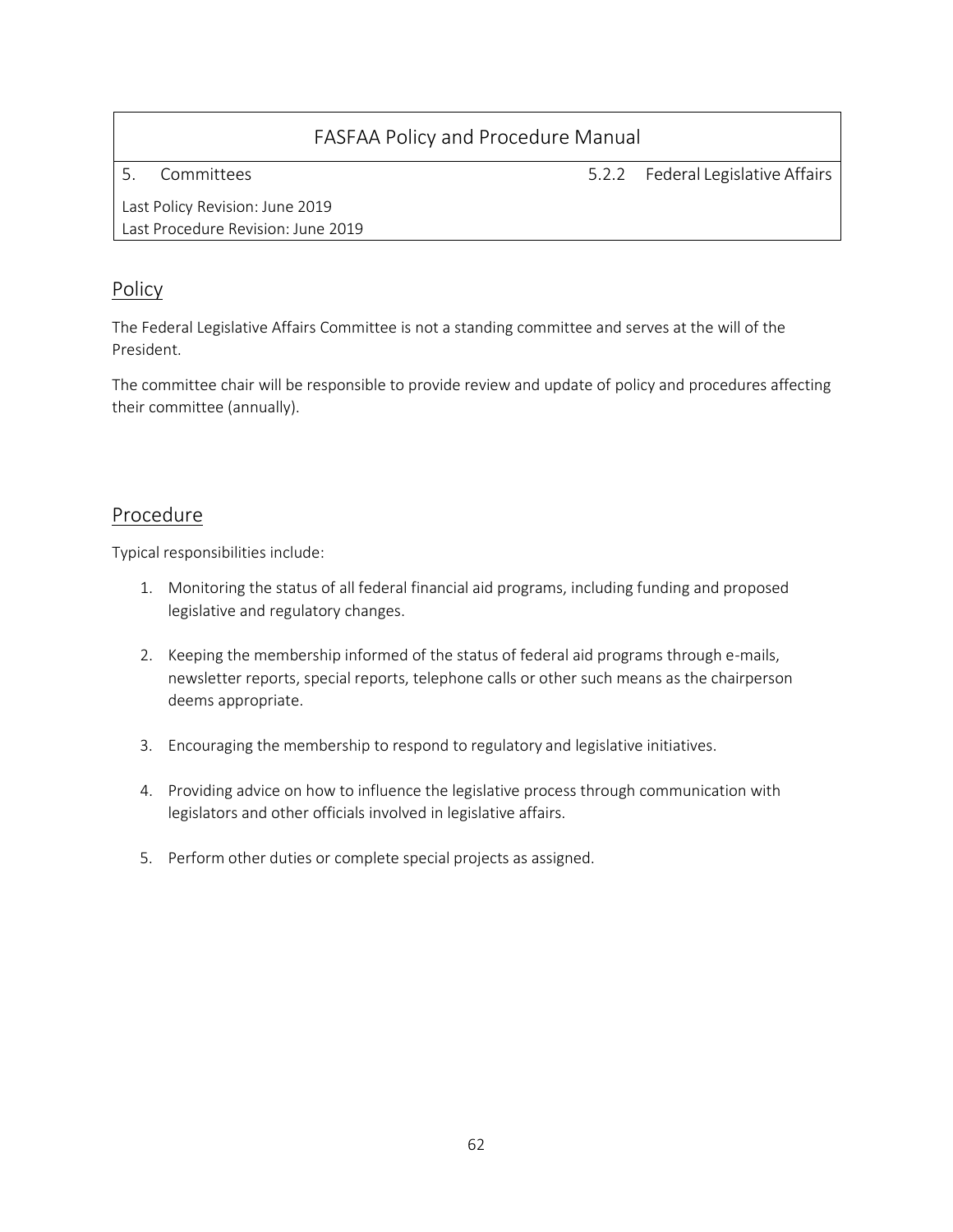| FASFAA Policy and Procedure Manual | |
|---|---|
| 5. Committees | 5.2.2 Federal Legislative Affairs |
| Last Policy Revision: June 2019<br>Last Procedure Revision: June 2019 | |

## Policy

The Federal Legislative Affairs Committee is not a standing committee and serves at the will of the President.

The committee chair will be responsible to provide review and update of policy and procedures affecting their committee (annually).

## Procedure

Typical responsibilities include:

1. Monitoring the status of all federal financial aid programs, including funding and proposed legislative and regulatory changes.

2. Keeping the membership informed of the status of federal aid programs through e-mails, newsletter reports, special reports, telephone calls or other such means as the chairperson deems appropriate.

3. Encouraging the membership to respond to regulatory and legislative initiatives.

4. Providing advice on how to influence the legislative process through communication with legislators and other officials involved in legislative affairs.

5. Perform other duties or complete special projects as assigned.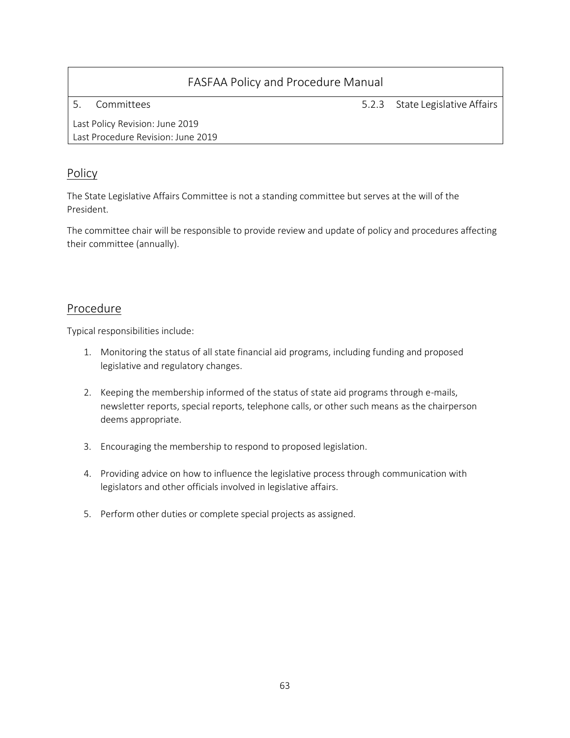| FASFAA Policy and Procedure Manual | |
|---|---|
| 5. Committees | 5.2.3 State Legislative Affairs |
| Last Policy Revision: June 2019<br>Last Procedure Revision: June 2019 | |

## Policy

The State Legislative Affairs Committee is not a standing committee but serves at the will of the President.

The committee chair will be responsible to provide review and update of policy and procedures affecting their committee (annually).

## Procedure

Typical responsibilities include:

1. Monitoring the status of all state financial aid programs, including funding and proposed legislative and regulatory changes.

2. Keeping the membership informed of the status of state aid programs through e-mails, newsletter reports, special reports, telephone calls, or other such means as the chairperson deems appropriate.

3. Encouraging the membership to respond to proposed legislation.

4. Providing advice on how to influence the legislative process through communication with legislators and other officials involved in legislative affairs.

5. Perform other duties or complete special projects as assigned.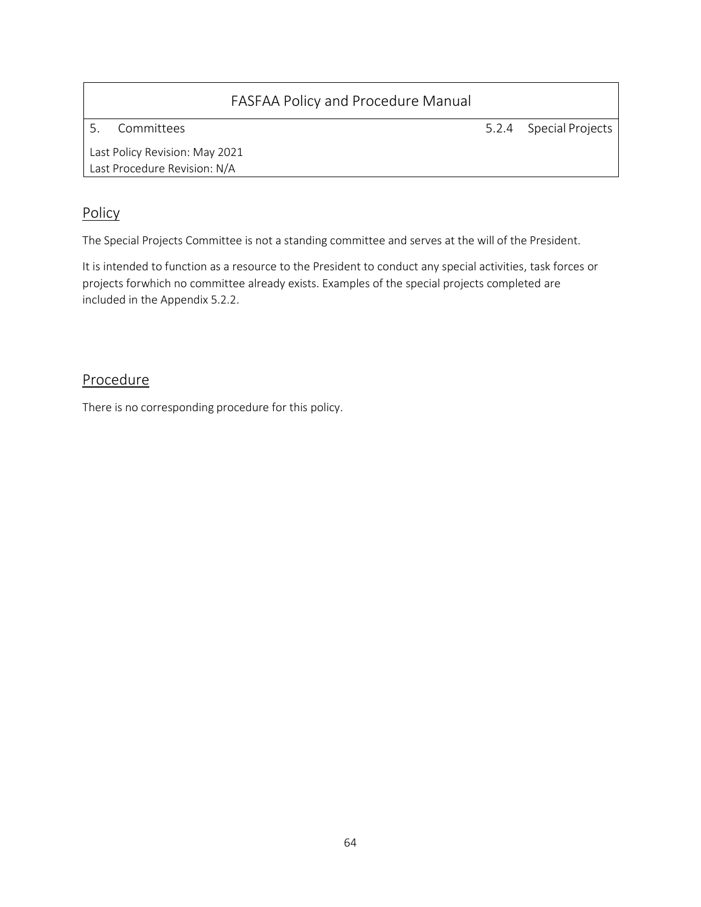| FASFAA Policy and Procedure Manual | |
|---|---|
| 5. Committees | 5.2.4 Special Projects |
| Last Policy Revision: May 2021<br>Last Procedure Revision: N/A | |

## Policy

The Special Projects Committee is not a standing committee and serves at the will of the President.

It is intended to function as a resource to the President to conduct any special activities, task forces or projects forwhich no committee already exists. Examples of the special projects completed are included in the Appendix 5.2.2.

## Procedure

There is no corresponding procedure for this policy.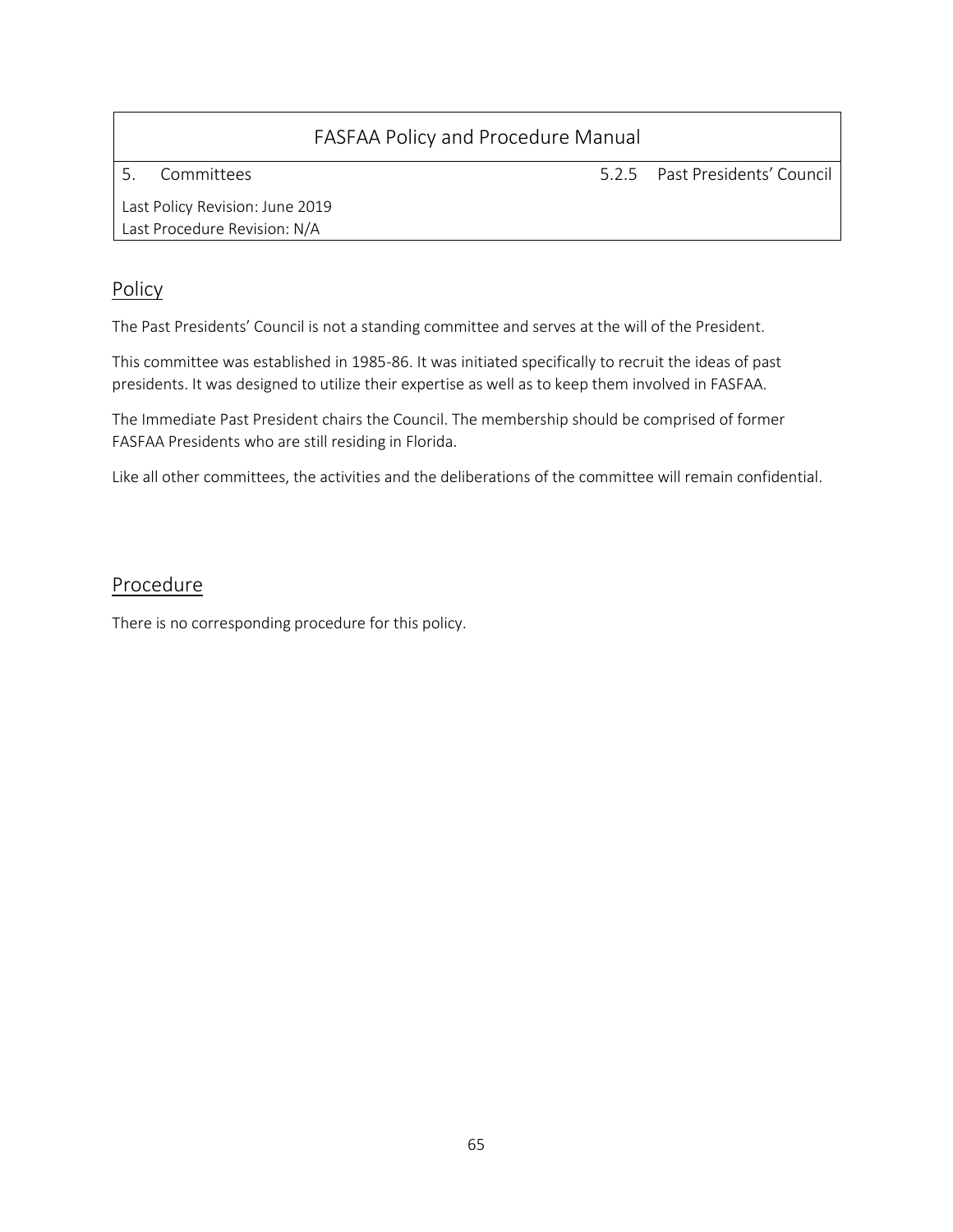| FASFAA Policy and Procedure Manual | |
|---|---|
| 5. Committees | 5.2.5 Past Presidents' Council |
| Last Policy Revision: June 2019<br>Last Procedure Revision: N/A | |

## Policy

The Past Presidents' Council is not a standing committee and serves at the will of the President.

This committee was established in 1985-86. It was initiated specifically to recruit the ideas of past presidents. It was designed to utilize their expertise as well as to keep them involved in FASFAA.

The Immediate Past President chairs the Council. The membership should be comprised of former FASFAA Presidents who are still residing in Florida.

Like all other committees, the activities and the deliberations of the committee will remain confidential.

## Procedure

There is no corresponding procedure for this policy.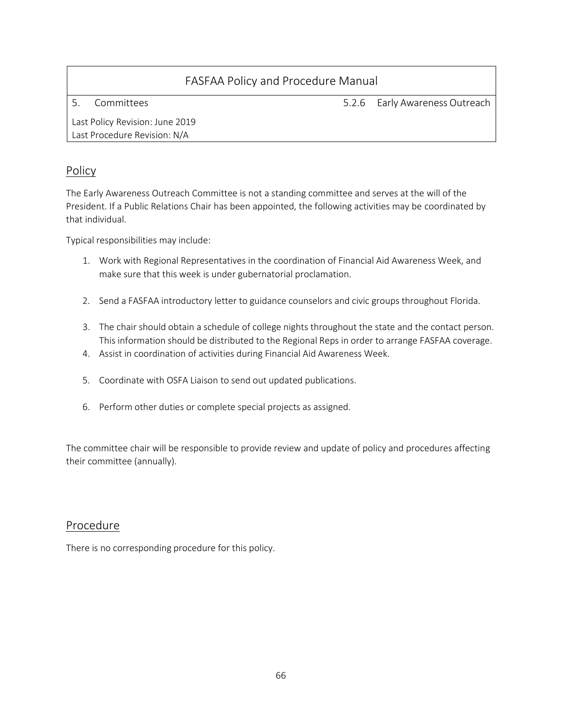| FASFAA Policy and Procedure Manual | |
|---|---|
| 5. Committees | 5.2.6 Early Awareness Outreach |
| Last Policy Revision: June 2019<br>Last Procedure Revision: N/A | |

## Policy

The Early Awareness Outreach Committee is not a standing committee and serves at the will of the President. If a Public Relations Chair has been appointed, the following activities may be coordinated by that individual.

Typical responsibilities may include:

1. Work with Regional Representatives in the coordination of Financial Aid Awareness Week, and make sure that this week is under gubernatorial proclamation.

2. Send a FASFAA introductory letter to guidance counselors and civic groups throughout Florida.

3. The chair should obtain a schedule of college nights throughout the state and the contact person. This information should be distributed to the Regional Reps in order to arrange FASFAA coverage.
4. Assist in coordination of activities during Financial Aid Awareness Week.

5. Coordinate with OSFA Liaison to send out updated publications.

6. Perform other duties or complete special projects as assigned.

The committee chair will be responsible to provide review and update of policy and procedures affecting their committee (annually).

## Procedure

There is no corresponding procedure for this policy.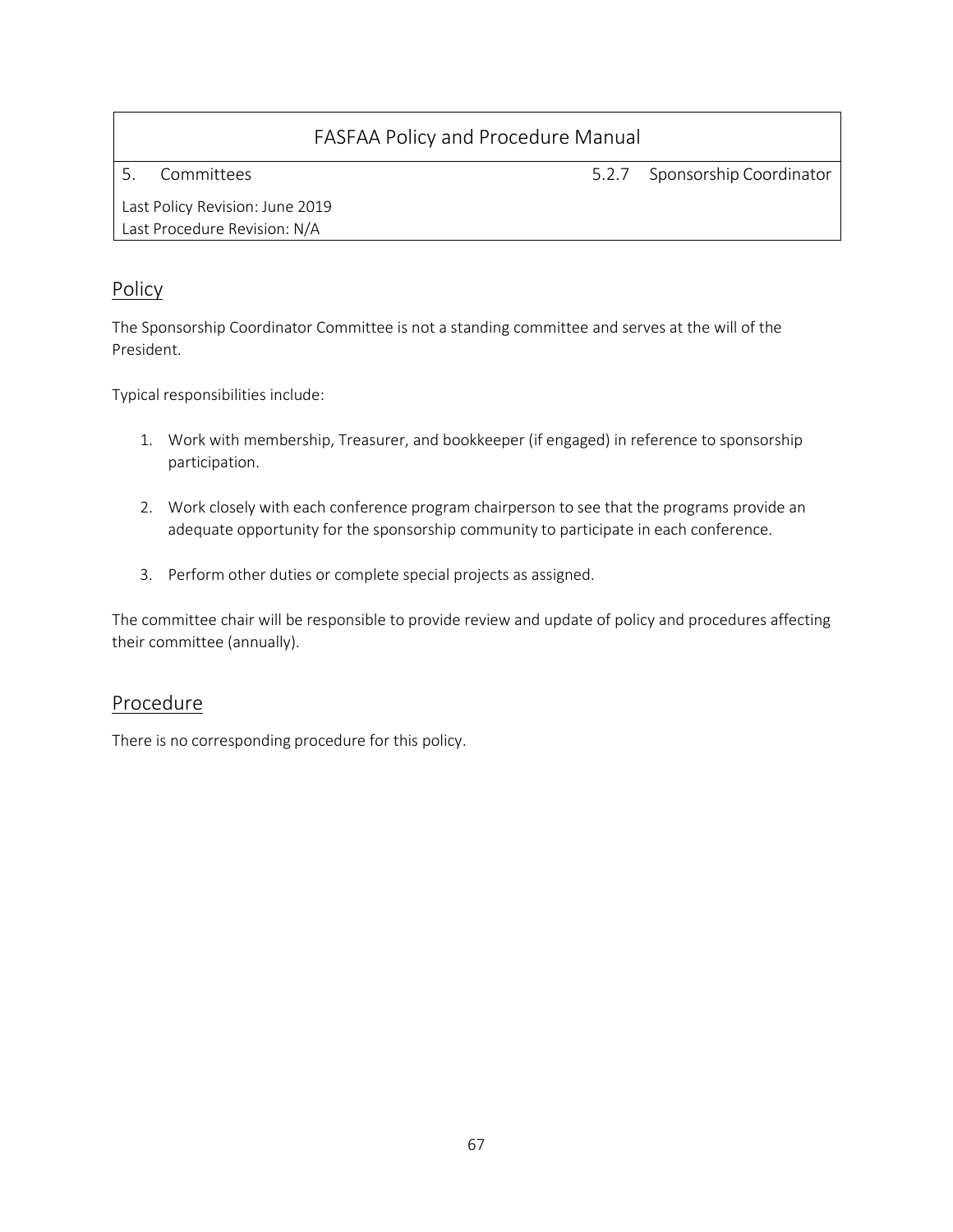| FASFAA Policy and Procedure Manual | |
| --- | --- |
| 5. Committees | 5.2.7 Sponsorship Coordinator |
| Last Policy Revision: June 2019<br>Last Procedure Revision: N/A | |

## Policy

The Sponsorship Coordinator Committee is not a standing committee and serves at the will of the President.

Typical responsibilities include:

1. Work with membership, Treasurer, and bookkeeper (if engaged) in reference to sponsorship participation.

2. Work closely with each conference program chairperson to see that the programs provide an adequate opportunity for the sponsorship community to participate in each conference.

3. Perform other duties or complete special projects as assigned.

The committee chair will be responsible to provide review and update of policy and procedures affecting their committee (annually).

## Procedure

There is no corresponding procedure for this policy.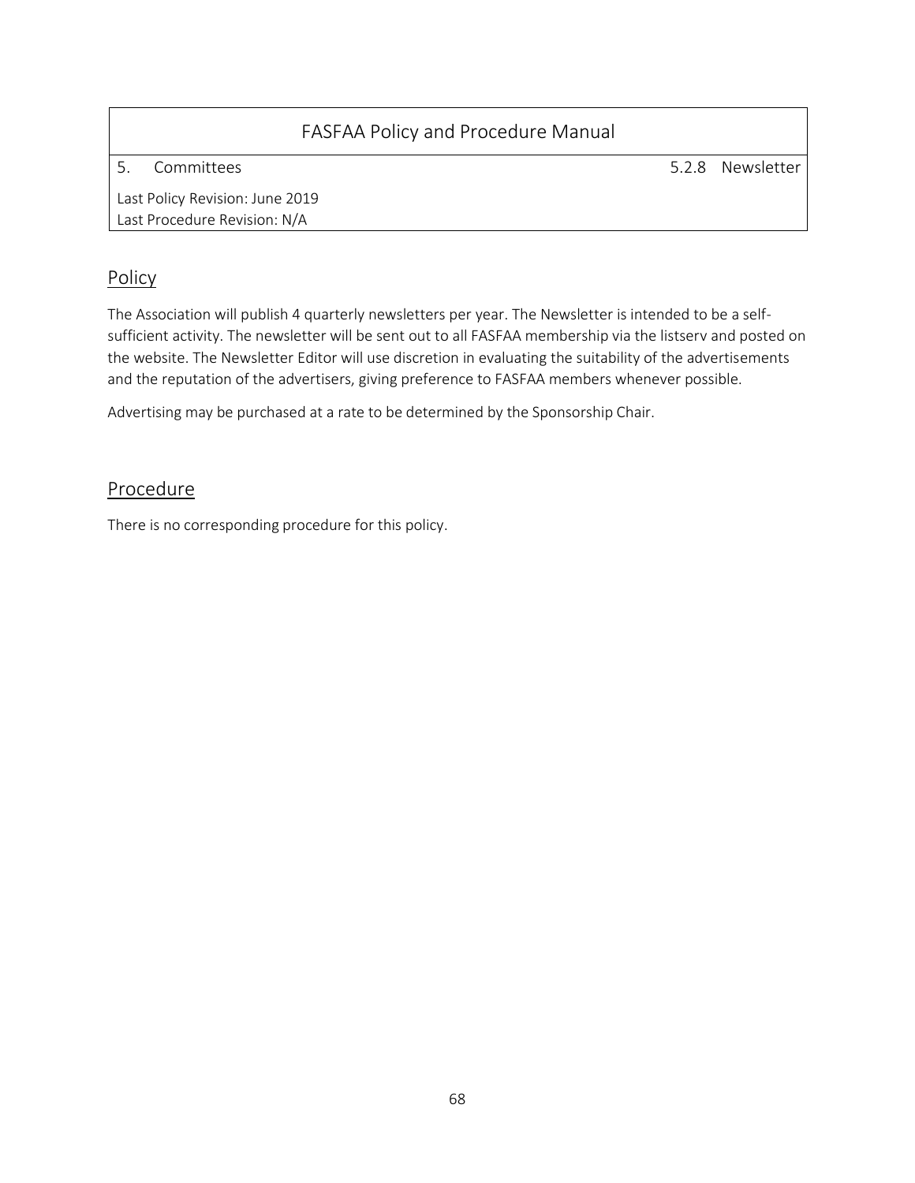| FASFAA Policy and Procedure Manual | |
|---|---|
| 5. Committees | 5.2.8 Newsletter |
| Last Policy Revision: June 2019<br>Last Procedure Revision: N/A | |

## Policy

The Association will publish 4 quarterly newsletters per year. The Newsletter is intended to be a self-sufficient activity. The newsletter will be sent out to all FASFAA membership via the listserv and posted on the website. The Newsletter Editor will use discretion in evaluating the suitability of the advertisements and the reputation of the advertisers, giving preference to FASFAA members whenever possible.

Advertising may be purchased at a rate to be determined by the Sponsorship Chair.

## Procedure

There is no corresponding procedure for this policy.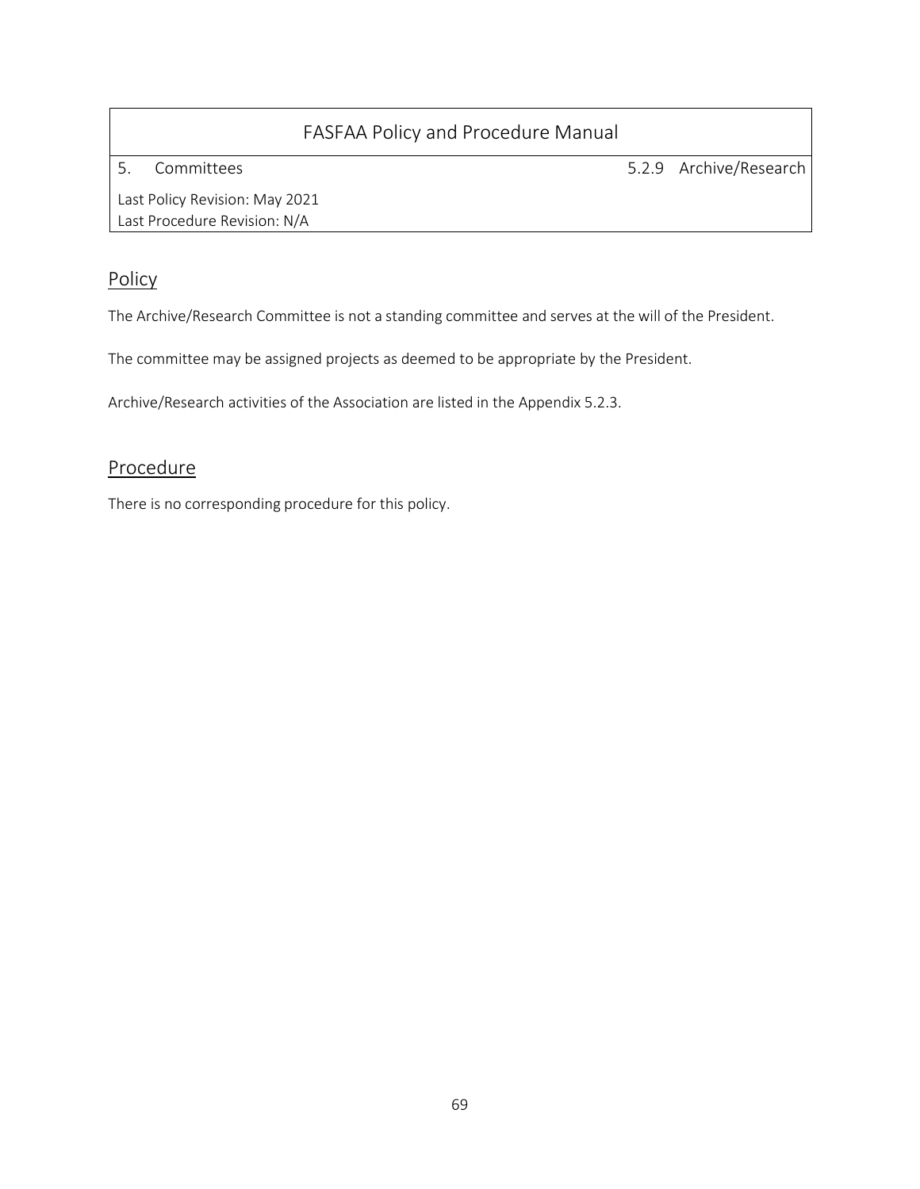| FASFAA Policy and Procedure Manual | |
|---|---|
| 5. Committees | 5.2.9 Archive/Research |
| Last Policy Revision: May 2021<br>Last Procedure Revision: N/A | |

## Policy

The Archive/Research Committee is not a standing committee and serves at the will of the President.

The committee may be assigned projects as deemed to be appropriate by the President.

Archive/Research activities of the Association are listed in the Appendix 5.2.3.

## Procedure

There is no corresponding procedure for this policy.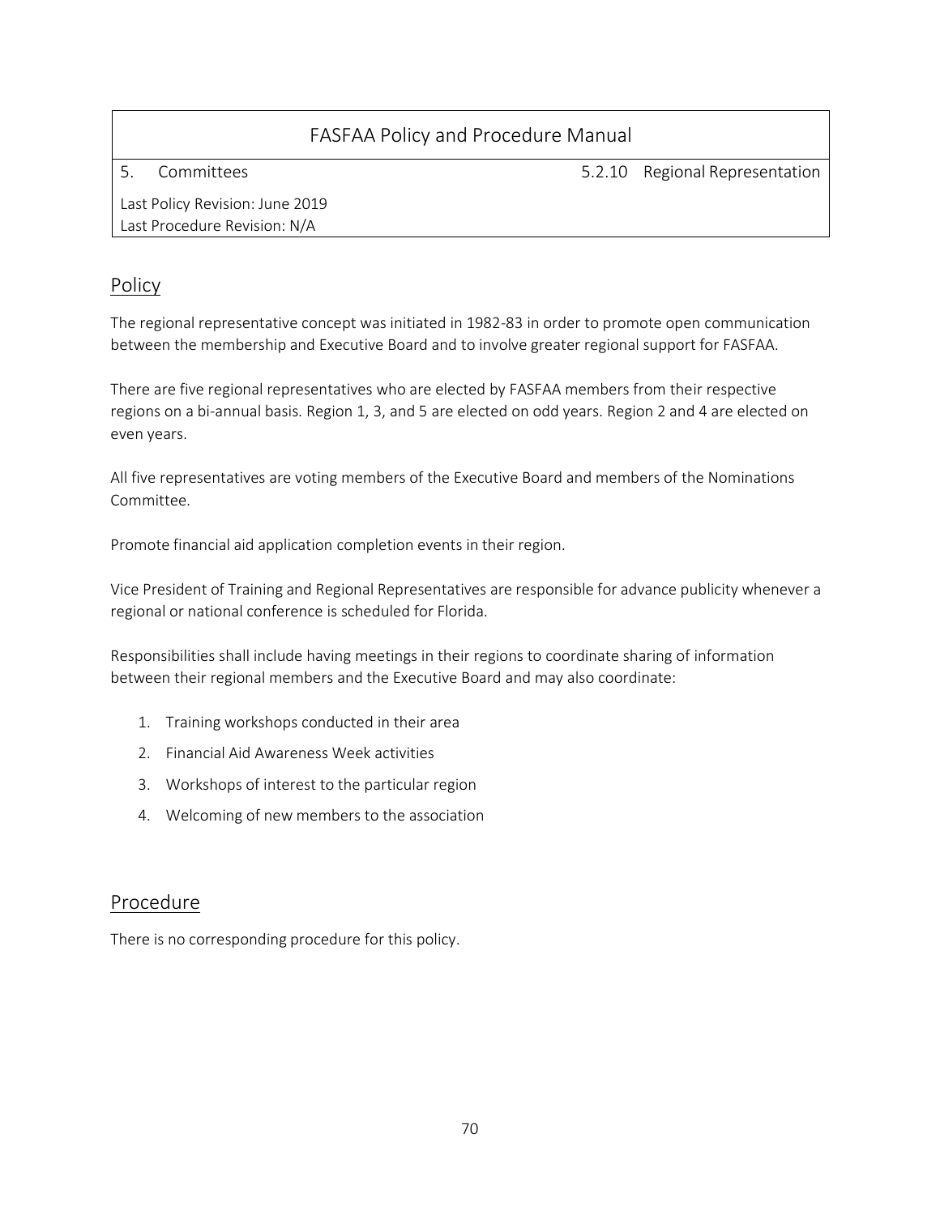| FASFAA Policy and Procedure Manual | |
|---|---|
| 5. Committees | 5.2.10 Regional Representation |
| Last Policy Revision: June 2019<br>Last Procedure Revision: N/A | |

## Policy

The regional representative concept was initiated in 1982-83 in order to promote open communication between the membership and Executive Board and to involve greater regional support for FASFAA.

There are five regional representatives who are elected by FASFAA members from their respective regions on a bi-annual basis. Region 1, 3, and 5 are elected on odd years. Region 2 and 4 are elected on even years.

All five representatives are voting members of the Executive Board and members of the Nominations Committee.

Promote financial aid application completion events in their region.

Vice President of Training and Regional Representatives are responsible for advance publicity whenever a regional or national conference is scheduled for Florida.

Responsibilities shall include having meetings in their regions to coordinate sharing of information between their regional members and the Executive Board and may also coordinate:

1. Training workshops conducted in their area
2. Financial Aid Awareness Week activities
3. Workshops of interest to the particular region
4. Welcoming of new members to the association

## Procedure

There is no corresponding procedure for this policy.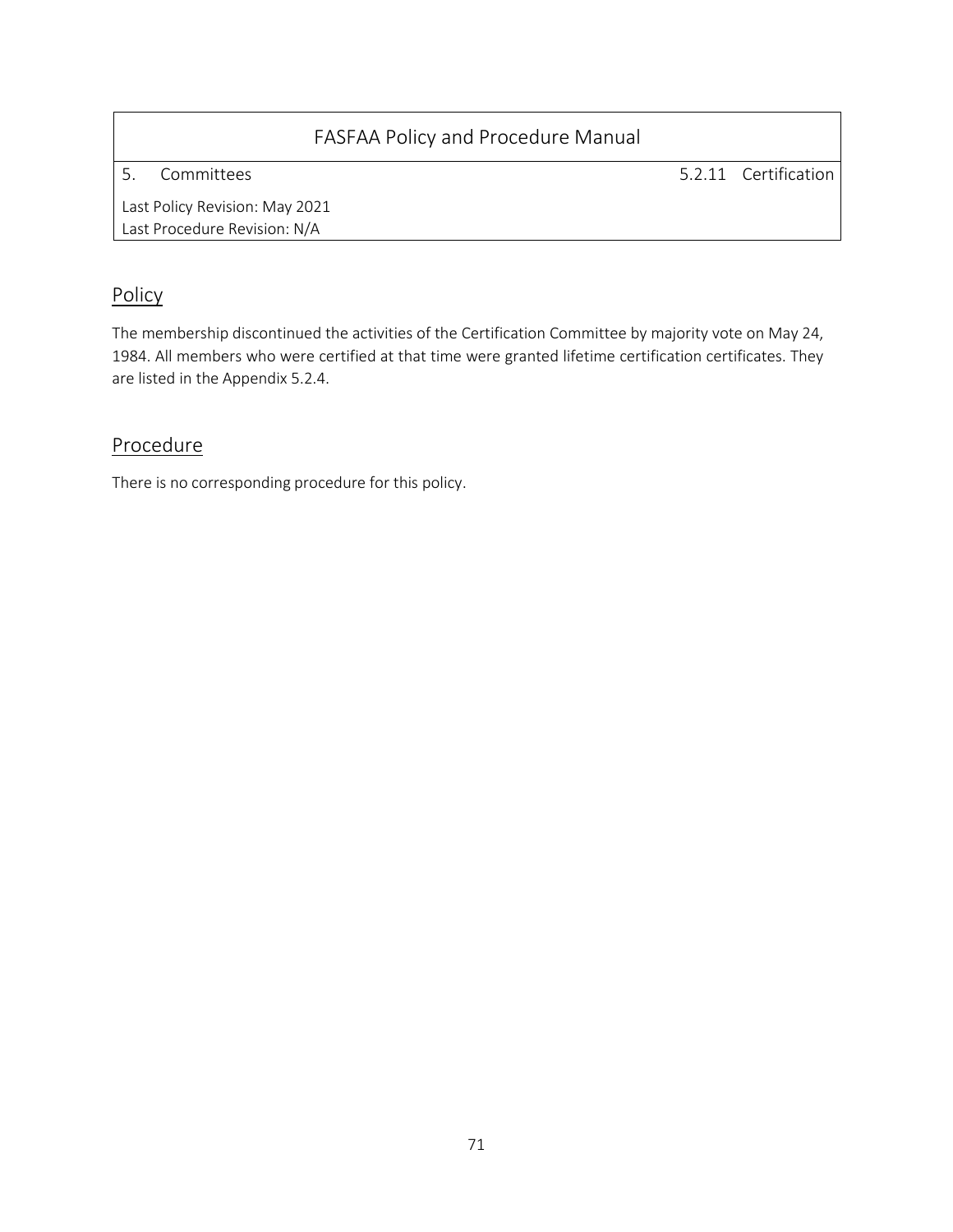| FASFAA Policy and Procedure Manual | |
|---|---|
| 5. Committees | 5.2.11 Certification |
| Last Policy Revision: May 2021<br>Last Procedure Revision: N/A | |

## Policy

The membership discontinued the activities of the Certification Committee by majority vote on May 24, 1984. All members who were certified at that time were granted lifetime certification certificates. They are listed in the Appendix 5.2.4.

## Procedure

There is no corresponding procedure for this policy.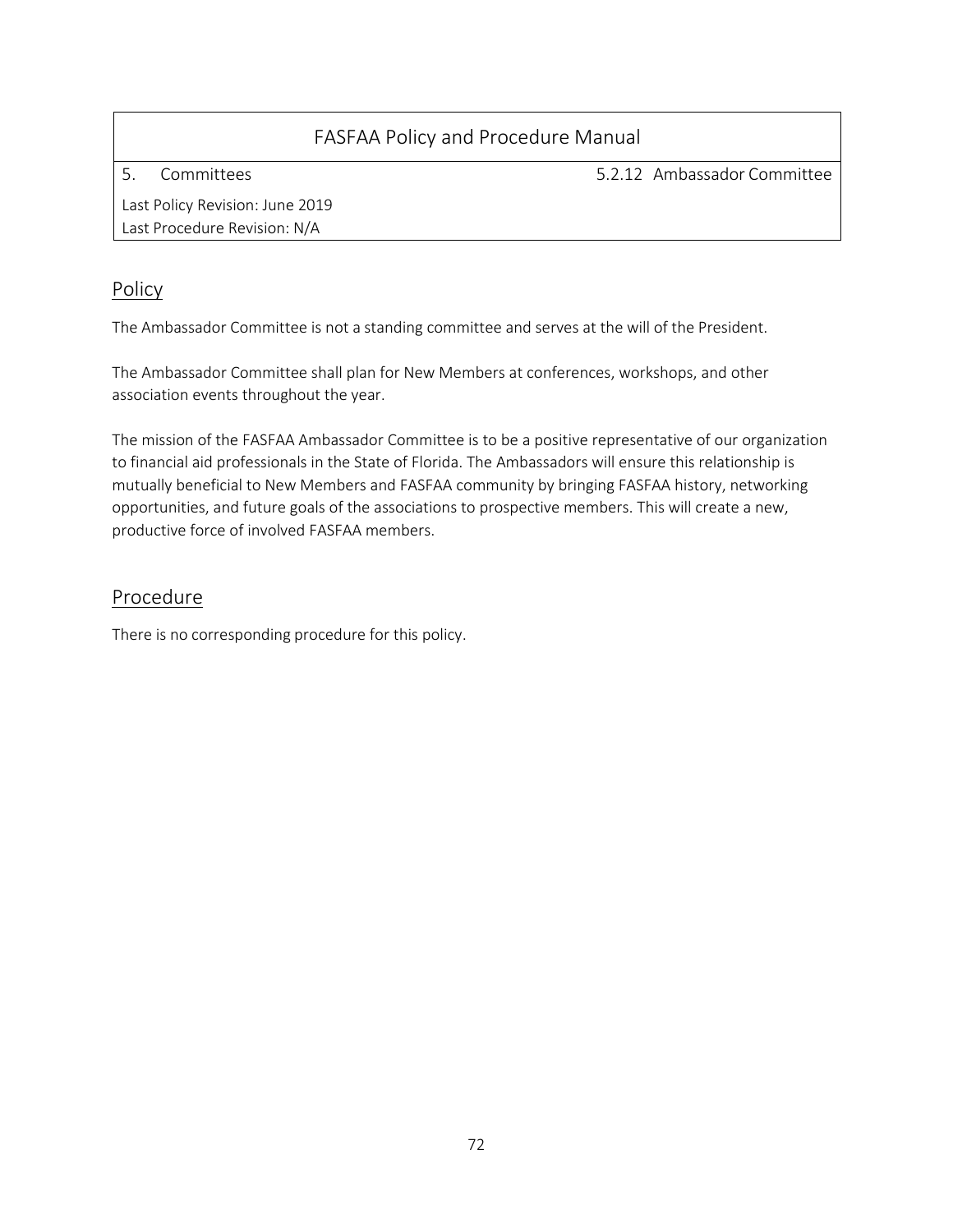| FASFAA Policy and Procedure Manual | |
|---|---|
| 5. Committees | 5.2.12 Ambassador Committee |
| Last Policy Revision: June 2019<br>Last Procedure Revision: N/A | |

## Policy

The Ambassador Committee is not a standing committee and serves at the will of the President.

The Ambassador Committee shall plan for New Members at conferences, workshops, and other association events throughout the year.

The mission of the FASFAA Ambassador Committee is to be a positive representative of our organization to financial aid professionals in the State of Florida. The Ambassadors will ensure this relationship is mutually beneficial to New Members and FASFAA community by bringing FASFAA history, networking opportunities, and future goals of the associations to prospective members. This will create a new, productive force of involved FASFAA members.

## Procedure

There is no corresponding procedure for this policy.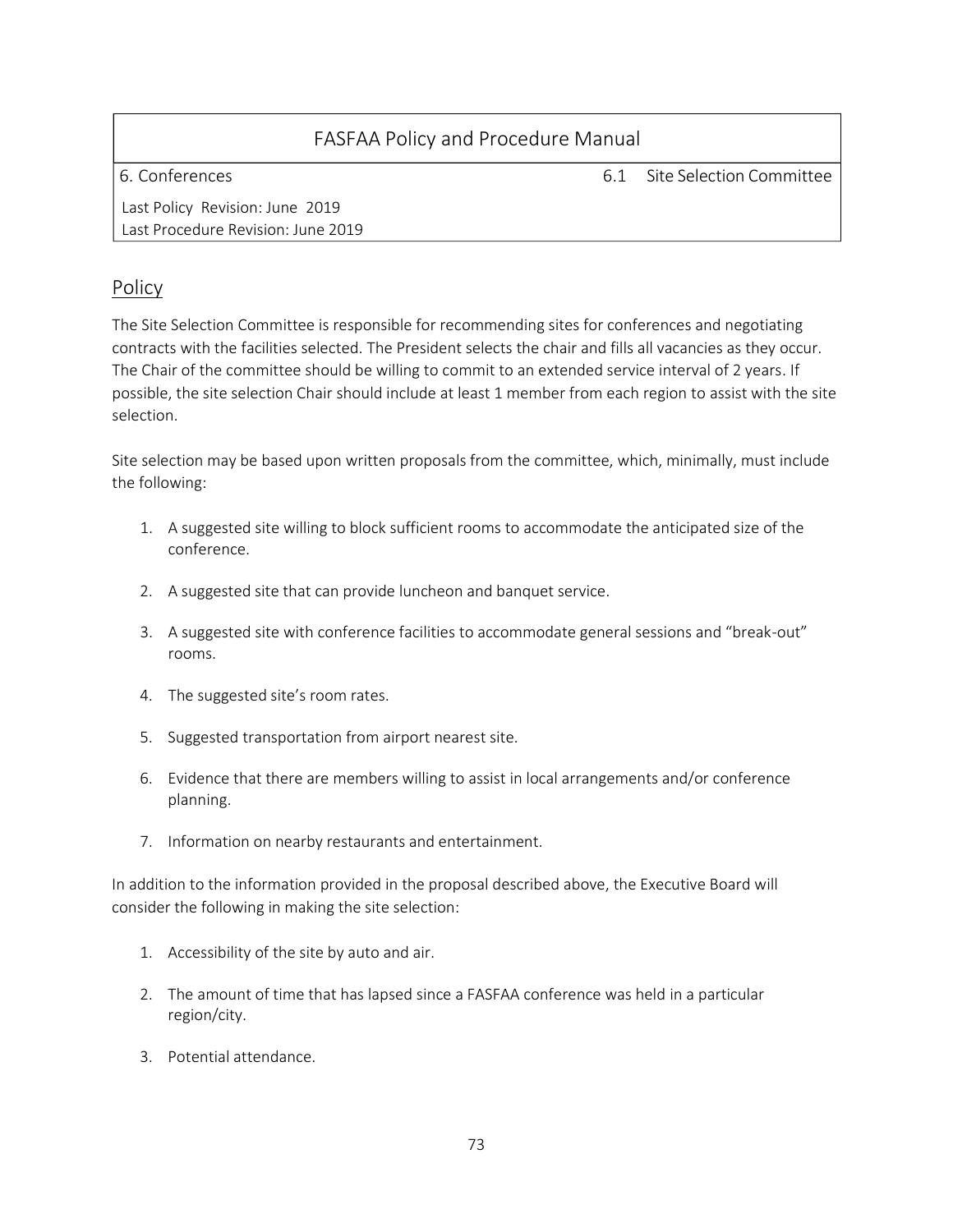| FASFAA Policy and Procedure Manual | |
|---|---|
| 6. Conferences | 6.1 Site Selection Committee |
| Last Policy Revision: June 2019<br>Last Procedure Revision: June 2019 | |

## Policy

The Site Selection Committee is responsible for recommending sites for conferences and negotiating contracts with the facilities selected. The President selects the chair and fills all vacancies as they occur. The Chair of the committee should be willing to commit to an extended service interval of 2 years. If possible, the site selection Chair should include at least 1 member from each region to assist with the site selection.

Site selection may be based upon written proposals from the committee, which, minimally, must include the following:

1. A suggested site willing to block sufficient rooms to accommodate the anticipated size of the conference.

2. A suggested site that can provide luncheon and banquet service.

3. A suggested site with conference facilities to accommodate general sessions and "break-out" rooms.

4. The suggested site's room rates.

5. Suggested transportation from airport nearest site.

6. Evidence that there are members willing to assist in local arrangements and/or conference planning.

7. Information on nearby restaurants and entertainment.

In addition to the information provided in the proposal described above, the Executive Board will consider the following in making the site selection:

1. Accessibility of the site by auto and air.

2. The amount of time that has lapsed since a FASFAA conference was held in a particular region/city.

3. Potential attendance.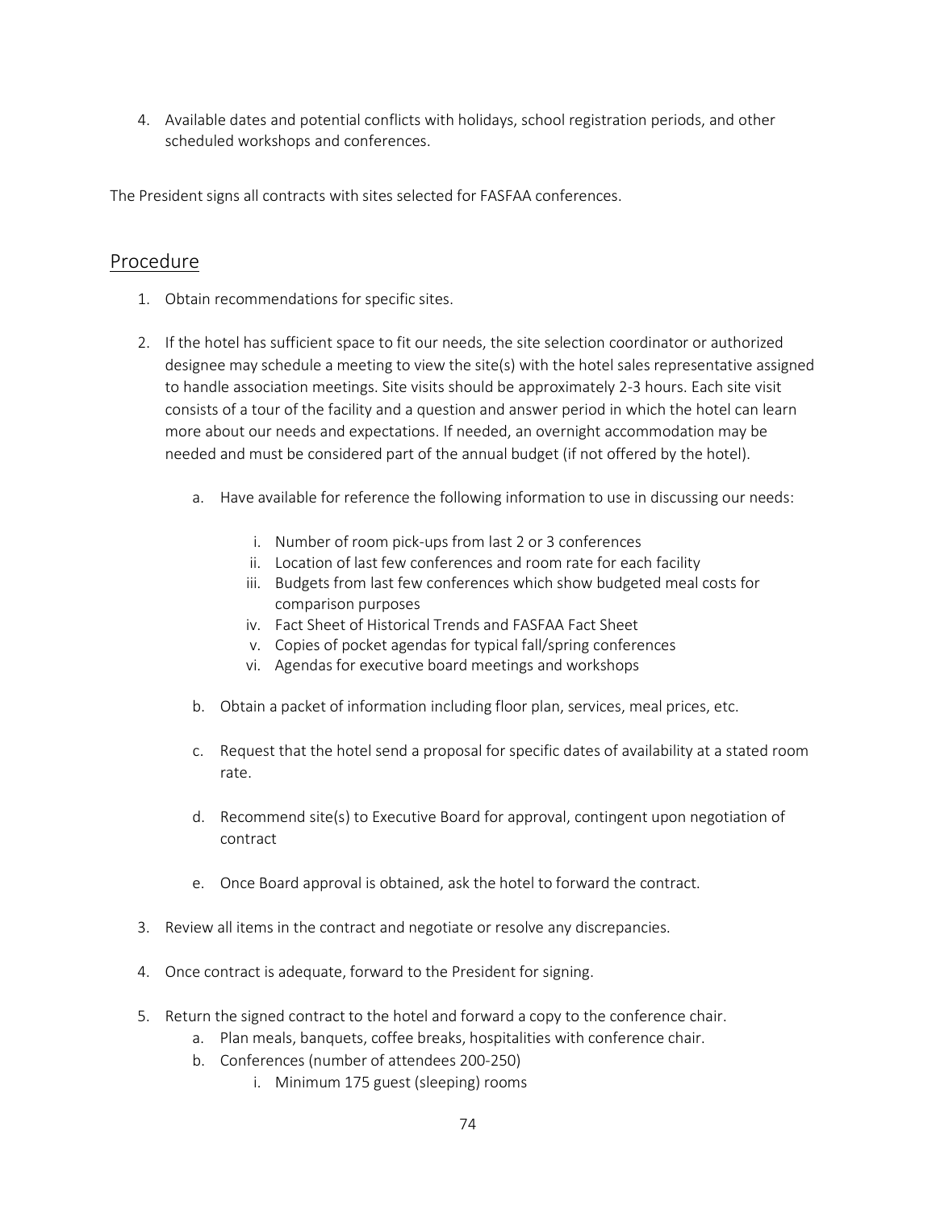4. Available dates and potential conflicts with holidays, school registration periods, and other scheduled workshops and conferences.

The President signs all contracts with sites selected for FASFAA conferences.

## Procedure

1. Obtain recommendations for specific sites.

2. If the hotel has sufficient space to fit our needs, the site selection coordinator or authorized designee may schedule a meeting to view the site(s) with the hotel sales representative assigned to handle association meetings. Site visits should be approximately 2-3 hours. Each site visit consists of a tour of the facility and a question and answer period in which the hotel can learn more about our needs and expectations. If needed, an overnight accommodation may be needed and must be considered part of the annual budget (if not offered by the hotel).

    a. Have available for reference the following information to use in discussing our needs:

        i. Number of room pick-ups from last 2 or 3 conferences
        ii. Location of last few conferences and room rate for each facility
        iii. Budgets from last few conferences which show budgeted meal costs for comparison purposes
        iv. Fact Sheet of Historical Trends and FASFAA Fact Sheet
        v. Copies of pocket agendas for typical fall/spring conferences
        vi. Agendas for executive board meetings and workshops

    b. Obtain a packet of information including floor plan, services, meal prices, etc.

    c. Request that the hotel send a proposal for specific dates of availability at a stated room rate.

    d. Recommend site(s) to Executive Board for approval, contingent upon negotiation of contract

    e. Once Board approval is obtained, ask the hotel to forward the contract.

3. Review all items in the contract and negotiate or resolve any discrepancies.

4. Once contract is adequate, forward to the President for signing.

5. Return the signed contract to the hotel and forward a copy to the conference chair.
    a. Plan meals, banquets, coffee breaks, hospitalities with conference chair.
    b. Conferences (number of attendees 200-250)
        i. Minimum 175 guest (sleeping) rooms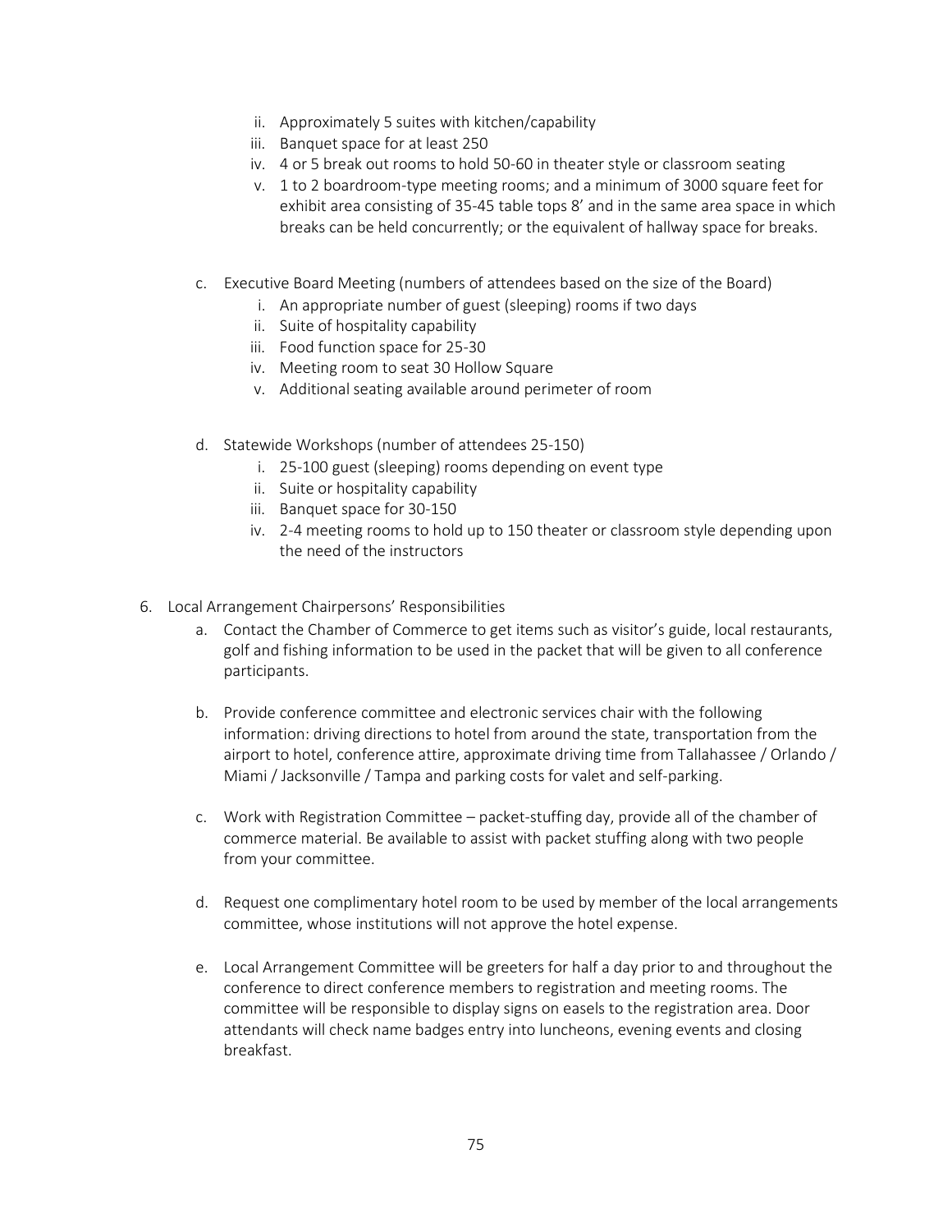ii. Approximately 5 suites with kitchen/capability
   iii. Banquet space for at least 250
   iv. 4 or 5 break out rooms to hold 50-60 in theater style or classroom seating
   v. 1 to 2 boardroom-type meeting rooms; and a minimum of 3000 square feet for exhibit area consisting of 35-45 table tops 8' and in the same area space in which breaks can be held concurrently; or the equivalent of hallway space for breaks.

c. Executive Board Meeting (numbers of attendees based on the size of the Board)
   i. An appropriate number of guest (sleeping) rooms if two days
   ii. Suite of hospitality capability
   iii. Food function space for 25-30
   iv. Meeting room to seat 30 Hollow Square
   v. Additional seating available around perimeter of room

d. Statewide Workshops (number of attendees 25-150)
   i. 25-100 guest (sleeping) rooms depending on event type
   ii. Suite or hospitality capability
   iii. Banquet space for 30-150
   iv. 2-4 meeting rooms to hold up to 150 theater or classroom style depending upon the need of the instructors

6. Local Arrangement Chairpersons' Responsibilities
   a. Contact the Chamber of Commerce to get items such as visitor's guide, local restaurants, golf and fishing information to be used in the packet that will be given to all conference participants.

   b. Provide conference committee and electronic services chair with the following information: driving directions to hotel from around the state, transportation from the airport to hotel, conference attire, approximate driving time from Tallahassee / Orlando / Miami / Jacksonville / Tampa and parking costs for valet and self-parking.

   c. Work with Registration Committee – packet-stuffing day, provide all of the chamber of commerce material. Be available to assist with packet stuffing along with two people from your committee.

   d. Request one complimentary hotel room to be used by member of the local arrangements committee, whose institutions will not approve the hotel expense.

   e. Local Arrangement Committee will be greeters for half a day prior to and throughout the conference to direct conference members to registration and meeting rooms. The committee will be responsible to display signs on easels to the registration area. Door attendants will check name badges entry into luncheons, evening events and closing breakfast.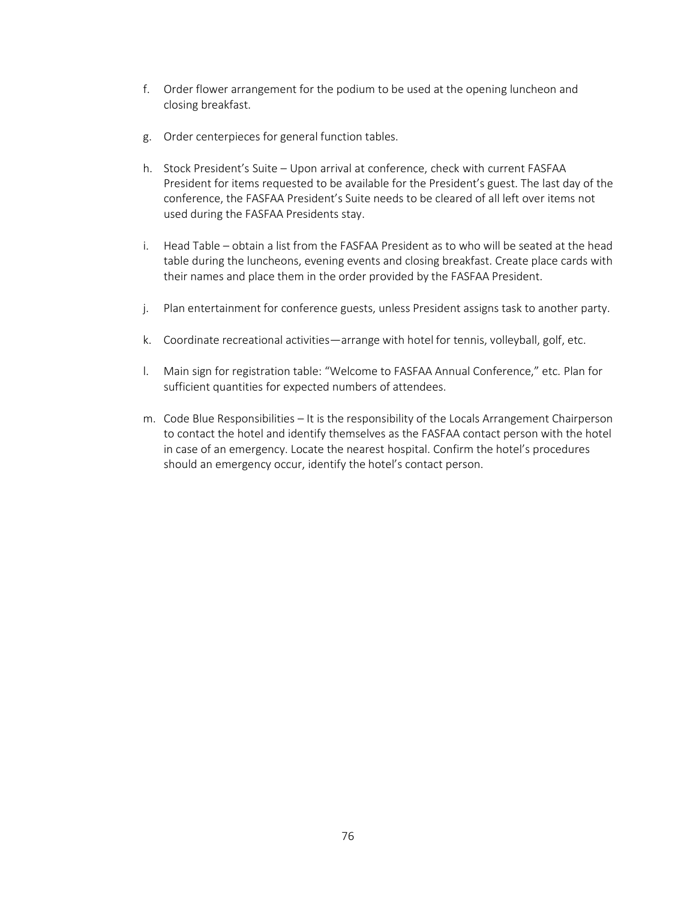f. Order flower arrangement for the podium to be used at the opening luncheon and closing breakfast.

g. Order centerpieces for general function tables.

h. Stock President's Suite – Upon arrival at conference, check with current FASFAA President for items requested to be available for the President's guest. The last day of the conference, the FASFAA President's Suite needs to be cleared of all left over items not used during the FASFAA Presidents stay.

i. Head Table – obtain a list from the FASFAA President as to who will be seated at the head table during the luncheons, evening events and closing breakfast. Create place cards with their names and place them in the order provided by the FASFAA President.

j. Plan entertainment for conference guests, unless President assigns task to another party.

k. Coordinate recreational activities—arrange with hotel for tennis, volleyball, golf, etc.

l. Main sign for registration table: "Welcome to FASFAA Annual Conference," etc. Plan for sufficient quantities for expected numbers of attendees.

m. Code Blue Responsibilities – It is the responsibility of the Locals Arrangement Chairperson to contact the hotel and identify themselves as the FASFAA contact person with the hotel in case of an emergency. Locate the nearest hospital. Confirm the hotel's procedures should an emergency occur, identify the hotel's contact person.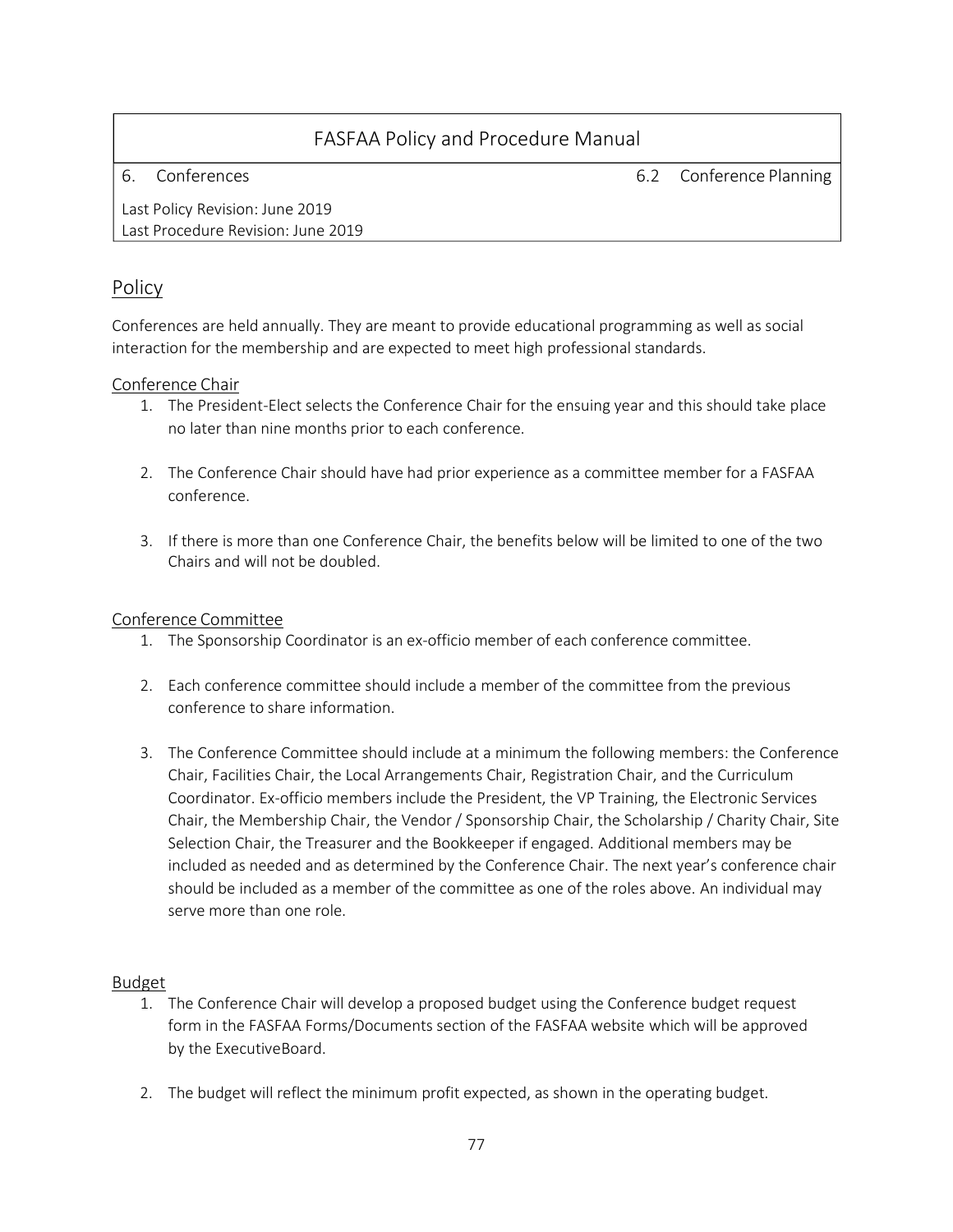| FASFAA Policy and Procedure Manual | |
|---|---|
| 6. Conferences | 6.2 Conference Planning |
| Last Policy Revision: June 2019<br>Last Procedure Revision: June 2019 | |

## Policy

Conferences are held annually. They are meant to provide educational programming as well as social interaction for the membership and are expected to meet high professional standards.

### Conference Chair

1. The President-Elect selects the Conference Chair for the ensuing year and this should take place no later than nine months prior to each conference.

2. The Conference Chair should have had prior experience as a committee member for a FASFAA conference.

3. If there is more than one Conference Chair, the benefits below will be limited to one of the two Chairs and will not be doubled.

### Conference Committee

1. The Sponsorship Coordinator is an ex-officio member of each conference committee.

2. Each conference committee should include a member of the committee from the previous conference to share information.

3. The Conference Committee should include at a minimum the following members: the Conference Chair, Facilities Chair, the Local Arrangements Chair, Registration Chair, and the Curriculum Coordinator. Ex-officio members include the President, the VP Training, the Electronic Services Chair, the Membership Chair, the Vendor / Sponsorship Chair, the Scholarship / Charity Chair, Site Selection Chair, the Treasurer and the Bookkeeper if engaged. Additional members may be included as needed and as determined by the Conference Chair. The next year's conference chair should be included as a member of the committee as one of the roles above. An individual may serve more than one role.

### Budget

1. The Conference Chair will develop a proposed budget using the Conference budget request form in the FASFAA Forms/Documents section of the FASFAA website which will be approved by the ExecutiveBoard.

2. The budget will reflect the minimum profit expected, as shown in the operating budget.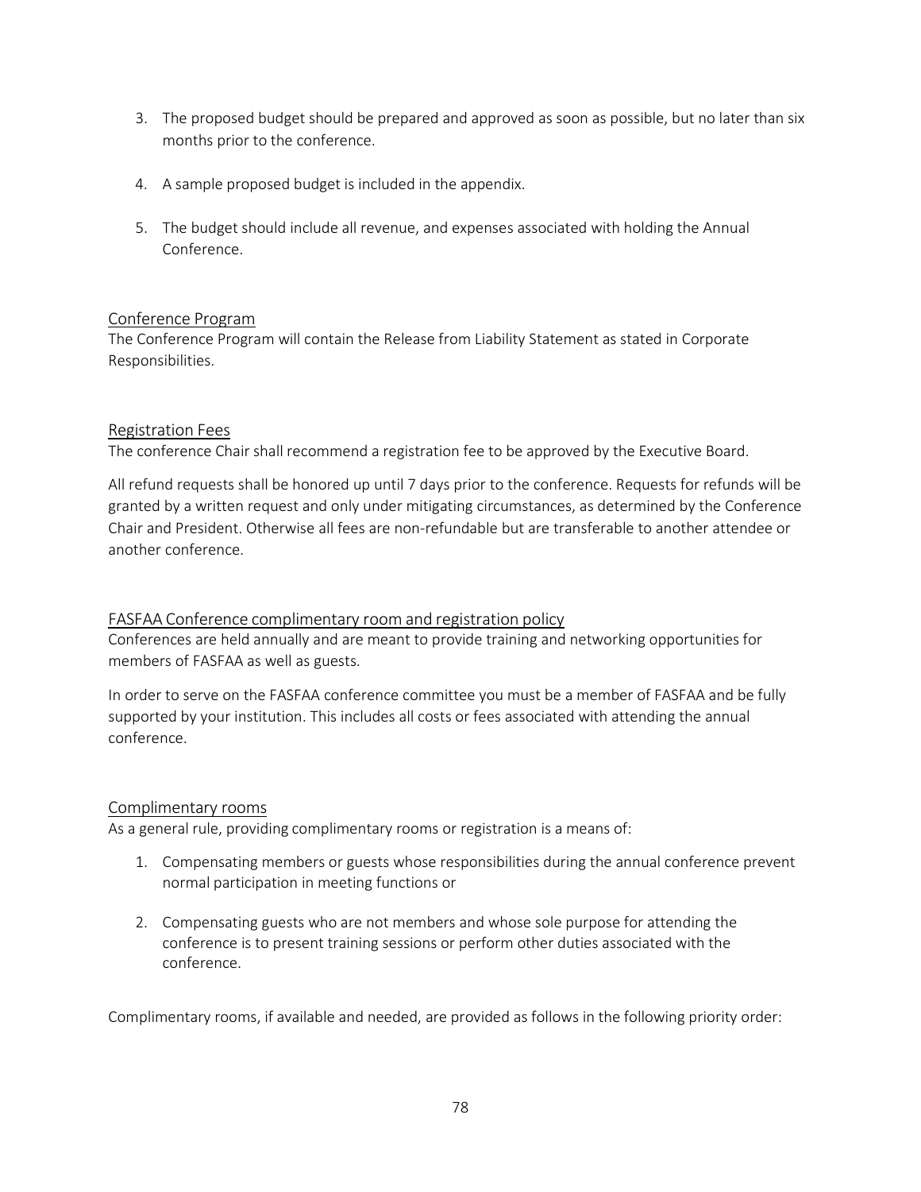3. The proposed budget should be prepared and approved as soon as possible, but no later than six months prior to the conference.

4. A sample proposed budget is included in the appendix.

5. The budget should include all revenue, and expenses associated with holding the Annual Conference.

## Conference Program

The Conference Program will contain the Release from Liability Statement as stated in Corporate Responsibilities.

## Registration Fees

The conference Chair shall recommend a registration fee to be approved by the Executive Board.

All refund requests shall be honored up until 7 days prior to the conference. Requests for refunds will be granted by a written request and only under mitigating circumstances, as determined by the Conference Chair and President. Otherwise all fees are non-refundable but are transferable to another attendee or another conference.

## FASFAA Conference complimentary room and registration policy

Conferences are held annually and are meant to provide training and networking opportunities for members of FASFAA as well as guests.

In order to serve on the FASFAA conference committee you must be a member of FASFAA and be fully supported by your institution. This includes all costs or fees associated with attending the annual conference.

## Complimentary rooms

As a general rule, providing complimentary rooms or registration is a means of:

1. Compensating members or guests whose responsibilities during the annual conference prevent normal participation in meeting functions or

2. Compensating guests who are not members and whose sole purpose for attending the conference is to present training sessions or perform other duties associated with the conference.

Complimentary rooms, if available and needed, are provided as follows in the following priority order: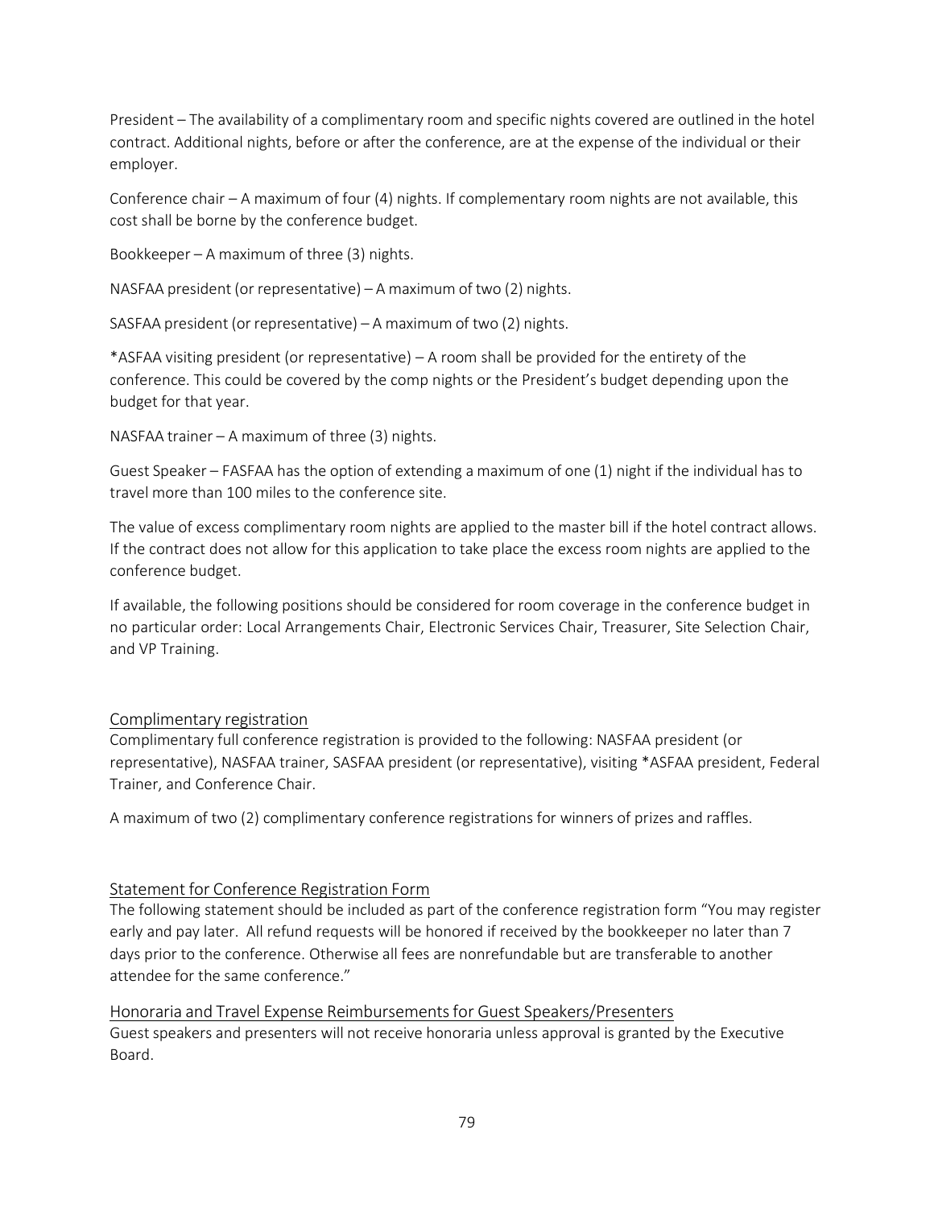President – The availability of a complimentary room and specific nights covered are outlined in the hotel contract. Additional nights, before or after the conference, are at the expense of the individual or their employer.

Conference chair – A maximum of four (4) nights. If complementary room nights are not available, this cost shall be borne by the conference budget.

Bookkeeper – A maximum of three (3) nights.

NASFAA president (or representative) – A maximum of two (2) nights.

SASFAA president (or representative) – A maximum of two (2) nights.

*ASFAA visiting president (or representative) – A room shall be provided for the entirety of the conference. This could be covered by the comp nights or the President's budget depending upon the budget for that year.

NASFAA trainer – A maximum of three (3) nights.

Guest Speaker – FASFAA has the option of extending a maximum of one (1) night if the individual has to travel more than 100 miles to the conference site.

The value of excess complimentary room nights are applied to the master bill if the hotel contract allows. If the contract does not allow for this application to take place the excess room nights are applied to the conference budget.

If available, the following positions should be considered for room coverage in the conference budget in no particular order: Local Arrangements Chair, Electronic Services Chair, Treasurer, Site Selection Chair, and VP Training.

## Complimentary registration

Complimentary full conference registration is provided to the following: NASFAA president (or representative), NASFAA trainer, SASFAA president (or representative), visiting *ASFAA president, Federal Trainer, and Conference Chair.

A maximum of two (2) complimentary conference registrations for winners of prizes and raffles.

## Statement for Conference Registration Form

The following statement should be included as part of the conference registration form "You may register early and pay later. All refund requests will be honored if received by the bookkeeper no later than 7 days prior to the conference. Otherwise all fees are nonrefundable but are transferable to another attendee for the same conference."

## Honoraria and Travel Expense Reimbursements for Guest Speakers/Presenters

Guest speakers and presenters will not receive honoraria unless approval is granted by the Executive Board.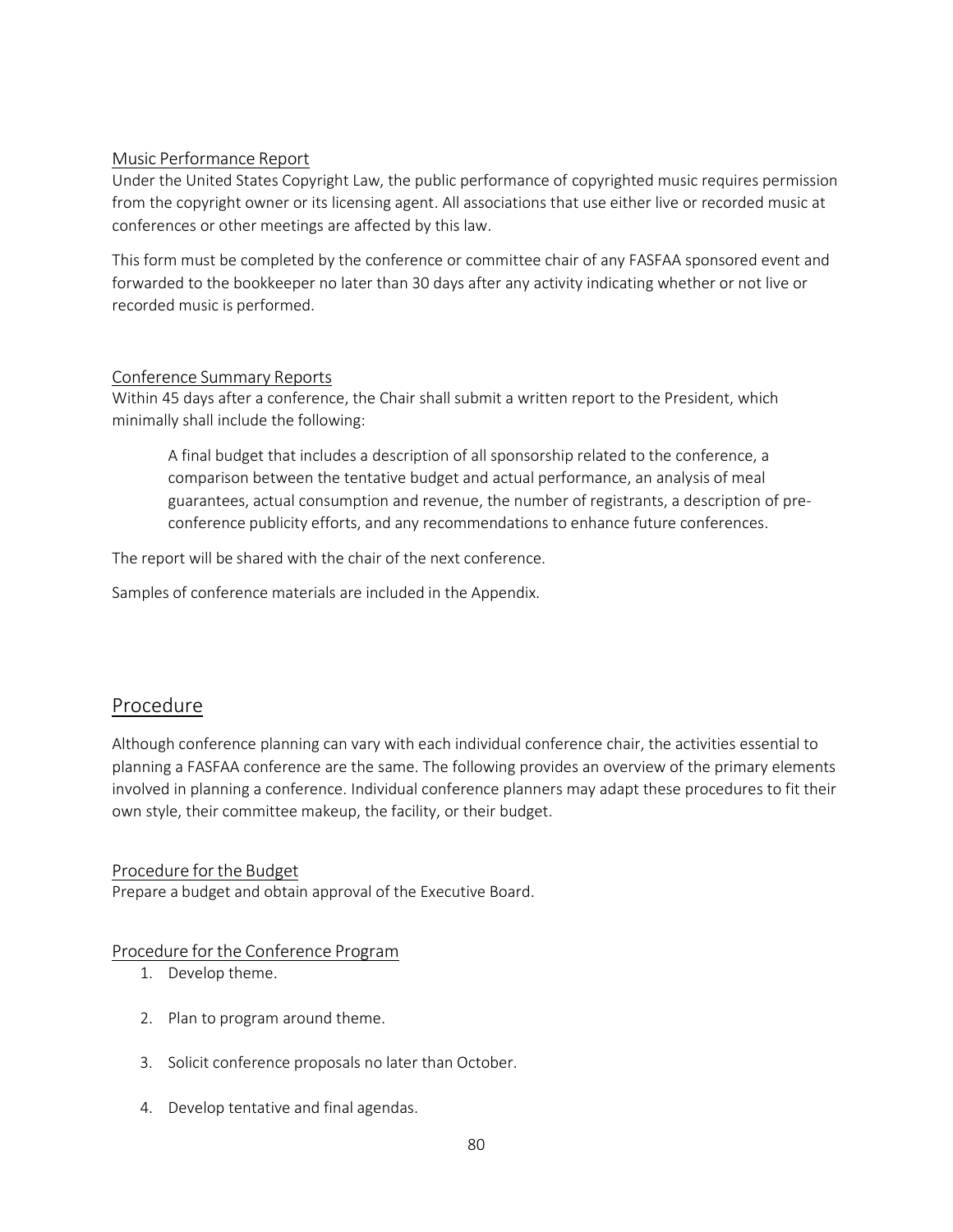### Music Performance Report

Under the United States Copyright Law, the public performance of copyrighted music requires permission from the copyright owner or its licensing agent. All associations that use either live or recorded music at conferences or other meetings are affected by this law.

This form must be completed by the conference or committee chair of any FASFAA sponsored event and forwarded to the bookkeeper no later than 30 days after any activity indicating whether or not live or recorded music is performed.

### Conference Summary Reports

Within 45 days after a conference, the Chair shall submit a written report to the President, which minimally shall include the following:

> A final budget that includes a description of all sponsorship related to the conference, a comparison between the tentative budget and actual performance, an analysis of meal guarantees, actual consumption and revenue, the number of registrants, a description of pre-conference publicity efforts, and any recommendations to enhance future conferences.

The report will be shared with the chair of the next conference.

Samples of conference materials are included in the Appendix.

## Procedure

Although conference planning can vary with each individual conference chair, the activities essential to planning a FASFAA conference are the same. The following provides an overview of the primary elements involved in planning a conference. Individual conference planners may adapt these procedures to fit their own style, their committee makeup, the facility, or their budget.

### Procedure for the Budget

Prepare a budget and obtain approval of the Executive Board.

### Procedure for the Conference Program

1. Develop theme.
2. Plan to program around theme.
3. Solicit conference proposals no later than October.
4. Develop tentative and final agendas.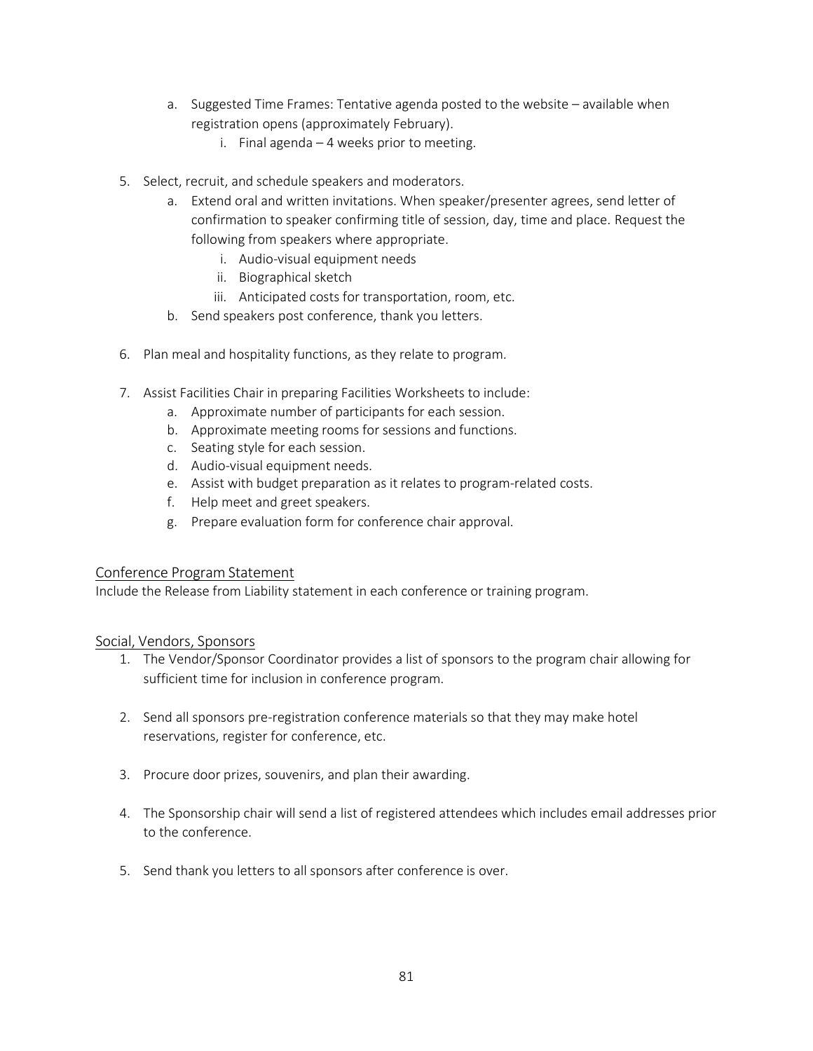a. Suggested Time Frames: Tentative agenda posted to the website – available when registration opens (approximately February).
      i. Final agenda – 4 weeks prior to meeting.

5. Select, recruit, and schedule speakers and moderators.
   a. Extend oral and written invitations. When speaker/presenter agrees, send letter of confirmation to speaker confirming title of session, day, time and place. Request the following from speakers where appropriate.
      i. Audio-visual equipment needs
      ii. Biographical sketch
      iii. Anticipated costs for transportation, room, etc.
   b. Send speakers post conference, thank you letters.

6. Plan meal and hospitality functions, as they relate to program.

7. Assist Facilities Chair in preparing Facilities Worksheets to include:
   a. Approximate number of participants for each session.
   b. Approximate meeting rooms for sessions and functions.
   c. Seating style for each session.
   d. Audio-visual equipment needs.
   e. Assist with budget preparation as it relates to program-related costs.
   f. Help meet and greet speakers.
   g. Prepare evaluation form for conference chair approval.

## Conference Program Statement

Include the Release from Liability statement in each conference or training program.

## Social, Vendors, Sponsors

1. The Vendor/Sponsor Coordinator provides a list of sponsors to the program chair allowing for sufficient time for inclusion in conference program.

2. Send all sponsors pre-registration conference materials so that they may make hotel reservations, register for conference, etc.

3. Procure door prizes, souvenirs, and plan their awarding.

4. The Sponsorship chair will send a list of registered attendees which includes email addresses prior to the conference.

5. Send thank you letters to all sponsors after conference is over.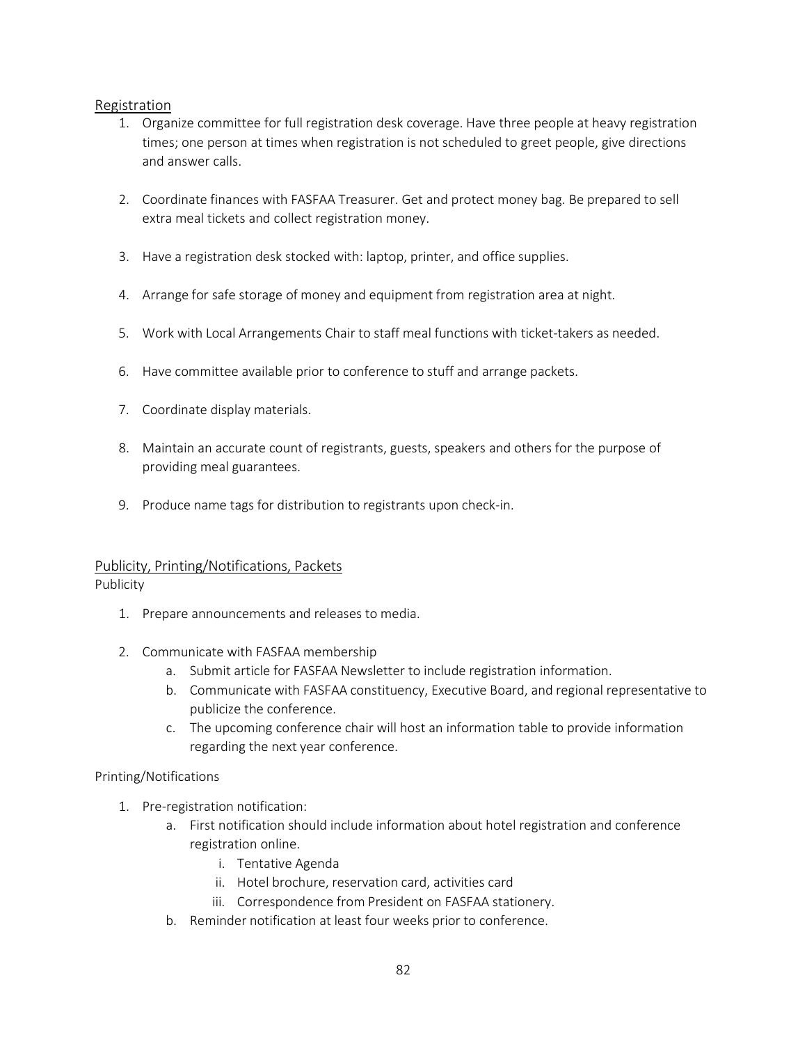## Registration

1. Organize committee for full registration desk coverage. Have three people at heavy registration times; one person at times when registration is not scheduled to greet people, give directions and answer calls.

2. Coordinate finances with FASFAA Treasurer. Get and protect money bag. Be prepared to sell extra meal tickets and collect registration money.

3. Have a registration desk stocked with: laptop, printer, and office supplies.

4. Arrange for safe storage of money and equipment from registration area at night.

5. Work with Local Arrangements Chair to staff meal functions with ticket-takers as needed.

6. Have committee available prior to conference to stuff and arrange packets.

7. Coordinate display materials.

8. Maintain an accurate count of registrants, guests, speakers and others for the purpose of providing meal guarantees.

9. Produce name tags for distribution to registrants upon check-in.

## Publicity, Printing/Notifications, Packets

### Publicity

1. Prepare announcements and releases to media.

2. Communicate with FASFAA membership
   a. Submit article for FASFAA Newsletter to include registration information.
   b. Communicate with FASFAA constituency, Executive Board, and regional representative to publicize the conference.
   c. The upcoming conference chair will host an information table to provide information regarding the next year conference.

### Printing/Notifications

1. Pre-registration notification:
   a. First notification should include information about hotel registration and conference registration online.
      i. Tentative Agenda
      ii. Hotel brochure, reservation card, activities card
      iii. Correspondence from President on FASFAA stationery.
   b. Reminder notification at least four weeks prior to conference.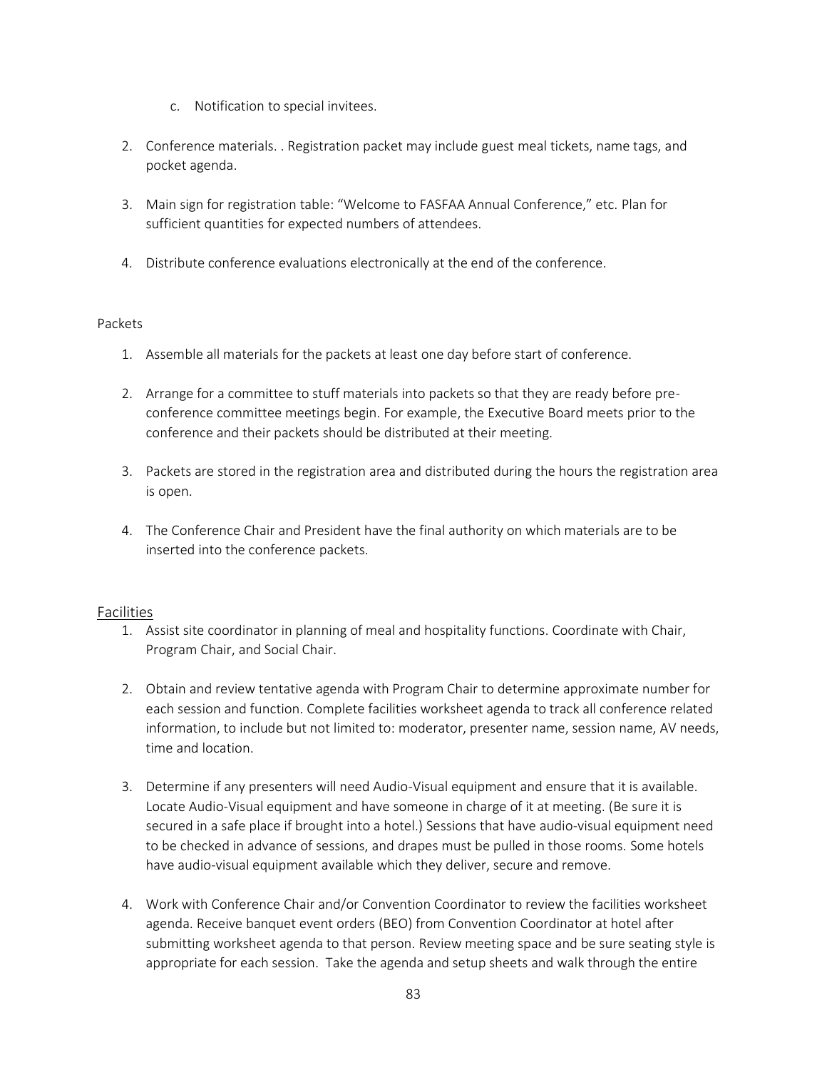c. Notification to special invitees.

2. Conference materials. . Registration packet may include guest meal tickets, name tags, and pocket agenda.

3. Main sign for registration table: "Welcome to FASFAA Annual Conference," etc. Plan for sufficient quantities for expected numbers of attendees.

4. Distribute conference evaluations electronically at the end of the conference.

Packets

1. Assemble all materials for the packets at least one day before start of conference.

2. Arrange for a committee to stuff materials into packets so that they are ready before pre-conference committee meetings begin. For example, the Executive Board meets prior to the conference and their packets should be distributed at their meeting.

3. Packets are stored in the registration area and distributed during the hours the registration area is open.

4. The Conference Chair and President have the final authority on which materials are to be inserted into the conference packets.

## Facilities

1. Assist site coordinator in planning of meal and hospitality functions. Coordinate with Chair, Program Chair, and Social Chair.

2. Obtain and review tentative agenda with Program Chair to determine approximate number for each session and function. Complete facilities worksheet agenda to track all conference related information, to include but not limited to: moderator, presenter name, session name, AV needs, time and location.

3. Determine if any presenters will need Audio-Visual equipment and ensure that it is available. Locate Audio-Visual equipment and have someone in charge of it at meeting. (Be sure it is secured in a safe place if brought into a hotel.) Sessions that have audio-visual equipment need to be checked in advance of sessions, and drapes must be pulled in those rooms. Some hotels have audio-visual equipment available which they deliver, secure and remove.

4. Work with Conference Chair and/or Convention Coordinator to review the facilities worksheet agenda. Receive banquet event orders (BEO) from Convention Coordinator at hotel after submitting worksheet agenda to that person. Review meeting space and be sure seating style is appropriate for each session. Take the agenda and setup sheets and walk through the entire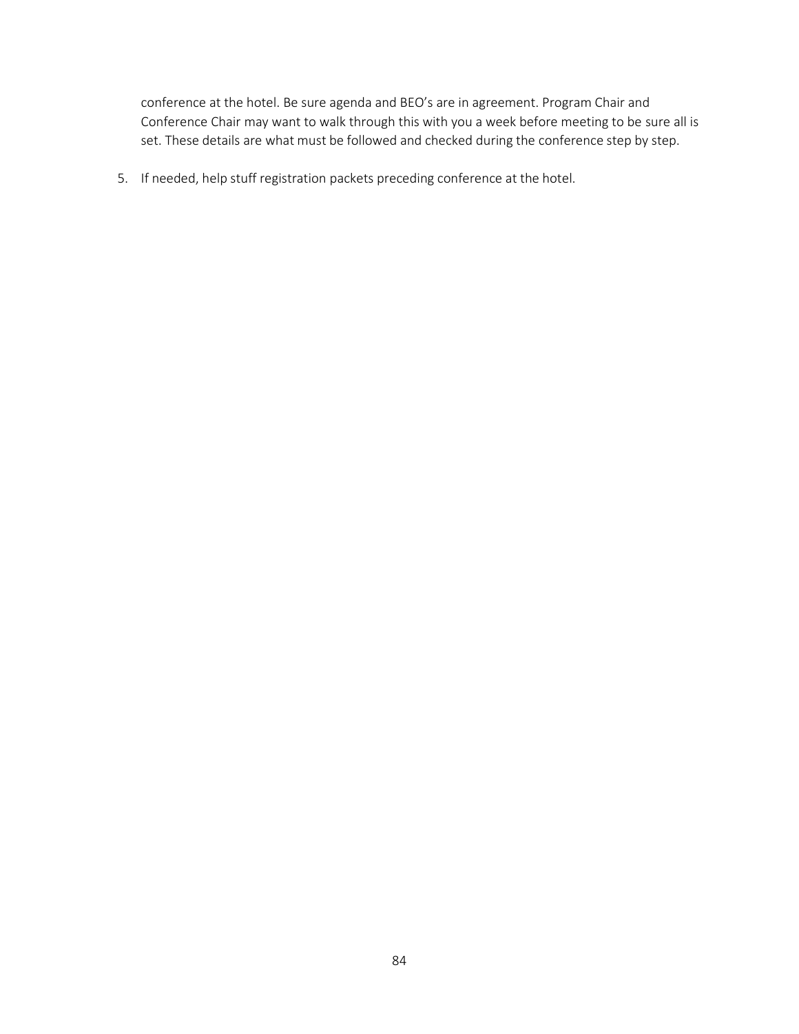conference at the hotel. Be sure agenda and BEO's are in agreement. Program Chair and Conference Chair may want to walk through this with you a week before meeting to be sure all is set. These details are what must be followed and checked during the conference step by step.

5. If needed, help stuff registration packets preceding conference at the hotel.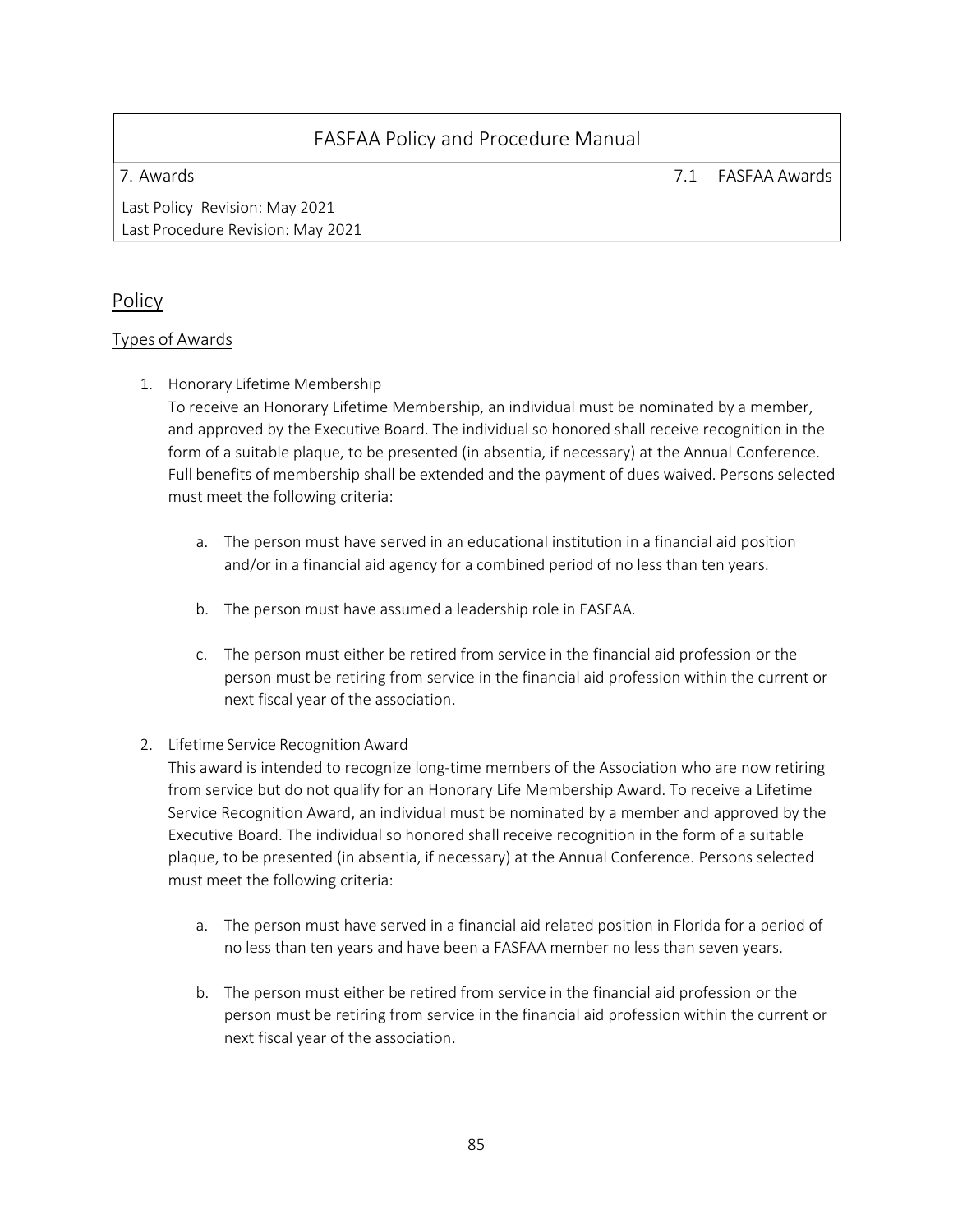| FASFAA Policy and Procedure Manual | |
|---|---|
| 7. Awards | 7.1 FASFAA Awards |
| Last Policy Revision: May 2021<br>Last Procedure Revision: May 2021 | |

## Policy

### Types of Awards

1. Honorary Lifetime Membership
   To receive an Honorary Lifetime Membership, an individual must be nominated by a member, and approved by the Executive Board. The individual so honored shall receive recognition in the form of a suitable plaque, to be presented (in absentia, if necessary) at the Annual Conference. Full benefits of membership shall be extended and the payment of dues waived. Persons selected must meet the following criteria:

   a. The person must have served in an educational institution in a financial aid position and/or in a financial aid agency for a combined period of no less than ten years.

   b. The person must have assumed a leadership role in FASFAA.

   c. The person must either be retired from service in the financial aid profession or the person must be retiring from service in the financial aid profession within the current or next fiscal year of the association.

2. Lifetime Service Recognition Award
   This award is intended to recognize long-time members of the Association who are now retiring from service but do not qualify for an Honorary Life Membership Award. To receive a Lifetime Service Recognition Award, an individual must be nominated by a member and approved by the Executive Board. The individual so honored shall receive recognition in the form of a suitable plaque, to be presented (in absentia, if necessary) at the Annual Conference. Persons selected must meet the following criteria:

   a. The person must have served in a financial aid related position in Florida for a period of no less than ten years and have been a FASFAA member no less than seven years.

   b. The person must either be retired from service in the financial aid profession or the person must be retiring from service in the financial aid profession within the current or next fiscal year of the association.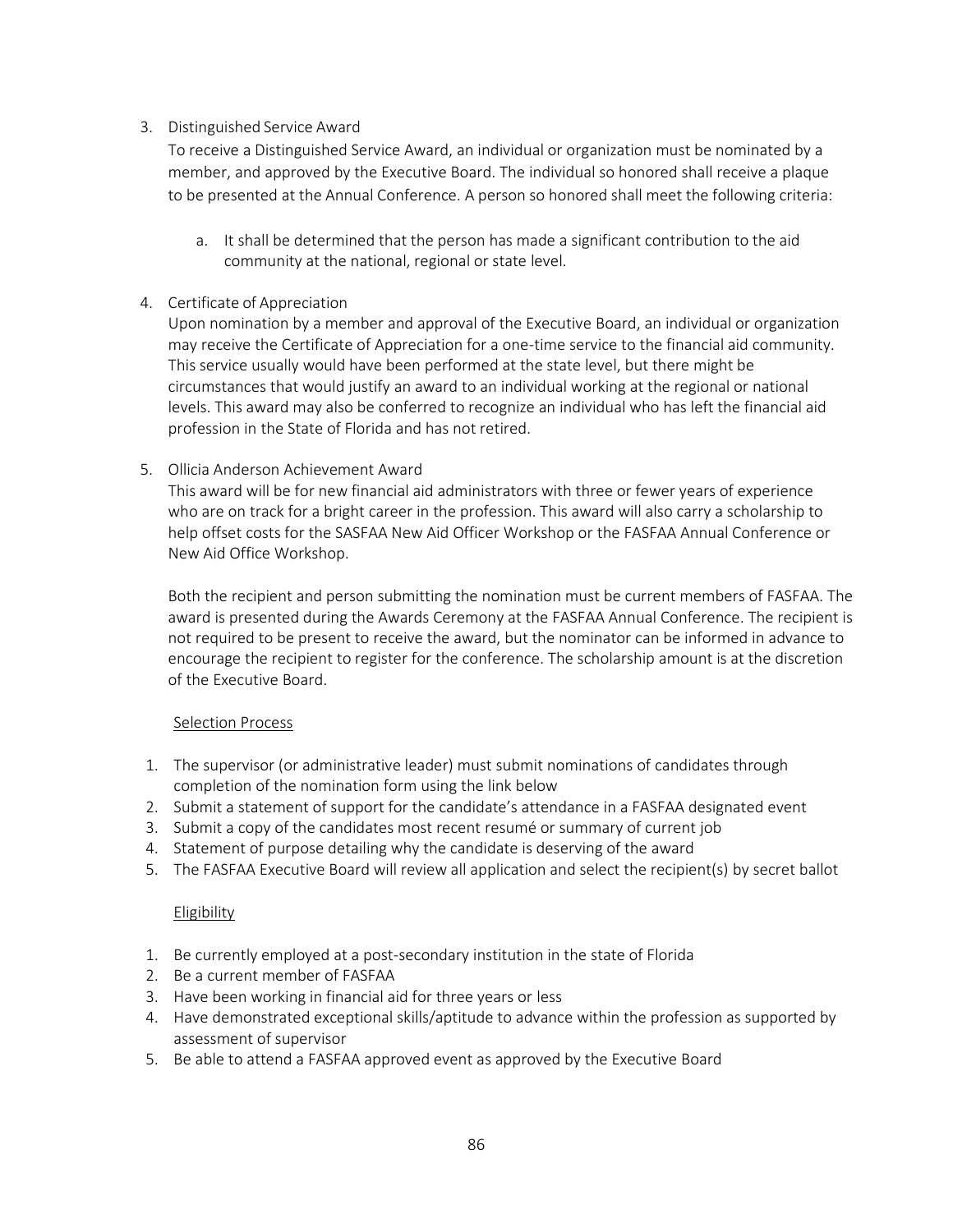3. Distinguished Service Award

   To receive a Distinguished Service Award, an individual or organization must be nominated by a member, and approved by the Executive Board. The individual so honored shall receive a plaque to be presented at the Annual Conference. A person so honored shall meet the following criteria:

   a. It shall be determined that the person has made a significant contribution to the aid community at the national, regional or state level.

4. Certificate of Appreciation

   Upon nomination by a member and approval of the Executive Board, an individual or organization may receive the Certificate of Appreciation for a one-time service to the financial aid community. This service usually would have been performed at the state level, but there might be circumstances that would justify an award to an individual working at the regional or national levels. This award may also be conferred to recognize an individual who has left the financial aid profession in the State of Florida and has not retired.

5. Ollicia Anderson Achievement Award

   This award will be for new financial aid administrators with three or fewer years of experience who are on track for a bright career in the profession. This award will also carry a scholarship to help offset costs for the SASFAA New Aid Officer Workshop or the FASFAA Annual Conference or New Aid Office Workshop.

   Both the recipient and person submitting the nomination must be current members of FASFAA. The award is presented during the Awards Ceremony at the FASFAA Annual Conference. The recipient is not required to be present to receive the award, but the nominator can be informed in advance to encourage the recipient to register for the conference. The scholarship amount is at the discretion of the Executive Board.

   <u>Selection Process</u>

   1. The supervisor (or administrative leader) must submit nominations of candidates through completion of the nomination form using the link below
   2. Submit a statement of support for the candidate's attendance in a FASFAA designated event
   3. Submit a copy of the candidates most recent resumé or summary of current job
   4. Statement of purpose detailing why the candidate is deserving of the award
   5. The FASFAA Executive Board will review all application and select the recipient(s) by secret ballot

   <u>Eligibility</u>

   1. Be currently employed at a post-secondary institution in the state of Florida
   2. Be a current member of FASFAA
   3. Have been working in financial aid for three years or less
   4. Have demonstrated exceptional skills/aptitude to advance within the profession as supported by assessment of supervisor
   5. Be able to attend a FASFAA approved event as approved by the Executive Board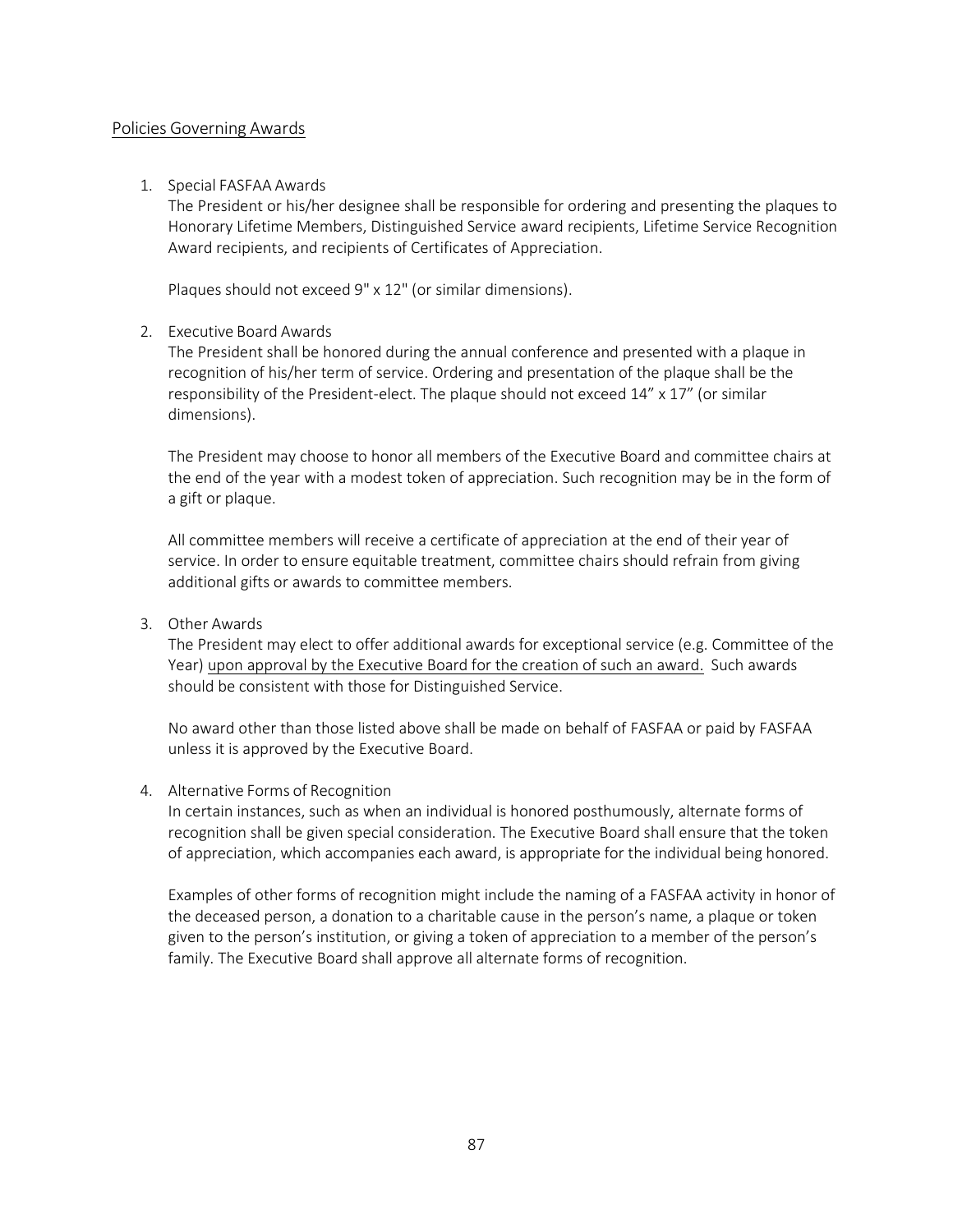## <u>Policies Governing Awards</u>

1. Special FASFAA Awards
   The President or his/her designee shall be responsible for ordering and presenting the plaques to Honorary Lifetime Members, Distinguished Service award recipients, Lifetime Service Recognition Award recipients, and recipients of Certificates of Appreciation.

   Plaques should not exceed 9" x 12" (or similar dimensions).

2. Executive Board Awards
   The President shall be honored during the annual conference and presented with a plaque in recognition of his/her term of service. Ordering and presentation of the plaque shall be the responsibility of the President-elect. The plaque should not exceed 14" x 17" (or similar dimensions).

   The President may choose to honor all members of the Executive Board and committee chairs at the end of the year with a modest token of appreciation. Such recognition may be in the form of a gift or plaque.

   All committee members will receive a certificate of appreciation at the end of their year of service. In order to ensure equitable treatment, committee chairs should refrain from giving additional gifts or awards to committee members.

3. Other Awards
   The President may elect to offer additional awards for exceptional service (e.g. Committee of the Year) <u>upon approval by the Executive Board for the creation of such an award.</u> Such awards should be consistent with those for Distinguished Service.

   No award other than those listed above shall be made on behalf of FASFAA or paid by FASFAA unless it is approved by the Executive Board.

4. Alternative Forms of Recognition
   In certain instances, such as when an individual is honored posthumously, alternate forms of recognition shall be given special consideration. The Executive Board shall ensure that the token of appreciation, which accompanies each award, is appropriate for the individual being honored.

   Examples of other forms of recognition might include the naming of a FASFAA activity in honor of the deceased person, a donation to a charitable cause in the person's name, a plaque or token given to the person's institution, or giving a token of appreciation to a member of the person's family. The Executive Board shall approve all alternate forms of recognition.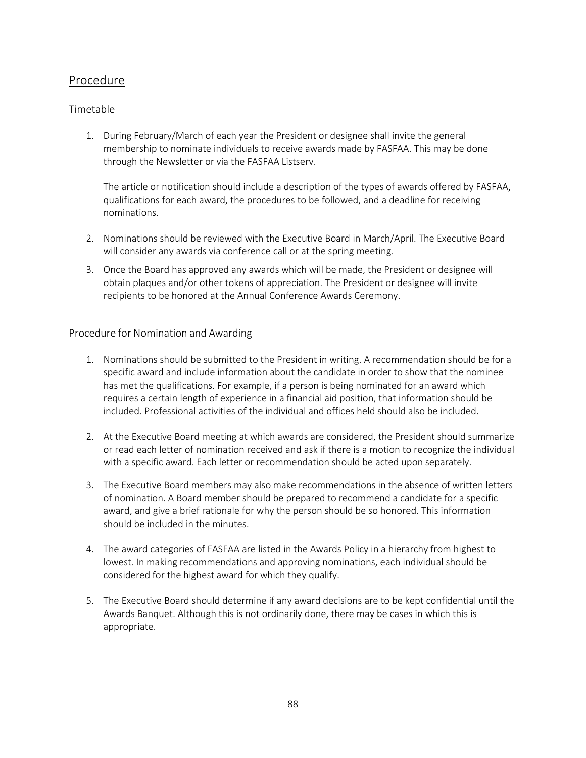## Procedure

### Timetable

1. During February/March of each year the President or designee shall invite the general membership to nominate individuals to receive awards made by FASFAA. This may be done through the Newsletter or via the FASFAA Listserv.

   The article or notification should include a description of the types of awards offered by FASFAA, qualifications for each award, the procedures to be followed, and a deadline for receiving nominations.

2. Nominations should be reviewed with the Executive Board in March/April. The Executive Board will consider any awards via conference call or at the spring meeting.

3. Once the Board has approved any awards which will be made, the President or designee will obtain plaques and/or other tokens of appreciation. The President or designee will invite recipients to be honored at the Annual Conference Awards Ceremony.

### Procedure for Nomination and Awarding

1. Nominations should be submitted to the President in writing. A recommendation should be for a specific award and include information about the candidate in order to show that the nominee has met the qualifications. For example, if a person is being nominated for an award which requires a certain length of experience in a financial aid position, that information should be included. Professional activities of the individual and offices held should also be included.

2. At the Executive Board meeting at which awards are considered, the President should summarize or read each letter of nomination received and ask if there is a motion to recognize the individual with a specific award. Each letter or recommendation should be acted upon separately.

3. The Executive Board members may also make recommendations in the absence of written letters of nomination. A Board member should be prepared to recommend a candidate for a specific award, and give a brief rationale for why the person should be so honored. This information should be included in the minutes.

4. The award categories of FASFAA are listed in the Awards Policy in a hierarchy from highest to lowest. In making recommendations and approving nominations, each individual should be considered for the highest award for which they qualify.

5. The Executive Board should determine if any award decisions are to be kept confidential until the Awards Banquet. Although this is not ordinarily done, there may be cases in which this is appropriate.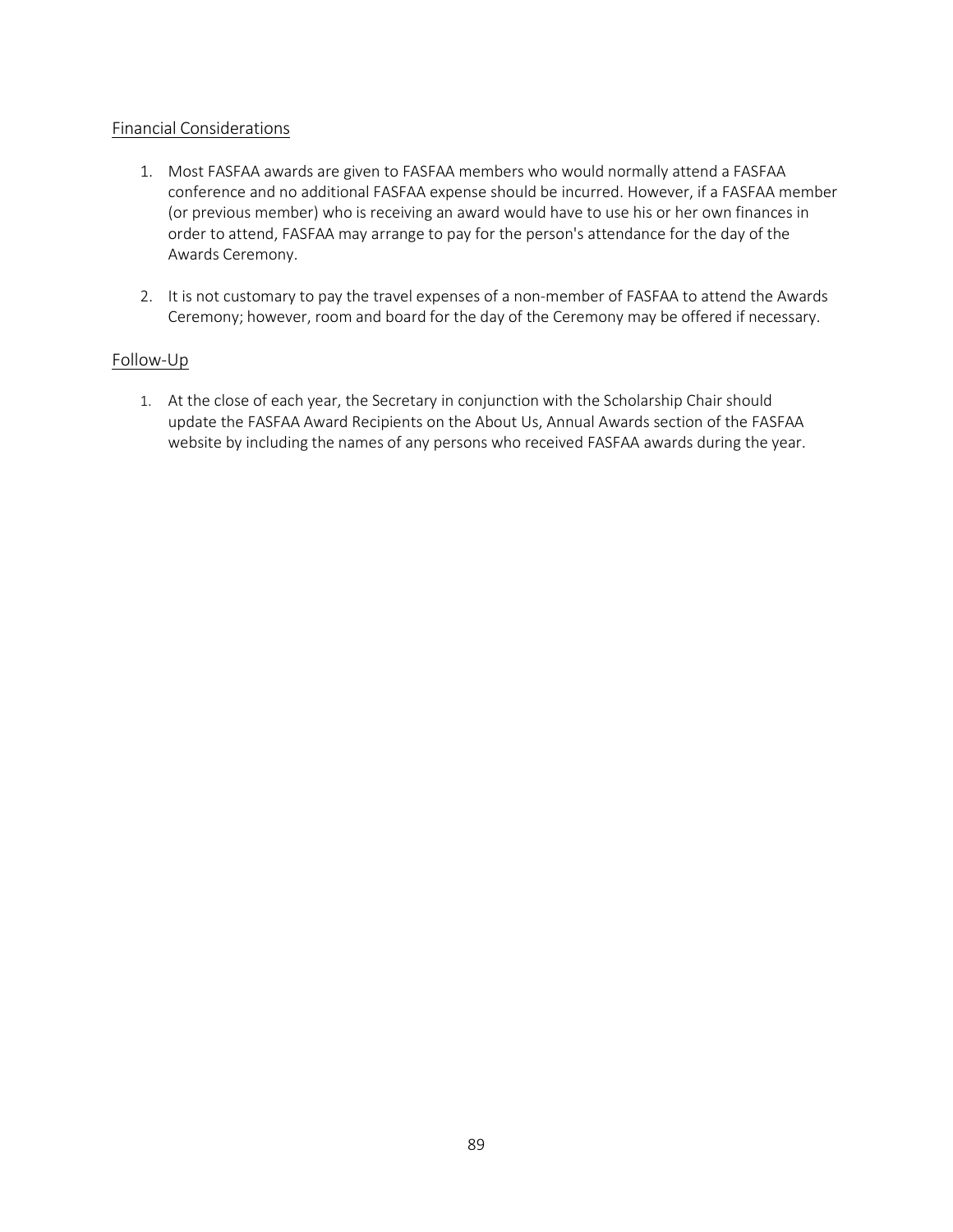## Financial Considerations

1. Most FASFAA awards are given to FASFAA members who would normally attend a FASFAA conference and no additional FASFAA expense should be incurred. However, if a FASFAA member (or previous member) who is receiving an award would have to use his or her own finances in order to attend, FASFAA may arrange to pay for the person's attendance for the day of the Awards Ceremony.

2. It is not customary to pay the travel expenses of a non-member of FASFAA to attend the Awards Ceremony; however, room and board for the day of the Ceremony may be offered if necessary.

## Follow-Up

1. At the close of each year, the Secretary in conjunction with the Scholarship Chair should update the FASFAA Award Recipients on the About Us, Annual Awards section of the FASFAA website by including the names of any persons who received FASFAA awards during the year.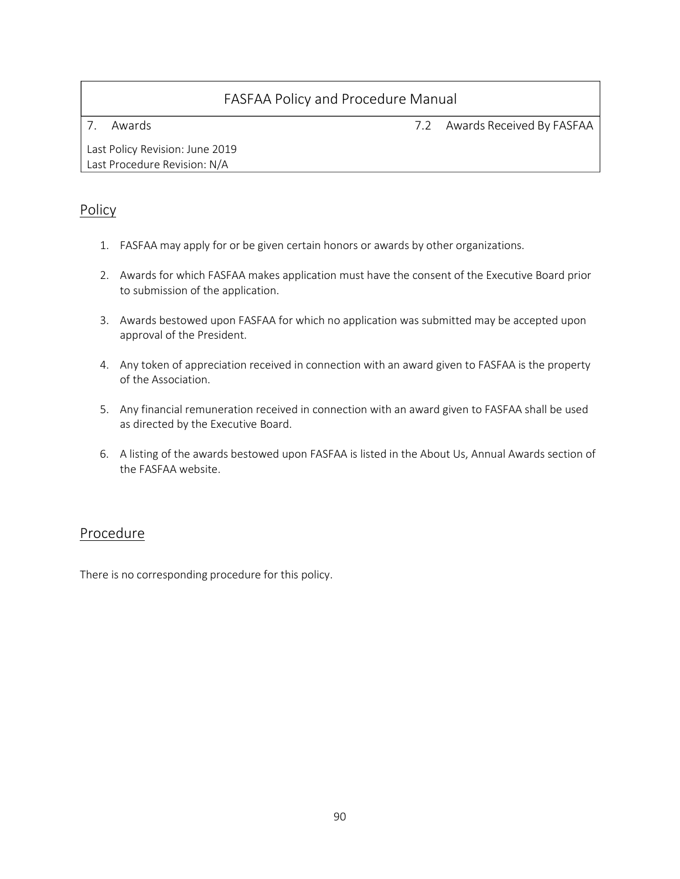# FASFAA Policy and Procedure Manual

| 7. Awards | 7.2 Awards Received By FASFAA |
| --- | --- |

Last Policy Revision: June 2019
Last Procedure Revision: N/A

## Policy

1. FASFAA may apply for or be given certain honors or awards by other organizations.

2. Awards for which FASFAA makes application must have the consent of the Executive Board prior to submission of the application.

3. Awards bestowed upon FASFAA for which no application was submitted may be accepted upon approval of the President.

4. Any token of appreciation received in connection with an award given to FASFAA is the property of the Association.

5. Any financial remuneration received in connection with an award given to FASFAA shall be used as directed by the Executive Board.

6. A listing of the awards bestowed upon FASFAA is listed in the About Us, Annual Awards section of the FASFAA website.

## Procedure

There is no corresponding procedure for this policy.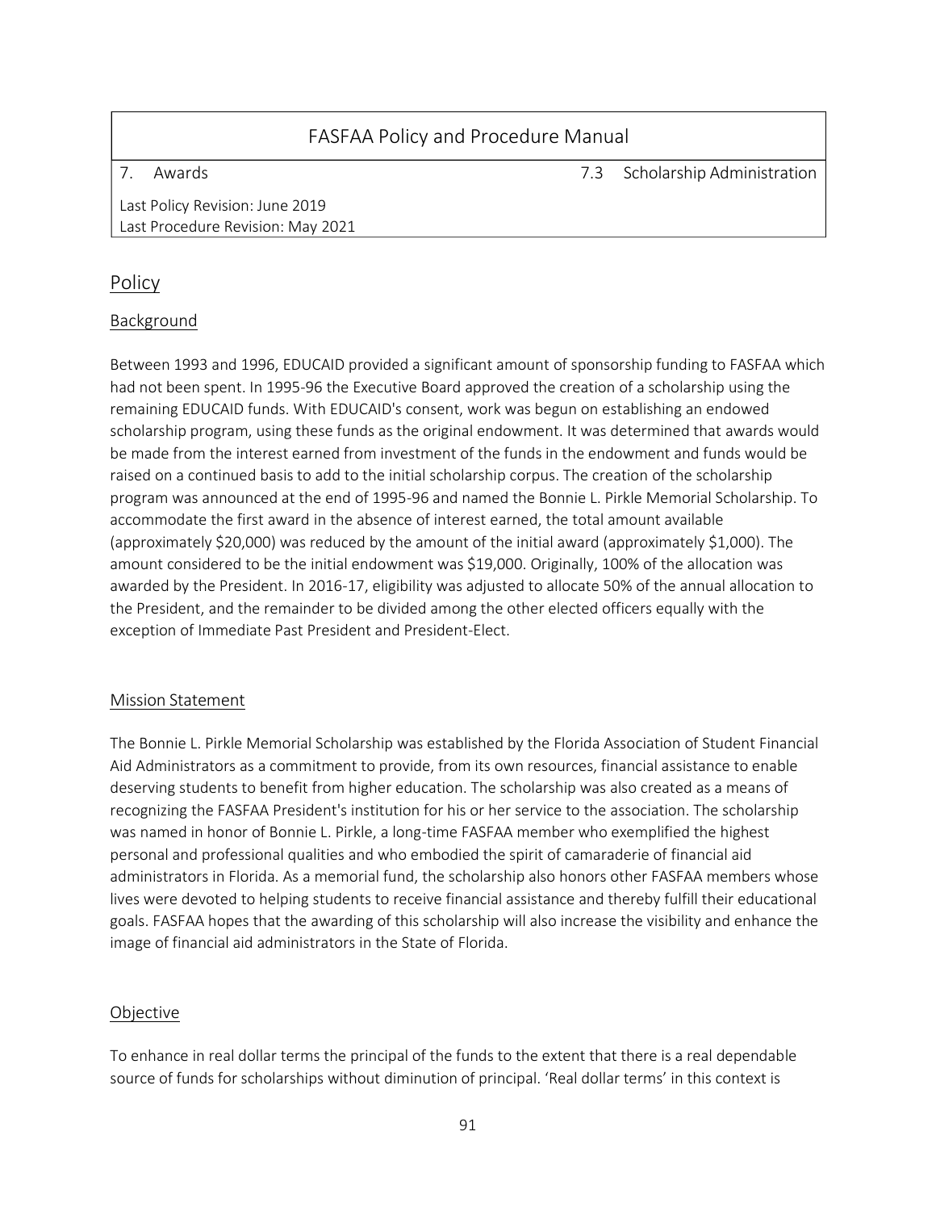| FASFAA Policy and Procedure Manual | |
|---|---|
| 7. Awards | 7.3 Scholarship Administration |
| Last Policy Revision: June 2019<br>Last Procedure Revision: May 2021 | |

## Policy

### Background

Between 1993 and 1996, EDUCAID provided a significant amount of sponsorship funding to FASFAA which had not been spent. In 1995-96 the Executive Board approved the creation of a scholarship using the remaining EDUCAID funds. With EDUCAID's consent, work was begun on establishing an endowed scholarship program, using these funds as the original endowment. It was determined that awards would be made from the interest earned from investment of the funds in the endowment and funds would be raised on a continued basis to add to the initial scholarship corpus. The creation of the scholarship program was announced at the end of 1995-96 and named the Bonnie L. Pirkle Memorial Scholarship. To accommodate the first award in the absence of interest earned, the total amount available (approximately $20,000) was reduced by the amount of the initial award (approximately $1,000). The amount considered to be the initial endowment was $19,000. Originally, 100% of the allocation was awarded by the President. In 2016-17, eligibility was adjusted to allocate 50% of the annual allocation to the President, and the remainder to be divided among the other elected officers equally with the exception of Immediate Past President and President-Elect.

### Mission Statement

The Bonnie L. Pirkle Memorial Scholarship was established by the Florida Association of Student Financial Aid Administrators as a commitment to provide, from its own resources, financial assistance to enable deserving students to benefit from higher education. The scholarship was also created as a means of recognizing the FASFAA President's institution for his or her service to the association. The scholarship was named in honor of Bonnie L. Pirkle, a long-time FASFAA member who exemplified the highest personal and professional qualities and who embodied the spirit of camaraderie of financial aid administrators in Florida. As a memorial fund, the scholarship also honors other FASFAA members whose lives were devoted to helping students to receive financial assistance and thereby fulfill their educational goals. FASFAA hopes that the awarding of this scholarship will also increase the visibility and enhance the image of financial aid administrators in the State of Florida.

### Objective

To enhance in real dollar terms the principal of the funds to the extent that there is a real dependable source of funds for scholarships without diminution of principal. 'Real dollar terms' in this context is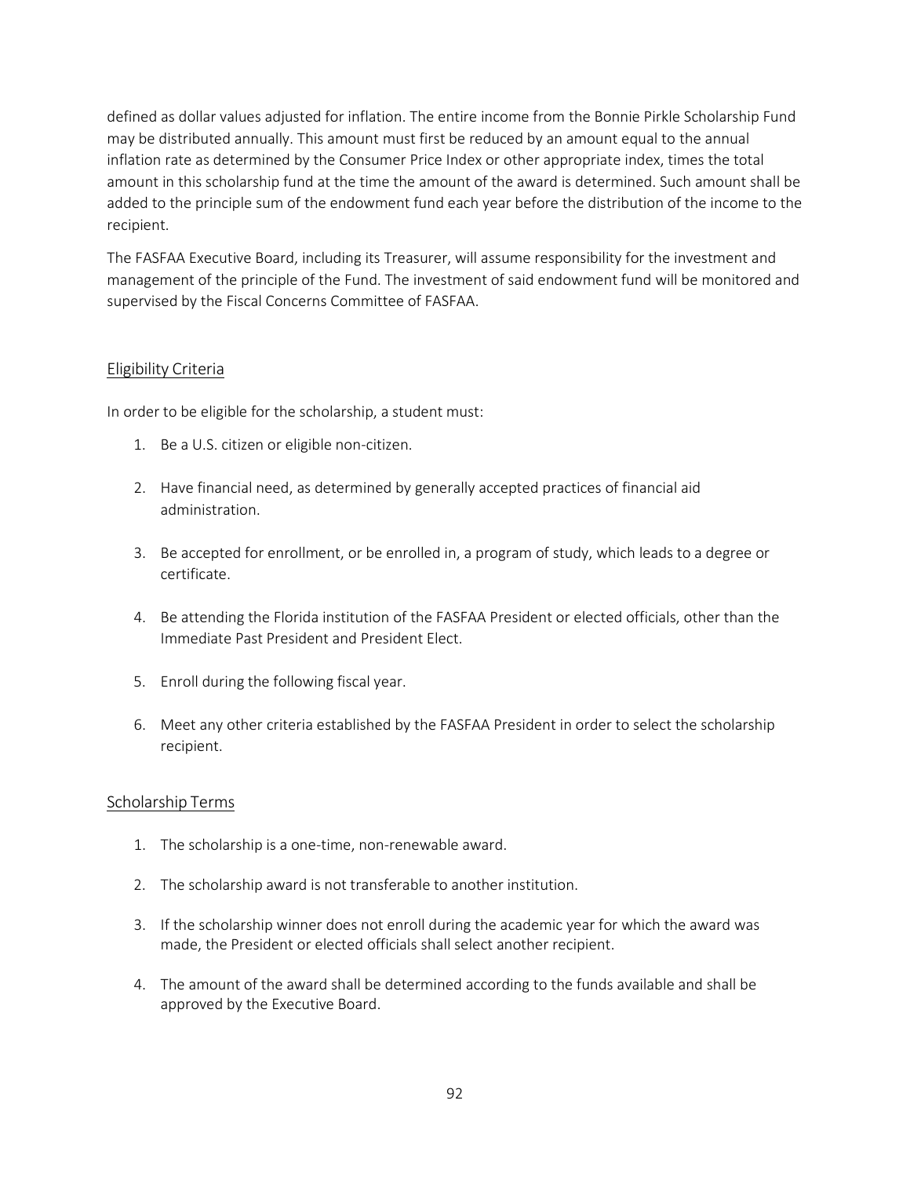defined as dollar values adjusted for inflation. The entire income from the Bonnie Pirkle Scholarship Fund may be distributed annually. This amount must first be reduced by an amount equal to the annual inflation rate as determined by the Consumer Price Index or other appropriate index, times the total amount in this scholarship fund at the time the amount of the award is determined. Such amount shall be added to the principle sum of the endowment fund each year before the distribution of the income to the recipient.

The FASFAA Executive Board, including its Treasurer, will assume responsibility for the investment and management of the principle of the Fund. The investment of said endowment fund will be monitored and supervised by the Fiscal Concerns Committee of FASFAA.

## Eligibility Criteria

In order to be eligible for the scholarship, a student must:

1. Be a U.S. citizen or eligible non-citizen.
2. Have financial need, as determined by generally accepted practices of financial aid administration.
3. Be accepted for enrollment, or be enrolled in, a program of study, which leads to a degree or certificate.
4. Be attending the Florida institution of the FASFAA President or elected officials, other than the Immediate Past President and President Elect.
5. Enroll during the following fiscal year.
6. Meet any other criteria established by the FASFAA President in order to select the scholarship recipient.

## Scholarship Terms

1. The scholarship is a one-time, non-renewable award.
2. The scholarship award is not transferable to another institution.
3. If the scholarship winner does not enroll during the academic year for which the award was made, the President or elected officials shall select another recipient.
4. The amount of the award shall be determined according to the funds available and shall be approved by the Executive Board.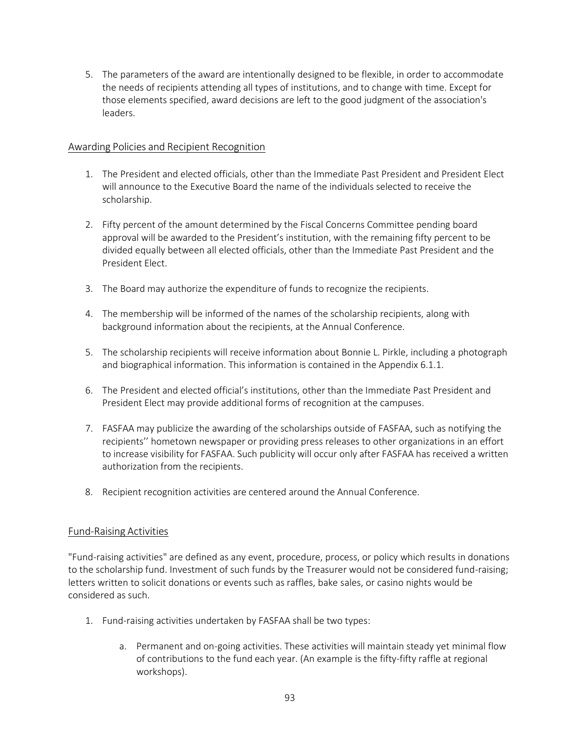5. The parameters of the award are intentionally designed to be flexible, in order to accommodate the needs of recipients attending all types of institutions, and to change with time. Except for those elements specified, award decisions are left to the good judgment of the association's leaders.

## Awarding Policies and Recipient Recognition

1. The President and elected officials, other than the Immediate Past President and President Elect will announce to the Executive Board the name of the individuals selected to receive the scholarship.

2. Fifty percent of the amount determined by the Fiscal Concerns Committee pending board approval will be awarded to the President's institution, with the remaining fifty percent to be divided equally between all elected officials, other than the Immediate Past President and the President Elect.

3. The Board may authorize the expenditure of funds to recognize the recipients.

4. The membership will be informed of the names of the scholarship recipients, along with background information about the recipients, at the Annual Conference.

5. The scholarship recipients will receive information about Bonnie L. Pirkle, including a photograph and biographical information. This information is contained in the Appendix 6.1.1.

6. The President and elected official's institutions, other than the Immediate Past President and President Elect may provide additional forms of recognition at the campuses.

7. FASFAA may publicize the awarding of the scholarships outside of FASFAA, such as notifying the recipients'' hometown newspaper or providing press releases to other organizations in an effort to increase visibility for FASFAA. Such publicity will occur only after FASFAA has received a written authorization from the recipients.

8. Recipient recognition activities are centered around the Annual Conference.

## Fund-Raising Activities

"Fund-raising activities" are defined as any event, procedure, process, or policy which results in donations to the scholarship fund. Investment of such funds by the Treasurer would not be considered fund-raising; letters written to solicit donations or events such as raffles, bake sales, or casino nights would be considered as such.

1. Fund-raising activities undertaken by FASFAA shall be two types:

    a. Permanent and on-going activities. These activities will maintain steady yet minimal flow of contributions to the fund each year. (An example is the fifty-fifty raffle at regional workshops).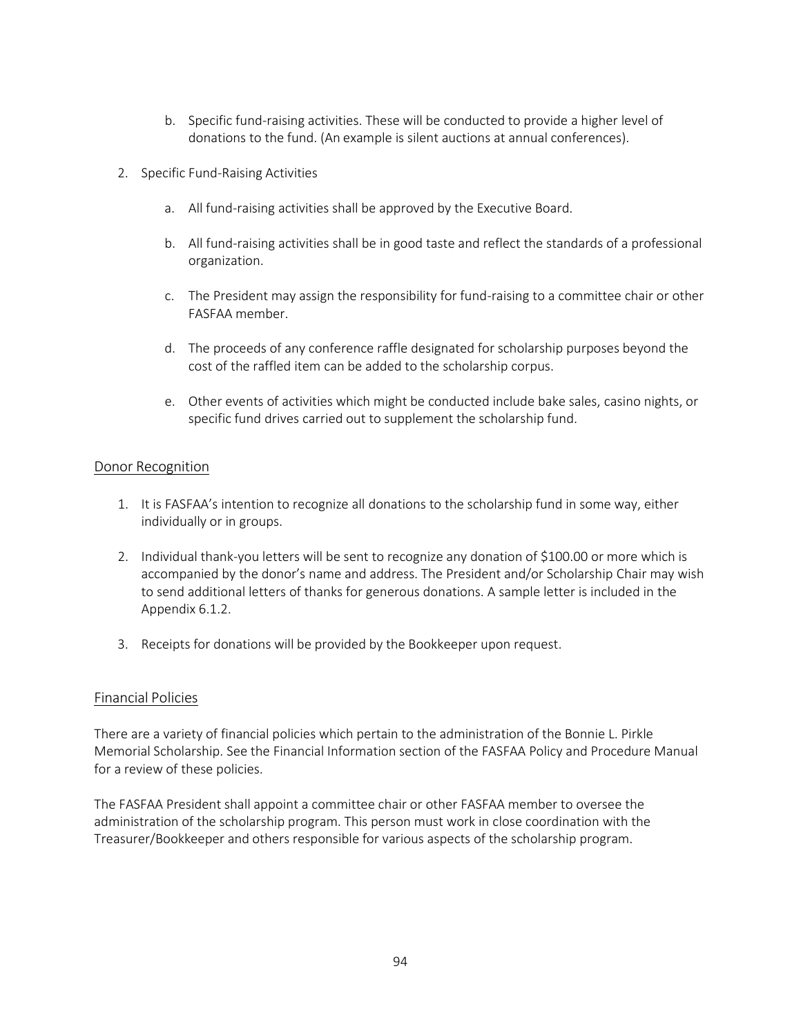b. Specific fund-raising activities. These will be conducted to provide a higher level of donations to the fund. (An example is silent auctions at annual conferences).

2. Specific Fund-Raising Activities

   a. All fund-raising activities shall be approved by the Executive Board.

   b. All fund-raising activities shall be in good taste and reflect the standards of a professional organization.

   c. The President may assign the responsibility for fund-raising to a committee chair or other FASFAA member.

   d. The proceeds of any conference raffle designated for scholarship purposes beyond the cost of the raffled item can be added to the scholarship corpus.

   e. Other events of activities which might be conducted include bake sales, casino nights, or specific fund drives carried out to supplement the scholarship fund.

## Donor Recognition

1. It is FASFAA's intention to recognize all donations to the scholarship fund in some way, either individually or in groups.

2. Individual thank-you letters will be sent to recognize any donation of $100.00 or more which is accompanied by the donor's name and address. The President and/or Scholarship Chair may wish to send additional letters of thanks for generous donations. A sample letter is included in the Appendix 6.1.2.

3. Receipts for donations will be provided by the Bookkeeper upon request.

## Financial Policies

There are a variety of financial policies which pertain to the administration of the Bonnie L. Pirkle Memorial Scholarship. See the Financial Information section of the FASFAA Policy and Procedure Manual for a review of these policies.

The FASFAA President shall appoint a committee chair or other FASFAA member to oversee the administration of the scholarship program. This person must work in close coordination with the Treasurer/Bookkeeper and others responsible for various aspects of the scholarship program.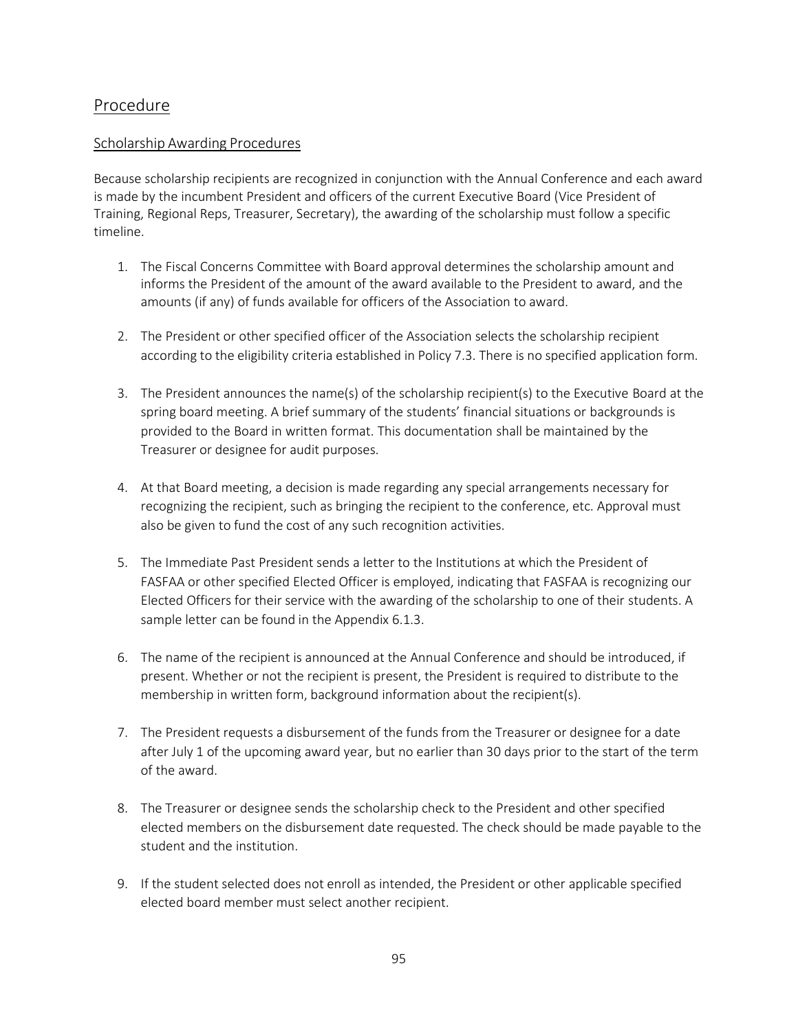## Procedure

### Scholarship Awarding Procedures

Because scholarship recipients are recognized in conjunction with the Annual Conference and each award is made by the incumbent President and officers of the current Executive Board (Vice President of Training, Regional Reps, Treasurer, Secretary), the awarding of the scholarship must follow a specific timeline.

1. The Fiscal Concerns Committee with Board approval determines the scholarship amount and informs the President of the amount of the award available to the President to award, and the amounts (if any) of funds available for officers of the Association to award.

2. The President or other specified officer of the Association selects the scholarship recipient according to the eligibility criteria established in Policy 7.3. There is no specified application form.

3. The President announces the name(s) of the scholarship recipient(s) to the Executive Board at the spring board meeting. A brief summary of the students' financial situations or backgrounds is provided to the Board in written format. This documentation shall be maintained by the Treasurer or designee for audit purposes.

4. At that Board meeting, a decision is made regarding any special arrangements necessary for recognizing the recipient, such as bringing the recipient to the conference, etc. Approval must also be given to fund the cost of any such recognition activities.

5. The Immediate Past President sends a letter to the Institutions at which the President of FASFAA or other specified Elected Officer is employed, indicating that FASFAA is recognizing our Elected Officers for their service with the awarding of the scholarship to one of their students. A sample letter can be found in the Appendix 6.1.3.

6. The name of the recipient is announced at the Annual Conference and should be introduced, if present. Whether or not the recipient is present, the President is required to distribute to the membership in written form, background information about the recipient(s).

7. The President requests a disbursement of the funds from the Treasurer or designee for a date after July 1 of the upcoming award year, but no earlier than 30 days prior to the start of the term of the award.

8. The Treasurer or designee sends the scholarship check to the President and other specified elected members on the disbursement date requested. The check should be made payable to the student and the institution.

9. If the student selected does not enroll as intended, the President or other applicable specified elected board member must select another recipient.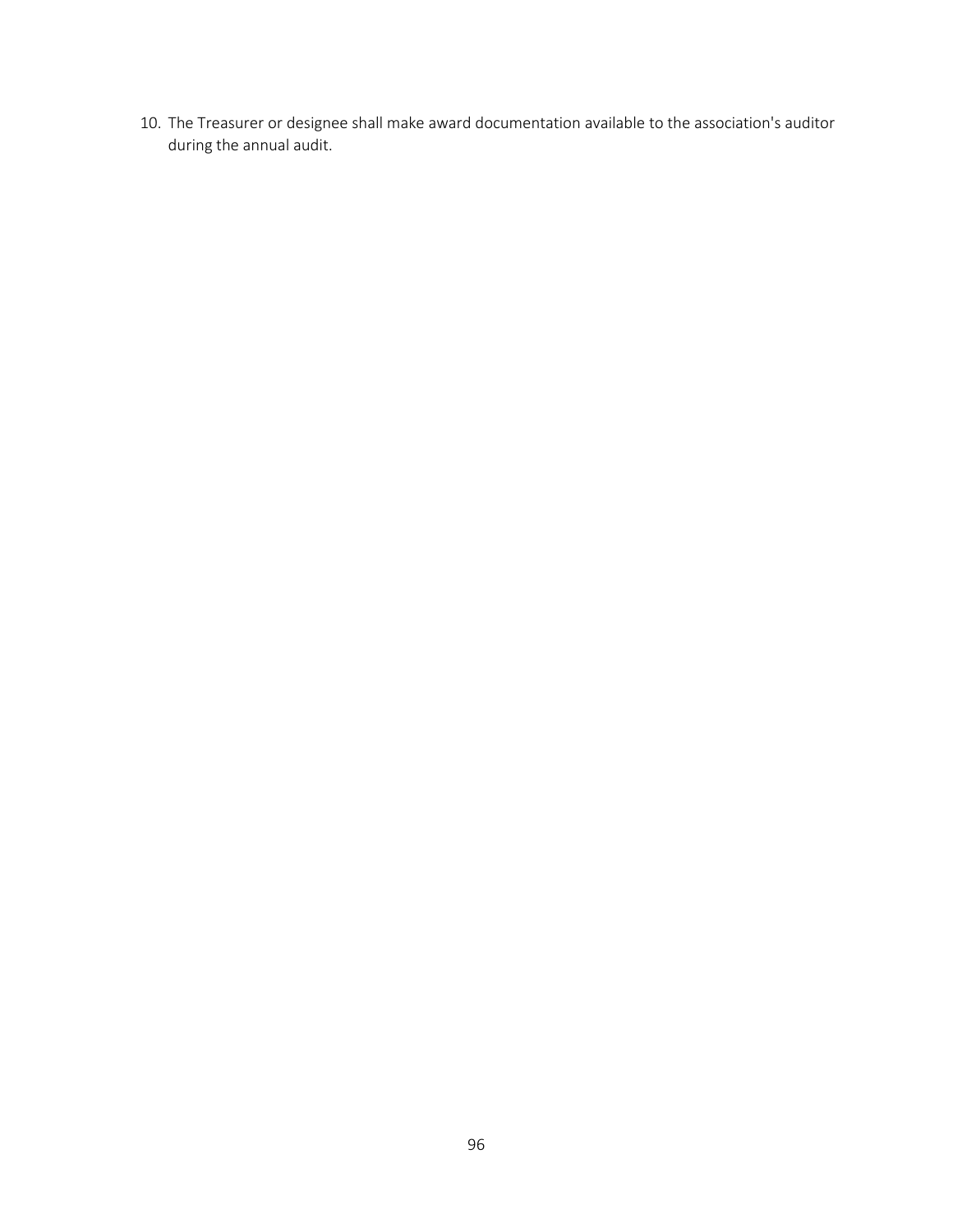10. The Treasurer or designee shall make award documentation available to the association's auditor during the annual audit.